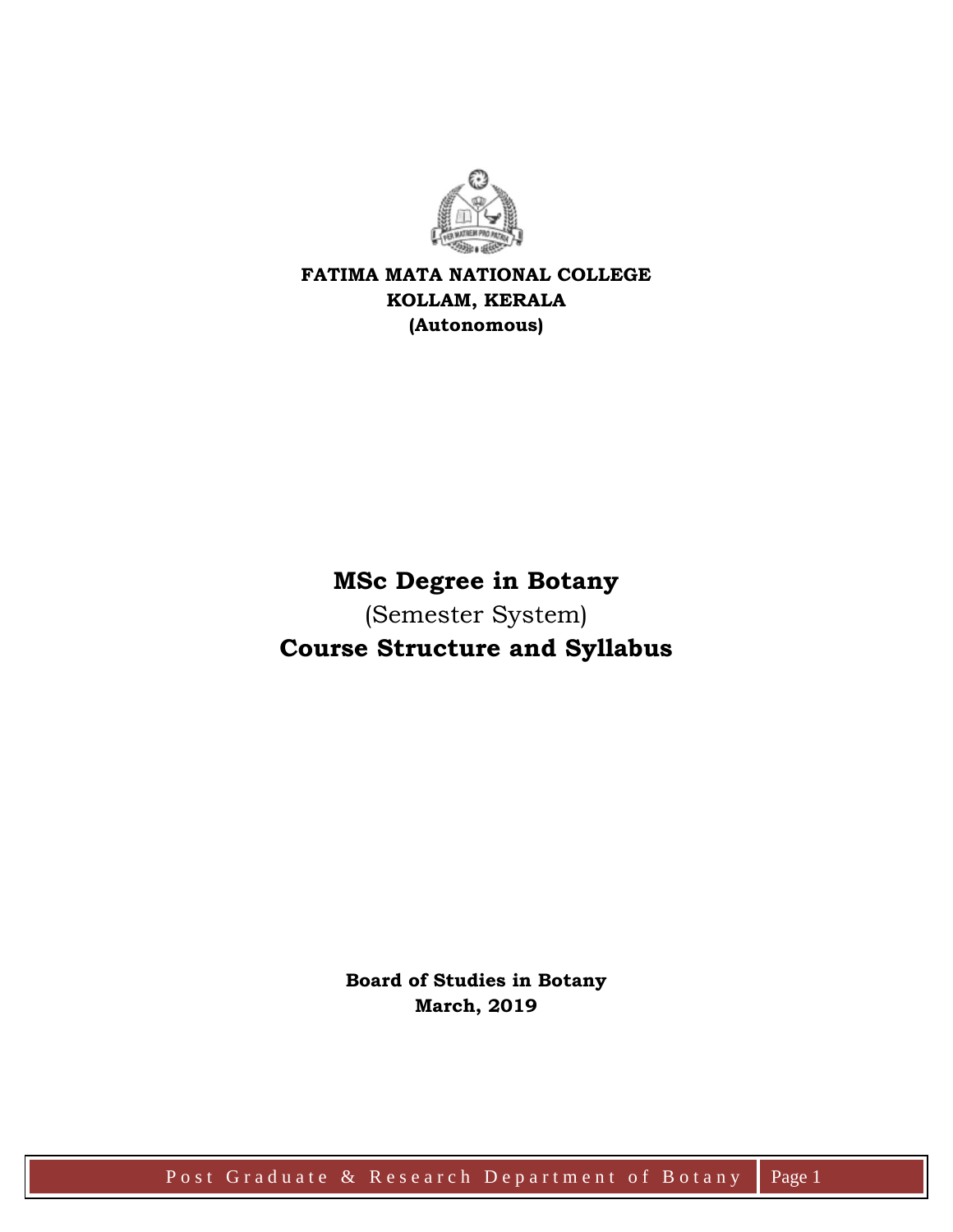**FATIMA MATA NATIONAL COLLEGE**
**KOLLAM, KERALA**
**(Autonomous)**

# MSc Degree in Botany

(Semester System)

## Course Structure and Syllabus

**Board of Studies in Botany**
**March, 2019**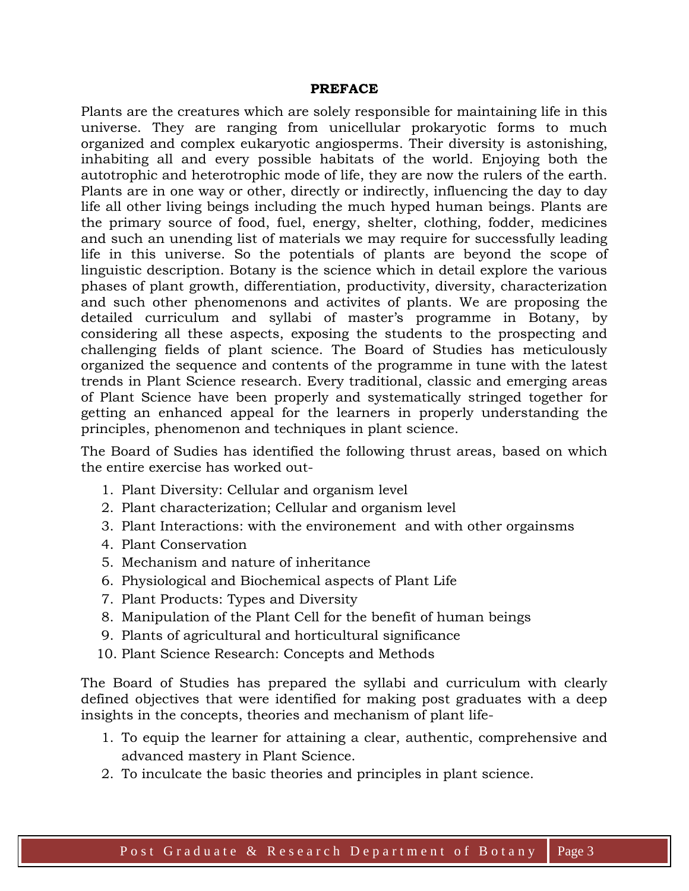**PREFACE**

Plants are the creatures which are solely responsible for maintaining life in this universe. They are ranging from unicellular prokaryotic forms to much organized and complex eukaryotic angiosperms. Their diversity is astonishing, inhabiting all and every possible habitats of the world. Enjoying both the autotrophic and heterotrophic mode of life, they are now the rulers of the earth. Plants are in one way or other, directly or indirectly, influencing the day to day life all other living beings including the much hyped human beings. Plants are the primary source of food, fuel, energy, shelter, clothing, fodder, medicines and such an unending list of materials we may require for successfully leading life in this universe. So the potentials of plants are beyond the scope of linguistic description. Botany is the science which in detail explore the various phases of plant growth, differentiation, productivity, diversity, characterization and such other phenomenons and activites of plants. We are proposing the detailed curriculum and syllabi of master's programme in Botany, by considering all these aspects, exposing the students to the prospecting and challenging fields of plant science. The Board of Studies has meticulously organized the sequence and contents of the programme in tune with the latest trends in Plant Science research. Every traditional, classic and emerging areas of Plant Science have been properly and systematically stringed together for getting an enhanced appeal for the learners in properly understanding the principles, phenomenon and techniques in plant science.

The Board of Sudies has identified the following thrust areas, based on which the entire exercise has worked out-

1. Plant Diversity: Cellular and organism level
2. Plant characterization; Cellular and organism level
3. Plant Interactions: with the environement and with other orgainsms
4. Plant Conservation
5. Mechanism and nature of inheritance
6. Physiological and Biochemical aspects of Plant Life
7. Plant Products: Types and Diversity
8. Manipulation of the Plant Cell for the benefit of human beings
9. Plants of agricultural and horticultural significance
10. Plant Science Research: Concepts and Methods

The Board of Studies has prepared the syllabi and curriculum with clearly defined objectives that were identified for making post graduates with a deep insights in the concepts, theories and mechanism of plant life-

1. To equip the learner for attaining a clear, authentic, comprehensive and advanced mastery in Plant Science.
2. To inculcate the basic theories and principles in plant science.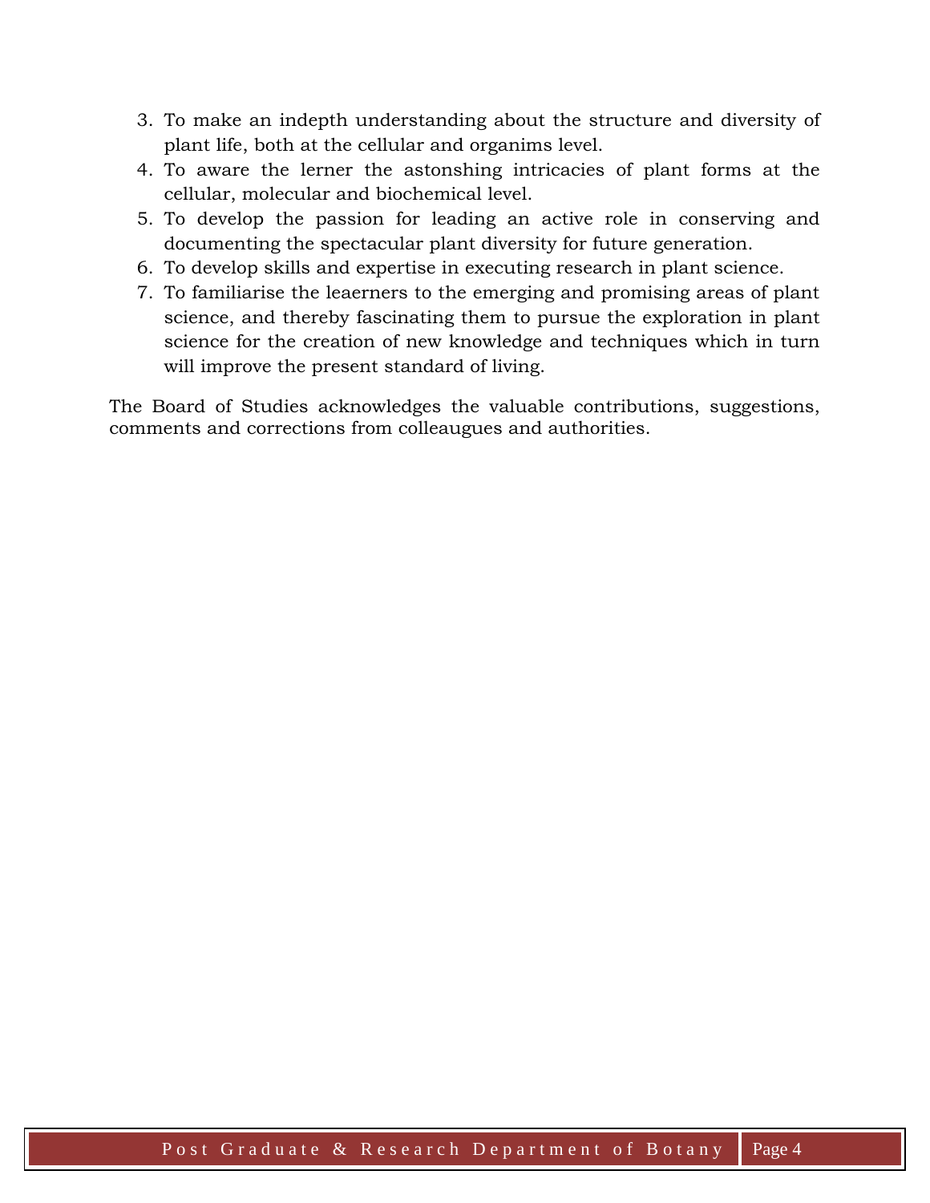3. To make an indepth understanding about the structure and diversity of plant life, both at the cellular and organims level.
4. To aware the lerner the astonshing intricacies of plant forms at the cellular, molecular and biochemical level.
5. To develop the passion for leading an active role in conserving and documenting the spectacular plant diversity for future generation.
6. To develop skills and expertise in executing research in plant science.
7. To familiarise the leaerners to the emerging and promising areas of plant science, and thereby fascinating them to pursue the exploration in plant science for the creation of new knowledge and techniques which in turn will improve the present standard of living.

The Board of Studies acknowledges the valuable contributions, suggestions, comments and corrections from colleaugues and authorities.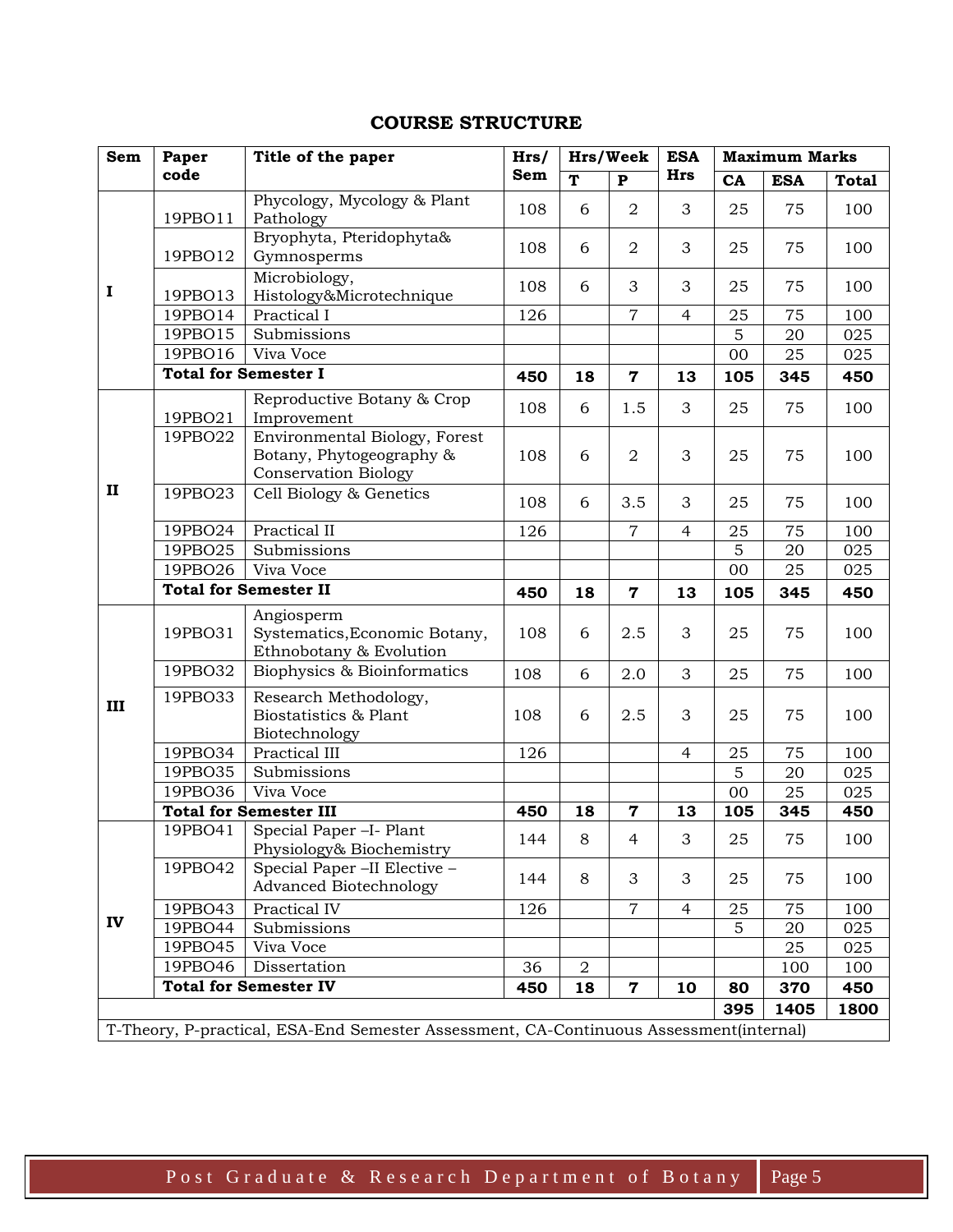## COURSE STRUCTURE

| Sem | Paper code | Title of the paper | Hrs/ Sem | Hrs/Week | | ESA Hrs | Maximum Marks | | |
|---|---|---|---|---|---|---|---|---|---|
| | | | | T | P | | CA | ESA | Total |
| I | 19PBO11 | Phycology, Mycology & Plant Pathology | 108 | 6 | 2 | 3 | 25 | 75 | 100 |
| | 19PBO12 | Bryophyta, Pteridophyta& Gymnosperms | 108 | 6 | 2 | 3 | 25 | 75 | 100 |
| | 19PBO13 | Microbiology, Histology&Microtechnique | 108 | 6 | 3 | 3 | 25 | 75 | 100 |
| | 19PBO14 | Practical I | 126 | | 7 | 4 | 25 | 75 | 100 |
| | 19PBO15 | Submissions | | | | | 5 | 20 | 025 |
| | 19PBO16 | Viva Voce | | | | | 00 | 25 | 025 |
| | **Total for Semester I** | | **450** | **18** | **7** | **13** | **105** | **345** | **450** |
| II | 19PBO21 | Reproductive Botany & Crop Improvement | 108 | 6 | 1.5 | 3 | 25 | 75 | 100 |
| | 19PBO22 | Environmental Biology, Forest Botany, Phytogeography & Conservation Biology | 108 | 6 | 2 | 3 | 25 | 75 | 100 |
| | 19PBO23 | Cell Biology & Genetics | 108 | 6 | 3.5 | 3 | 25 | 75 | 100 |
| | 19PBO24 | Practical II | 126 | | 7 | 4 | 25 | 75 | 100 |
| | 19PBO25 | Submissions | | | | | 5 | 20 | 025 |
| | 19PBO26 | Viva Voce | | | | | 00 | 25 | 025 |
| | **Total for Semester II** | | **450** | **18** | **7** | **13** | **105** | **345** | **450** |
| III | 19PBO31 | Angiosperm Systematics,Economic Botany, Ethnobotany & Evolution | 108 | 6 | 2.5 | 3 | 25 | 75 | 100 |
| | 19PBO32 | Biophysics & Bioinformatics | 108 | 6 | 2.0 | 3 | 25 | 75 | 100 |
| | 19PBO33 | Research Methodology, Biostatistics & Plant Biotechnology | 108 | 6 | 2.5 | 3 | 25 | 75 | 100 |
| | 19PBO34 | Practical III | 126 | | | 4 | 25 | 75 | 100 |
| | 19PBO35 | Submissions | | | | | 5 | 20 | 025 |
| | 19PBO36 | Viva Voce | | | | | 00 | 25 | 025 |
| | **Total for Semester III** | | **450** | **18** | **7** | **13** | **105** | **345** | **450** |
| IV | 19PBO41 | Special Paper –I- Plant Physiology& Biochemistry | 144 | 8 | 4 | 3 | 25 | 75 | 100 |
| | 19PBO42 | Special Paper –II Elective – Advanced Biotechnology | 144 | 8 | 3 | 3 | 25 | 75 | 100 |
| | 19PBO43 | Practical IV | 126 | | 7 | 4 | 25 | 75 | 100 |
| | 19PBO44 | Submissions | | | | | 5 | 20 | 025 |
| | 19PBO45 | Viva Voce | | | | | | 25 | 025 |
| | 19PBO46 | Dissertation | 36 | 2 | | | | 100 | 100 |
| | **Total for Semester IV** | | **450** | **18** | **7** | **10** | **80** | **370** | **450** |
| | | | | | | | **395** | **1405** | **1800** |

T-Theory, P-practical, ESA-End Semester Assessment, CA-Continuous Assessment(internal)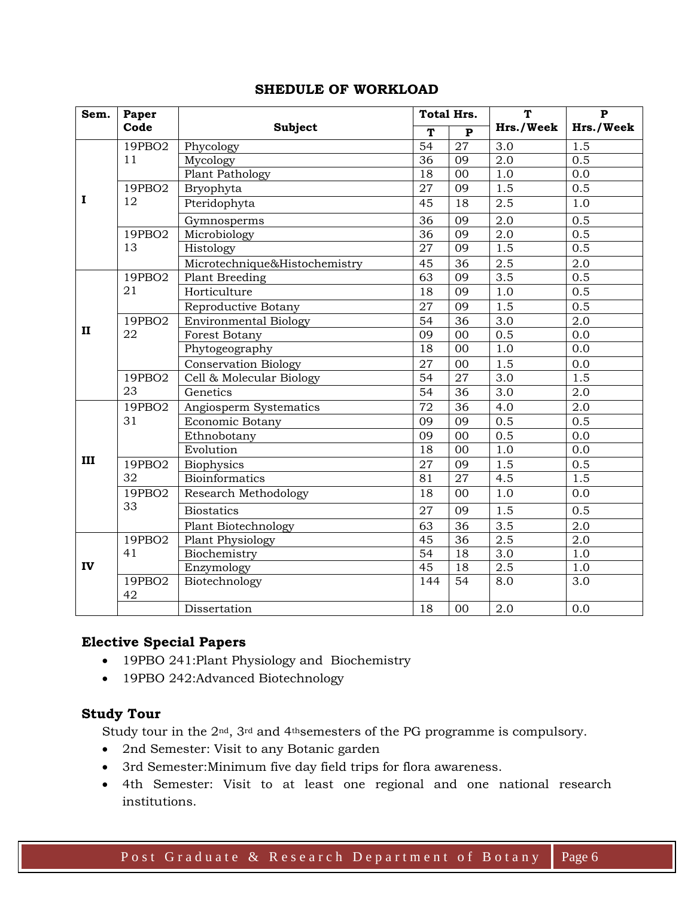## SHEDULE OF WORKLOAD

| Sem. | Paper Code | Subject | Total Hrs. | | T Hrs./Week | P Hrs./Week |
|---|---|---|---|---|---|---|
| | | | T | P | | |
| I | 19PBO211 | Phycology | 54 | 27 | 3.0 | 1.5 |
| | | Mycology | 36 | 09 | 2.0 | 0.5 |
| | | Plant Pathology | 18 | 00 | 1.0 | 0.0 |
| | 19PBO212 | Bryophyta | 27 | 09 | 1.5 | 0.5 |
| | | Pteridophyta | 45 | 18 | 2.5 | 1.0 |
| | | Gymnosperms | 36 | 09 | 2.0 | 0.5 |
| | 19PBO213 | Microbiology | 36 | 09 | 2.0 | 0.5 |
| | | Histology | 27 | 09 | 1.5 | 0.5 |
| | | Microtechnique&Histochemistry | 45 | 36 | 2.5 | 2.0 |
| II | 19PBO221 | Plant Breeding | 63 | 09 | 3.5 | 0.5 |
| | | Horticulture | 18 | 09 | 1.0 | 0.5 |
| | | Reproductive Botany | 27 | 09 | 1.5 | 0.5 |
| | 19PBO222 | Environmental Biology | 54 | 36 | 3.0 | 2.0 |
| | | Forest Botany | 09 | 00 | 0.5 | 0.0 |
| | | Phytogeography | 18 | 00 | 1.0 | 0.0 |
| | | Conservation Biology | 27 | 00 | 1.5 | 0.0 |
| | 19PBO223 | Cell & Molecular Biology | 54 | 27 | 3.0 | 1.5 |
| | | Genetics | 54 | 36 | 3.0 | 2.0 |
| III | 19PBO231 | Angiosperm Systematics | 72 | 36 | 4.0 | 2.0 |
| | | Economic Botany | 09 | 09 | 0.5 | 0.5 |
| | | Ethnobotany | 09 | 00 | 0.5 | 0.0 |
| | | Evolution | 18 | 00 | 1.0 | 0.0 |
| | 19PBO232 | Biophysics | 27 | 09 | 1.5 | 0.5 |
| | | Bioinformatics | 81 | 27 | 4.5 | 1.5 |
| | 19PBO233 | Research Methodology | 18 | 00 | 1.0 | 0.0 |
| | | Biostatics | 27 | 09 | 1.5 | 0.5 |
| | | Plant Biotechnology | 63 | 36 | 3.5 | 2.0 |
| IV | 19PBO241 | Plant Physiology | 45 | 36 | 2.5 | 2.0 |
| | | Biochemistry | 54 | 18 | 3.0 | 1.0 |
| | | Enzymology | 45 | 18 | 2.5 | 1.0 |
| | 19PBO242 | Biotechnology | 144 | 54 | 8.0 | 3.0 |
| | | Dissertation | 18 | 00 | 2.0 | 0.0 |

### Elective Special Papers

- 19PBO 241:Plant Physiology and Biochemistry
- 19PBO 242:Advanced Biotechnology

### Study Tour

Study tour in the 2nd, 3rd and 4th semesters of the PG programme is compulsory.

- 2nd Semester: Visit to any Botanic garden
- 3rd Semester:Minimum five day field trips for flora awareness.
- 4th Semester: Visit to at least one regional and one national research institutions.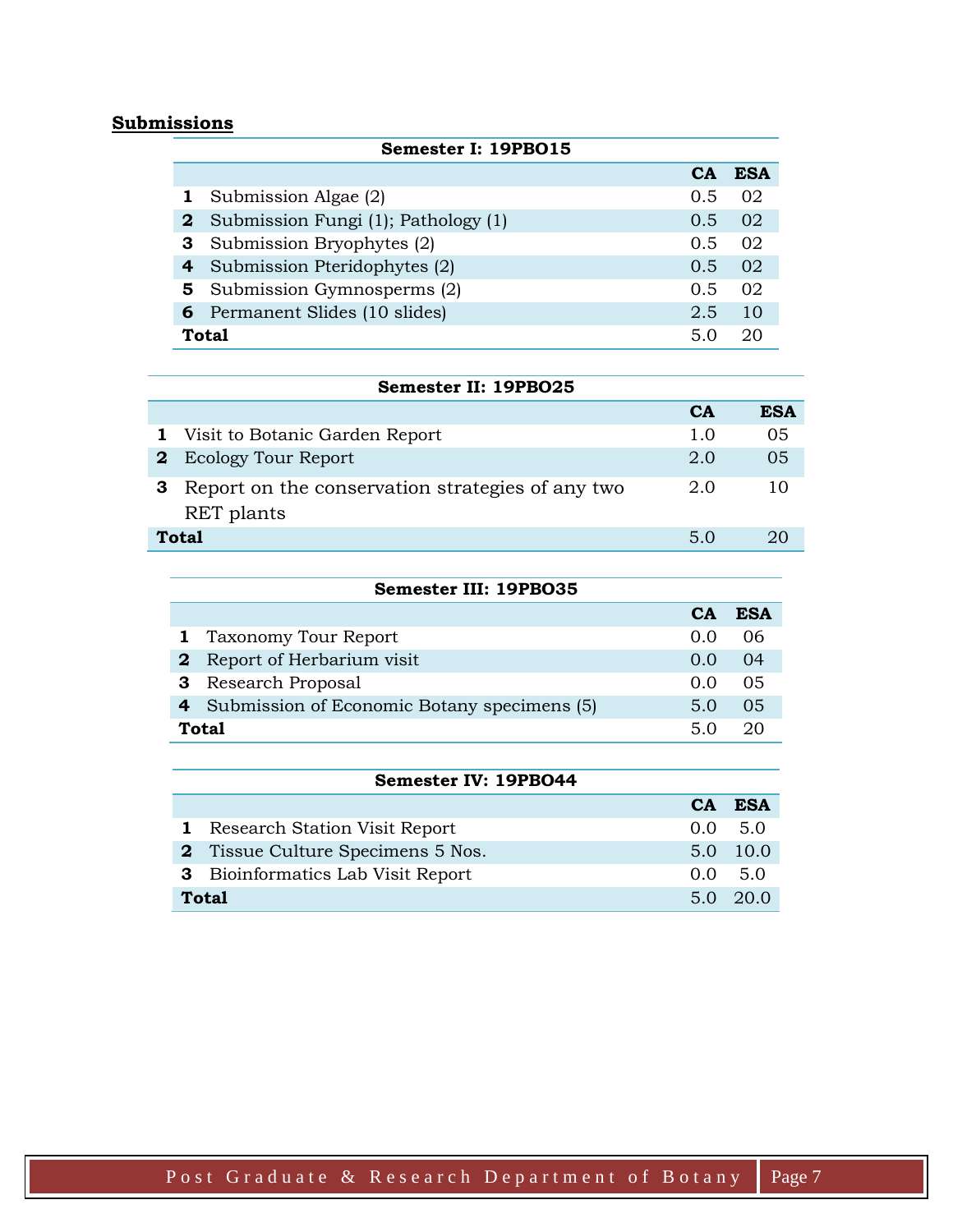## Submissions

| Semester I: 19PBO15 | | | |
|---|---|---|---|
| | | CA | ESA |
| 1 | Submission Algae (2) | 0.5 | 02 |
| 2 | Submission Fungi (1); Pathology (1) | 0.5 | 02 |
| 3 | Submission Bryophytes (2) | 0.5 | 02 |
| 4 | Submission Pteridophytes (2) | 0.5 | 02 |
| 5 | Submission Gymnosperms (2) | 0.5 | 02 |
| 6 | Permanent Slides (10 slides) | 2.5 | 10 |
| **Total** | | 5.0 | 20 |

| Semester II: 19PBO25 | | | |
|---|---|---|---|
| | | CA | ESA |
| 1 | Visit to Botanic Garden Report | 1.0 | 05 |
| 2 | Ecology Tour Report | 2.0 | 05 |
| 3 | Report on the conservation strategies of any two RET plants | 2.0 | 10 |
| **Total** | | 5.0 | 20 |

| Semester III: 19PBO35 | | | |
|---|---|---|---|
| | | CA | ESA |
| 1 | Taxonomy Tour Report | 0.0 | 06 |
| 2 | Report of Herbarium visit | 0.0 | 04 |
| 3 | Research Proposal | 0.0 | 05 |
| 4 | Submission of Economic Botany specimens (5) | 5.0 | 05 |
| **Total** | | 5.0 | 20 |

| Semester IV: 19PBO44 | | | |
|---|---|---|---|
| | | CA | ESA |
| 1 | Research Station Visit Report | 0.0 | 5.0 |
| 2 | Tissue Culture Specimens 5 Nos. | 5.0 | 10.0 |
| 3 | Bioinformatics Lab Visit Report | 0.0 | 5.0 |
| **Total** | | 5.0 | 20.0 |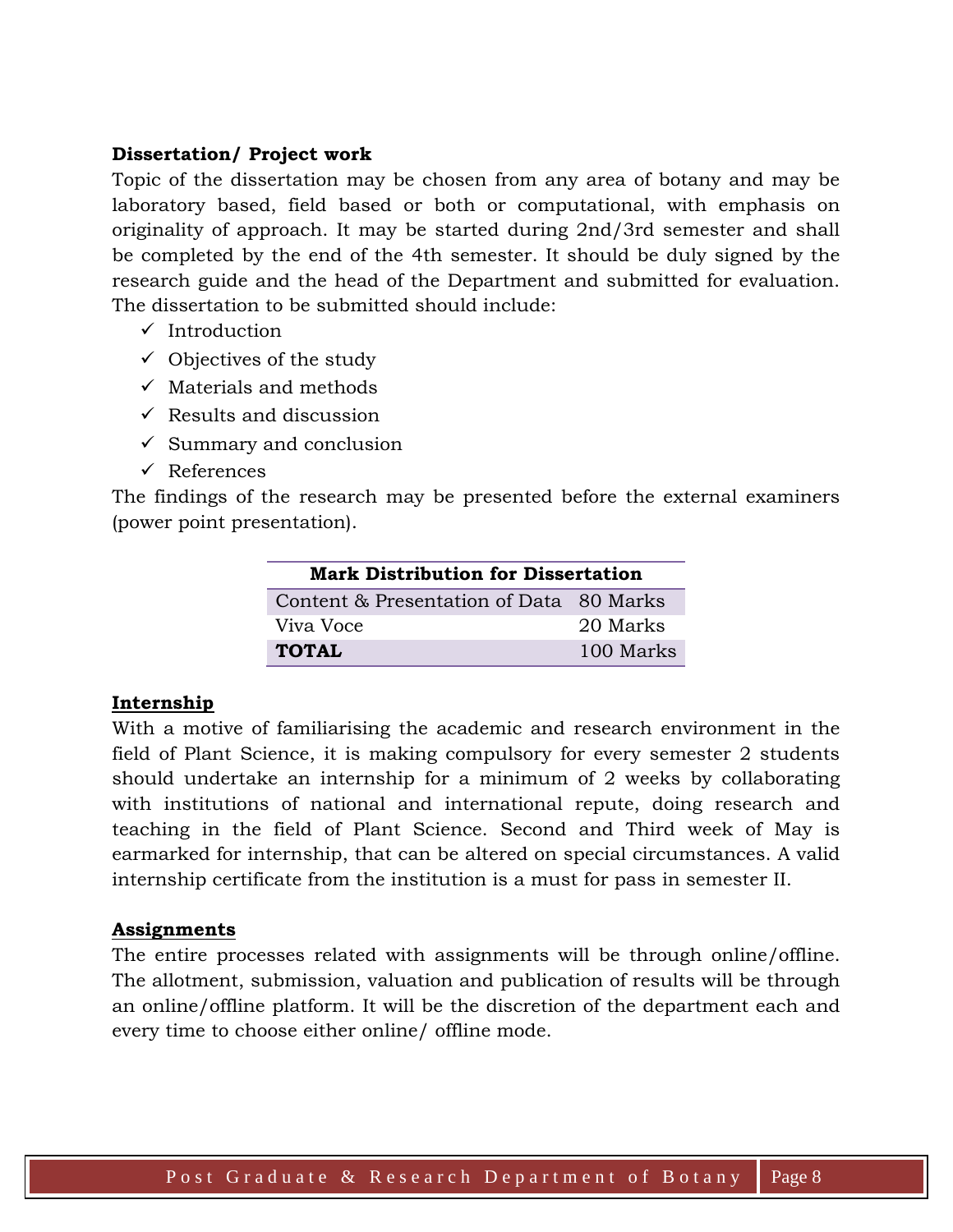**Dissertation/ Project work**

Topic of the dissertation may be chosen from any area of botany and may be laboratory based, field based or both or computational, with emphasis on originality of approach. It may be started during 2nd/3rd semester and shall be completed by the end of the 4th semester. It should be duly signed by the research guide and the head of the Department and submitted for evaluation. The dissertation to be submitted should include:

- ✓ Introduction
- ✓ Objectives of the study
- ✓ Materials and methods
- ✓ Results and discussion
- ✓ Summary and conclusion
- ✓ References

The findings of the research may be presented before the external examiners (power point presentation).

| Mark Distribution for Dissertation | |
|---|---|
| Content & Presentation of Data | 80 Marks |
| Viva Voce | 20 Marks |
| **TOTAL** | 100 Marks |

## Internship

With a motive of familiarising the academic and research environment in the field of Plant Science, it is making compulsory for every semester 2 students should undertake an internship for a minimum of 2 weeks by collaborating with institutions of national and international repute, doing research and teaching in the field of Plant Science. Second and Third week of May is earmarked for internship, that can be altered on special circumstances. A valid internship certificate from the institution is a must for pass in semester II.

## Assignments

The entire processes related with assignments will be through online/offline. The allotment, submission, valuation and publication of results will be through an online/offline platform. It will be the discretion of the department each and every time to choose either online/ offline mode.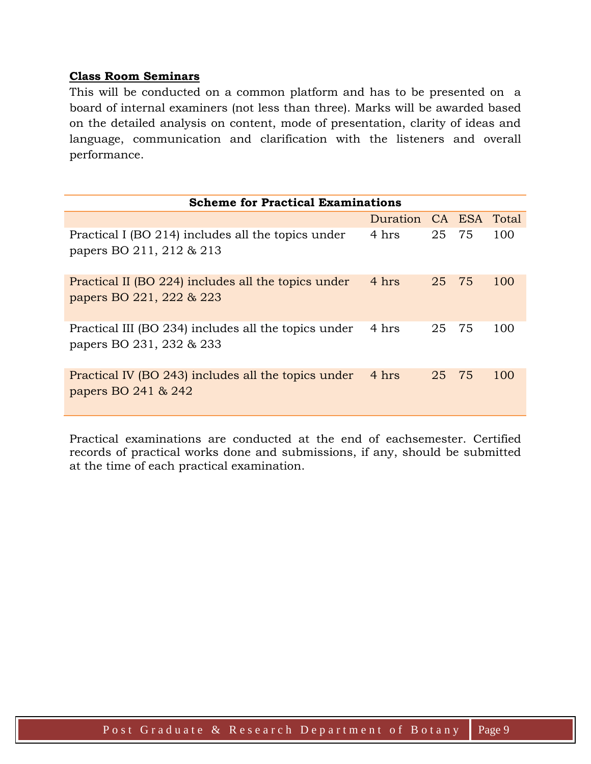**Class Room Seminars**

This will be conducted on a common platform and has to be presented on a board of internal examiners (not less than three). Marks will be awarded based on the detailed analysis on content, mode of presentation, clarity of ideas and language, communication and clarification with the listeners and overall performance.

**Scheme for Practical Examinations**

| | Duration | CA | ESA | Total |
|---|---|---|---|---|
| Practical I (BO 214) includes all the topics under papers BO 211, 212 & 213 | 4 hrs | 25 | 75 | 100 |
| Practical II (BO 224) includes all the topics under papers BO 221, 222 & 223 | 4 hrs | 25 | 75 | 100 |
| Practical III (BO 234) includes all the topics under papers BO 231, 232 & 233 | 4 hrs | 25 | 75 | 100 |
| Practical IV (BO 243) includes all the topics under papers BO 241 & 242 | 4 hrs | 25 | 75 | 100 |

Practical examinations are conducted at the end of eachsemester. Certified records of practical works done and submissions, if any, should be submitted at the time of each practical examination.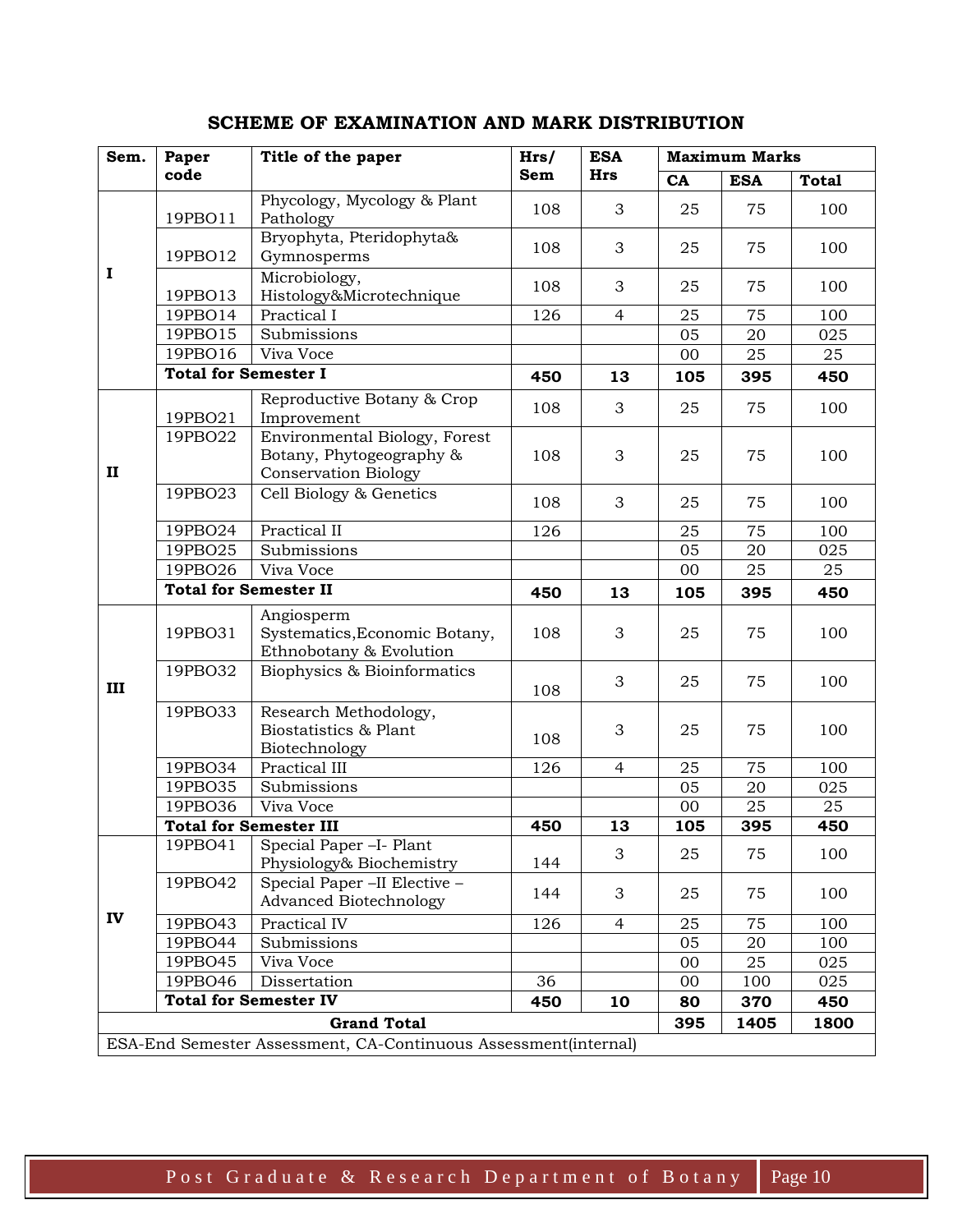## SCHEME OF EXAMINATION AND MARK DISTRIBUTION

| Sem. | Paper code | Title of the paper | Hrs/ Sem | ESA Hrs | Maximum Marks | | |
|---|---|---|---|---|---|---|---|
| | | | | | CA | ESA | Total |
| I | 19PBO11 | Phycology, Mycology & Plant Pathology | 108 | 3 | 25 | 75 | 100 |
| | 19PBO12 | Bryophyta, Pteridophyta& Gymnosperms | 108 | 3 | 25 | 75 | 100 |
| | 19PBO13 | Microbiology, Histology&Microtechnique | 108 | 3 | 25 | 75 | 100 |
| | 19PBO14 | Practical I | 126 | 4 | 25 | 75 | 100 |
| | 19PBO15 | Submissions | | | 05 | 20 | 025 |
| | 19PBO16 | Viva Voce | | | 00 | 25 | 25 |
| | **Total for Semester I** | | **450** | **13** | **105** | **395** | **450** |
| II | 19PBO21 | Reproductive Botany & Crop Improvement | 108 | 3 | 25 | 75 | 100 |
| | 19PBO22 | Environmental Biology, Forest Botany, Phytogeography & Conservation Biology | 108 | 3 | 25 | 75 | 100 |
| | 19PBO23 | Cell Biology & Genetics | 108 | 3 | 25 | 75 | 100 |
| | 19PBO24 | Practical II | 126 | | 25 | 75 | 100 |
| | 19PBO25 | Submissions | | | 05 | 20 | 025 |
| | 19PBO26 | Viva Voce | | | 00 | 25 | 25 |
| | **Total for Semester II** | | **450** | **13** | **105** | **395** | **450** |
| III | 19PBO31 | Angiosperm Systematics,Economic Botany, Ethnobotany & Evolution | 108 | 3 | 25 | 75 | 100 |
| | 19PBO32 | Biophysics & Bioinformatics | 108 | 3 | 25 | 75 | 100 |
| | 19PBO33 | Research Methodology, Biostatistics & Plant Biotechnology | 108 | 3 | 25 | 75 | 100 |
| | 19PBO34 | Practical III | 126 | 4 | 25 | 75 | 100 |
| | 19PBO35 | Submissions | | | 05 | 20 | 025 |
| | 19PBO36 | Viva Voce | | | 00 | 25 | 25 |
| | **Total for Semester III** | | **450** | **13** | **105** | **395** | **450** |
| IV | 19PBO41 | Special Paper –I- Plant Physiology& Biochemistry | 144 | 3 | 25 | 75 | 100 |
| | 19PBO42 | Special Paper –II Elective – Advanced Biotechnology | 144 | 3 | 25 | 75 | 100 |
| | 19PBO43 | Practical IV | 126 | 4 | 25 | 75 | 100 |
| | 19PBO44 | Submissions | | | 05 | 20 | 100 |
| | 19PBO45 | Viva Voce | | | 00 | 25 | 025 |
| | 19PBO46 | Dissertation | 36 | | 00 | 100 | 025 |
| | **Total for Semester IV** | | **450** | **10** | **80** | **370** | **450** |
| **Grand Total** | | | | | **395** | **1405** | **1800** |

ESA-End Semester Assessment, CA-Continuous Assessment(internal)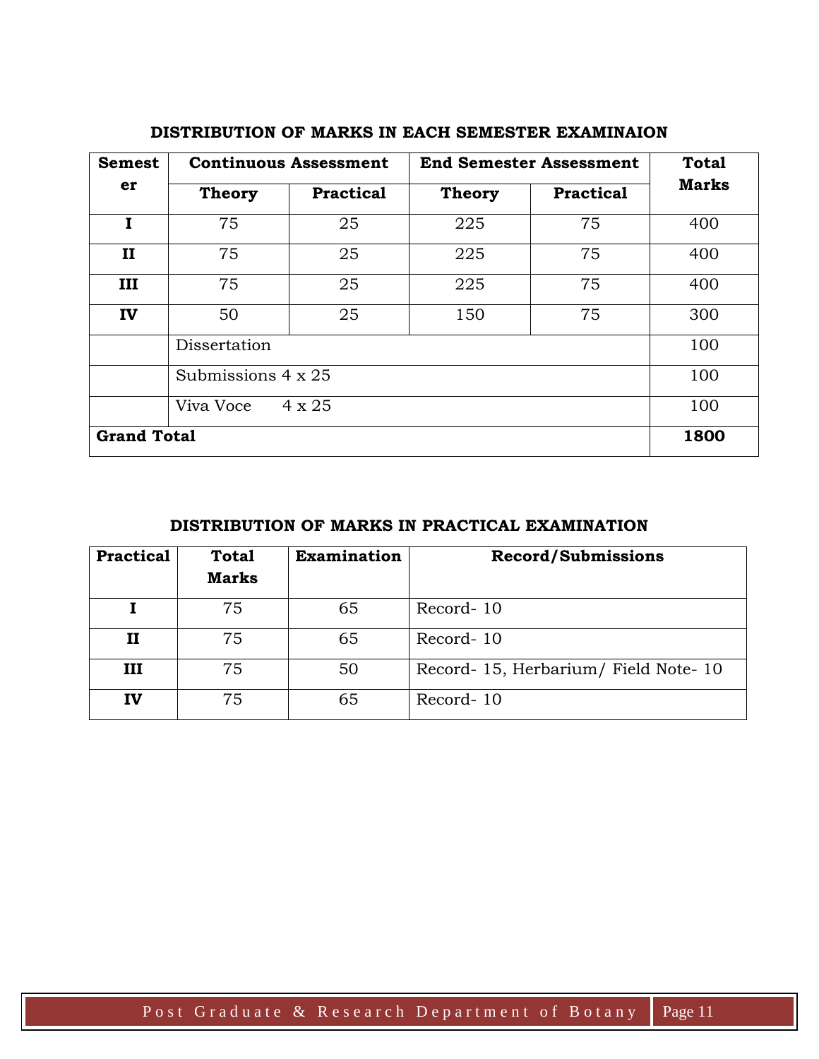## DISTRIBUTION OF MARKS IN EACH SEMESTER EXAMINAION

| Semester | Continuous Assessment | | End Semester Assessment | | Total Marks |
|---|---|---|---|---|---|
| | Theory | Practical | Theory | Practical | |
| **I** | 75 | 25 | 225 | 75 | 400 |
| **II** | 75 | 25 | 225 | 75 | 400 |
| **III** | 75 | 25 | 225 | 75 | 400 |
| **IV** | 50 | 25 | 150 | 75 | 300 |
| | Dissertation | | | | 100 |
| | Submissions 4 x 25 | | | | 100 |
| | Viva Voce 4 x 25 | | | | 100 |
| **Grand Total** | | | | | **1800** |

## DISTRIBUTION OF MARKS IN PRACTICAL EXAMINATION

| Practical | Total Marks | Examination | Record/Submissions |
|---|---|---|---|
| **I** | 75 | 65 | Record- 10 |
| **II** | 75 | 65 | Record- 10 |
| **III** | 75 | 50 | Record- 15, Herbarium/ Field Note- 10 |
| **IV** | 75 | 65 | Record- 10 |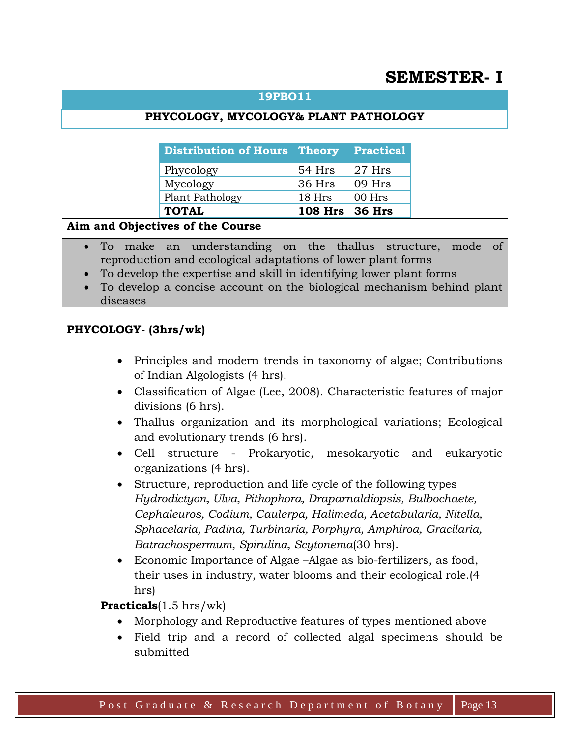# SEMESTER- I

## 19PBO11

## PHYCOLOGY, MYCOLOGY& PLANT PATHOLOGY

| Distribution of Hours | Theory | Practical |
|---|---|---|
| Phycology | 54 Hrs | 27 Hrs |
| Mycology | 36 Hrs | 09 Hrs |
| Plant Pathology | 18 Hrs | 00 Hrs |
| **TOTAL** | **108 Hrs** | **36 Hrs** |

**Aim and Objectives of the Course**

- To make an understanding on the thallus structure, mode of reproduction and ecological adaptations of lower plant forms
- To develop the expertise and skill in identifying lower plant forms
- To develop a concise account on the biological mechanism behind plant diseases

**<u>PHYCOLOGY</u>- (3hrs/wk)**

- Principles and modern trends in taxonomy of algae; Contributions of Indian Algologists (4 hrs).
- Classification of Algae (Lee, 2008). Characteristic features of major divisions (6 hrs).
- Thallus organization and its morphological variations; Ecological and evolutionary trends (6 hrs).
- Cell structure - Prokaryotic, mesokaryotic and eukaryotic organizations (4 hrs).
- Structure, reproduction and life cycle of the following types *Hydrodictyon, Ulva, Pithophora, Draparnaldiopsis, Bulbochaete, Cephaleuros, Codium, Caulerpa, Halimeda, Acetabularia, Nitella, Sphacelaria, Padina, Turbinaria, Porphyra, Amphiroa, Gracilaria, Batrachospermum, Spirulina, Scytonema*(30 hrs).
- Economic Importance of Algae –Algae as bio-fertilizers, as food, their uses in industry, water blooms and their ecological role.(4 hrs)

**Practicals**(1.5 hrs/wk)

- Morphology and Reproductive features of types mentioned above
- Field trip and a record of collected algal specimens should be submitted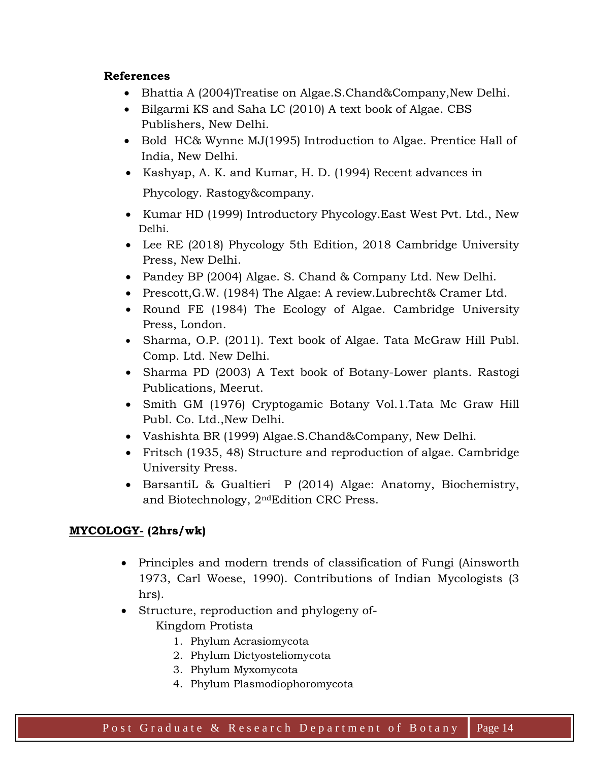**References**

- Bhattia A (2004)Treatise on Algae.S.Chand&Company,New Delhi.
- Bilgarmi KS and Saha LC (2010) A text book of Algae. CBS Publishers, New Delhi.
- Bold HC& Wynne MJ(1995) Introduction to Algae. Prentice Hall of India, New Delhi.
- Kashyap, A. K. and Kumar, H. D. (1994) Recent advances in Phycology. Rastogy&company.
- Kumar HD (1999) Introductory Phycology.East West Pvt. Ltd., New Delhi.
- Lee RE (2018) Phycology 5th Edition, 2018 Cambridge University Press, New Delhi.
- Pandey BP (2004) Algae. S. Chand & Company Ltd. New Delhi.
- Prescott,G.W. (1984) The Algae: A review.Lubrecht& Cramer Ltd.
- Round FE (1984) The Ecology of Algae. Cambridge University Press, London.
- Sharma, O.P. (2011). Text book of Algae. Tata McGraw Hill Publ. Comp. Ltd. New Delhi.
- Sharma PD (2003) A Text book of Botany-Lower plants. Rastogi Publications, Meerut.
- Smith GM (1976) Cryptogamic Botany Vol.1.Tata Mc Graw Hill Publ. Co. Ltd.,New Delhi.
- Vashishta BR (1999) Algae.S.Chand&Company, New Delhi.
- Fritsch (1935, 48) Structure and reproduction of algae. Cambridge University Press.
- BarsantiL & Gualtieri P (2014) Algae: Anatomy, Biochemistry, and Biotechnology, 2nd Edition CRC Press.

**MYCOLOGY- (2hrs/wk)**

- Principles and modern trends of classification of Fungi (Ainsworth 1973, Carl Woese, 1990). Contributions of Indian Mycologists (3 hrs).
- Structure, reproduction and phylogeny of-
  Kingdom Protista
  1. Phylum Acrasiomycota
  2. Phylum Dictyosteliomycota
  3. Phylum Myxomycota
  4. Phylum Plasmodiophoromycota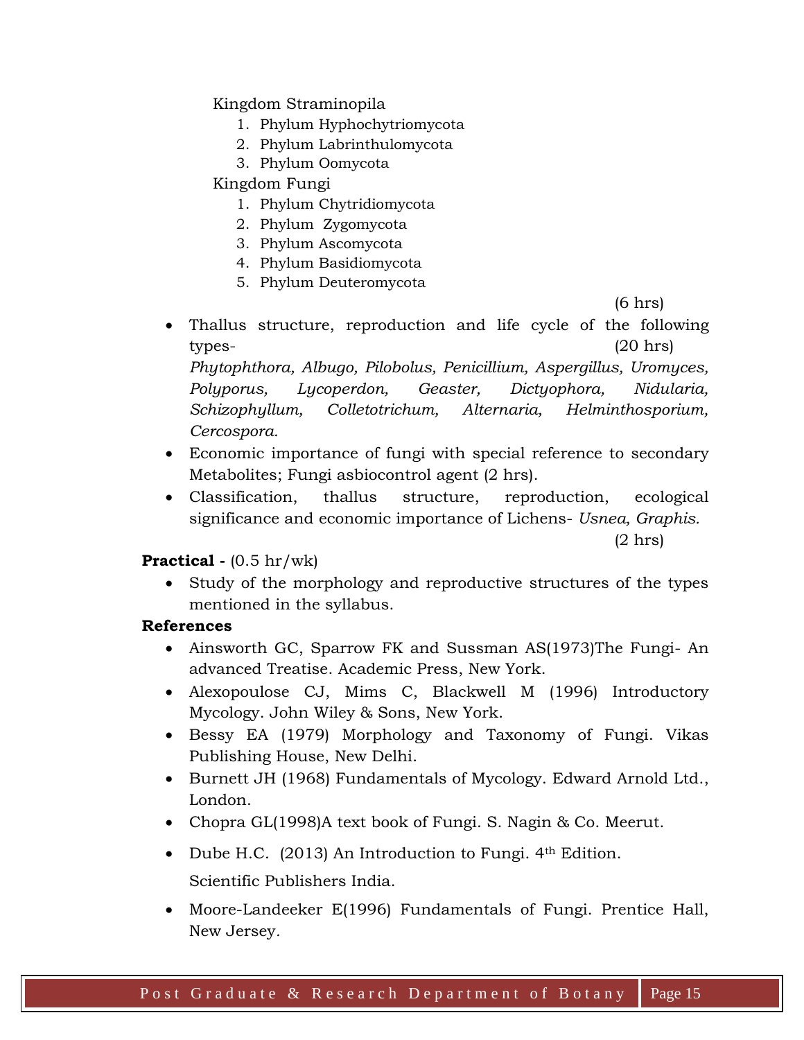Kingdom Straminopila

1. Phylum Hyphochytriomycota
2. Phylum Labrinthulomycota
3. Phylum Oomycota

Kingdom Fungi

1. Phylum Chytridiomycota
2. Phylum Zygomycota
3. Phylum Ascomycota
4. Phylum Basidiomycota
5. Phylum Deuteromycota

(6 hrs)

- Thallus structure, reproduction and life cycle of the following types- (20 hrs)
  *Phytophthora, Albugo, Pilobolus, Penicillium, Aspergillus, Uromyces, Polyporus, Lycoperdon, Geaster, Dictyophora, Nidularia, Schizophyllum, Colletotrichum, Alternaria, Helminthosporium, Cercospora.*
- Economic importance of fungi with special reference to secondary Metabolites; Fungi asbiocontrol agent (2 hrs).
- Classification, thallus structure, reproduction, ecological significance and economic importance of Lichens- *Usnea, Graphis.* (2 hrs)

**Practical -** (0.5 hr/wk)

- Study of the morphology and reproductive structures of the types mentioned in the syllabus.

**References**

- Ainsworth GC, Sparrow FK and Sussman AS(1973)The Fungi- An advanced Treatise. Academic Press, New York.
- Alexopoulose CJ, Mims C, Blackwell M (1996) Introductory Mycology. John Wiley & Sons, New York.
- Bessy EA (1979) Morphology and Taxonomy of Fungi. Vikas Publishing House, New Delhi.
- Burnett JH (1968) Fundamentals of Mycology. Edward Arnold Ltd., London.
- Chopra GL(1998)A text book of Fungi. S. Nagin & Co. Meerut.
- Dube H.C. (2013) An Introduction to Fungi. 4th Edition. Scientific Publishers India.
- Moore-Landeeker E(1996) Fundamentals of Fungi. Prentice Hall, New Jersey.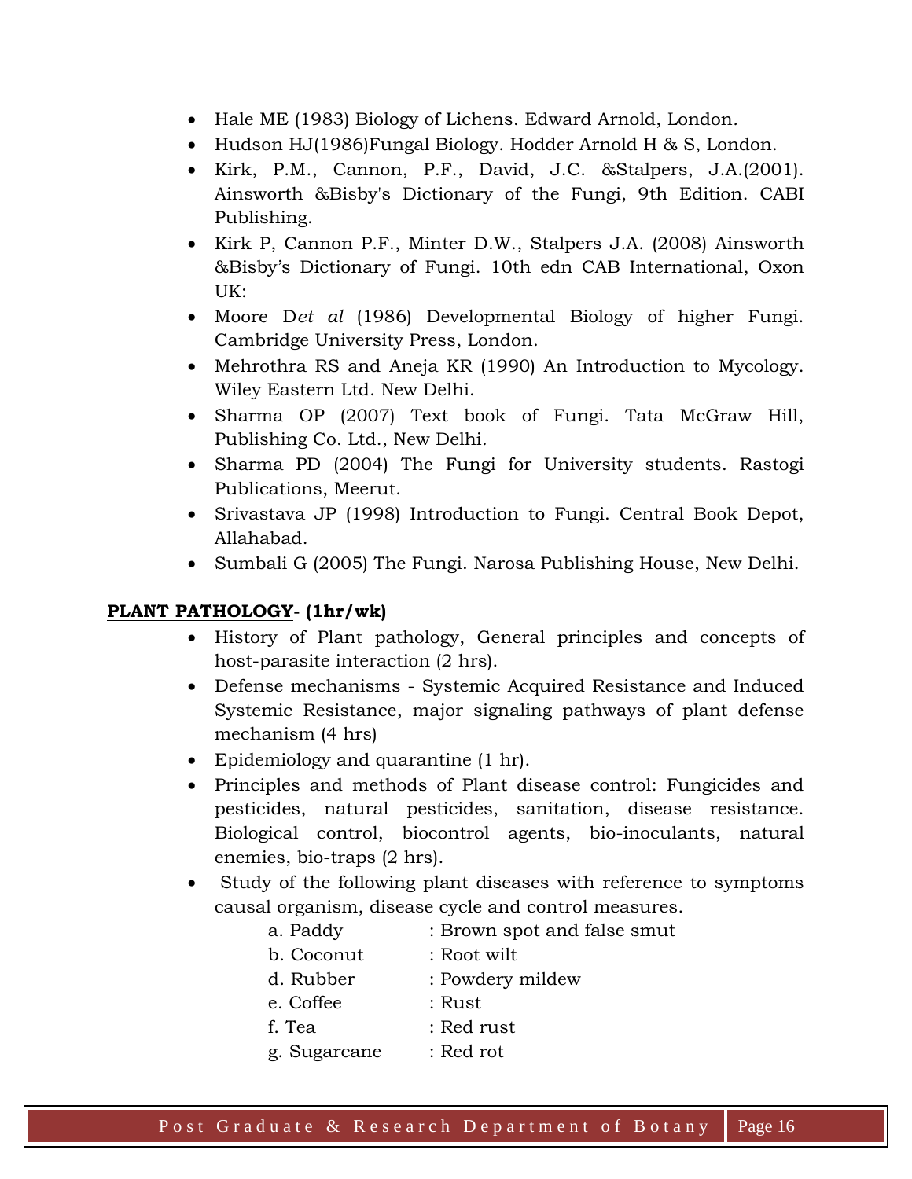- Hale ME (1983) Biology of Lichens. Edward Arnold, London.
- Hudson HJ(1986)Fungal Biology. Hodder Arnold H & S, London.
- Kirk, P.M., Cannon, P.F., David, J.C. &Stalpers, J.A.(2001). Ainsworth &Bisby's Dictionary of the Fungi, 9th Edition. CABI Publishing.
- Kirk P, Cannon P.F., Minter D.W., Stalpers J.A. (2008) Ainsworth &Bisby's Dictionary of Fungi. 10th edn CAB International, Oxon UK:
- Moore D*et al* (1986) Developmental Biology of higher Fungi. Cambridge University Press, London.
- Mehrothra RS and Aneja KR (1990) An Introduction to Mycology. Wiley Eastern Ltd. New Delhi.
- Sharma OP (2007) Text book of Fungi. Tata McGraw Hill, Publishing Co. Ltd., New Delhi.
- Sharma PD (2004) The Fungi for University students. Rastogi Publications, Meerut.
- Srivastava JP (1998) Introduction to Fungi. Central Book Depot, Allahabad.
- Sumbali G (2005) The Fungi. Narosa Publishing House, New Delhi.

**PLANT PATHOLOGY- (1hr/wk)**

- History of Plant pathology, General principles and concepts of host-parasite interaction (2 hrs).
- Defense mechanisms - Systemic Acquired Resistance and Induced Systemic Resistance, major signaling pathways of plant defense mechanism (4 hrs)
- Epidemiology and quarantine (1 hr).
- Principles and methods of Plant disease control: Fungicides and pesticides, natural pesticides, sanitation, disease resistance. Biological control, biocontrol agents, bio-inoculants, natural enemies, bio-traps (2 hrs).
- Study of the following plant diseases with reference to symptoms causal organism, disease cycle and control measures.
  - a. Paddy : Brown spot and false smut
  - b. Coconut : Root wilt
  - d. Rubber : Powdery mildew
  - e. Coffee : Rust
  - f. Tea : Red rust
  - g. Sugarcane : Red rot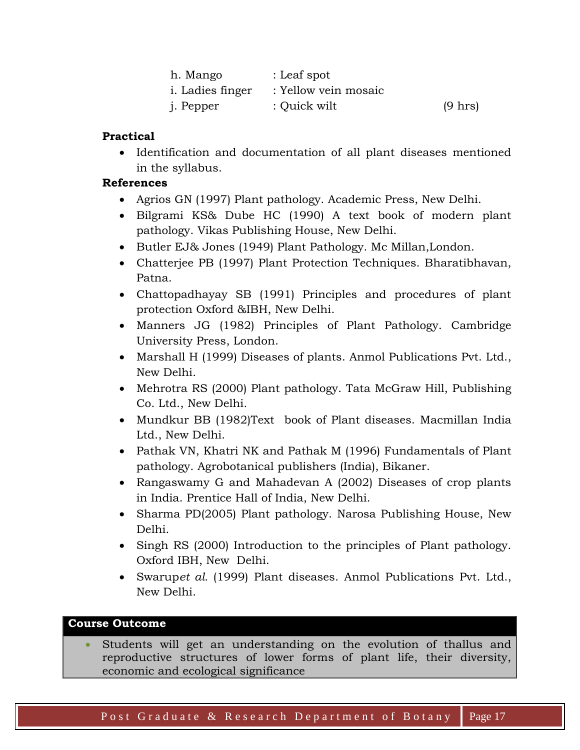h. Mango : Leaf spot
i. Ladies finger : Yellow vein mosaic
j. Pepper : Quick wilt (9 hrs)

**Practical**

- Identification and documentation of all plant diseases mentioned in the syllabus.

**References**

- Agrios GN (1997) Plant pathology. Academic Press, New Delhi.
- Bilgrami KS& Dube HC (1990) A text book of modern plant pathology. Vikas Publishing House, New Delhi.
- Butler EJ& Jones (1949) Plant Pathology. Mc Millan,London.
- Chatterjee PB (1997) Plant Protection Techniques. Bharatibhavan, Patna.
- Chattopadhayay SB (1991) Principles and procedures of plant protection Oxford &IBH, New Delhi.
- Manners JG (1982) Principles of Plant Pathology. Cambridge University Press, London.
- Marshall H (1999) Diseases of plants. Anmol Publications Pvt. Ltd., New Delhi.
- Mehrotra RS (2000) Plant pathology. Tata McGraw Hill, Publishing Co. Ltd., New Delhi.
- Mundkur BB (1982)Text book of Plant diseases. Macmillan India Ltd., New Delhi.
- Pathak VN, Khatri NK and Pathak M (1996) Fundamentals of Plant pathology. Agrobotanical publishers (India), Bikaner.
- Rangaswamy G and Mahadevan A (2002) Diseases of crop plants in India. Prentice Hall of India, New Delhi.
- Sharma PD(2005) Plant pathology. Narosa Publishing House, New Delhi.
- Singh RS (2000) Introduction to the principles of Plant pathology. Oxford IBH, New Delhi.
- Swarup*et al.* (1999) Plant diseases. Anmol Publications Pvt. Ltd., New Delhi.

**Course Outcome**

- Students will get an understanding on the evolution of thallus and reproductive structures of lower forms of plant life, their diversity, economic and ecological significance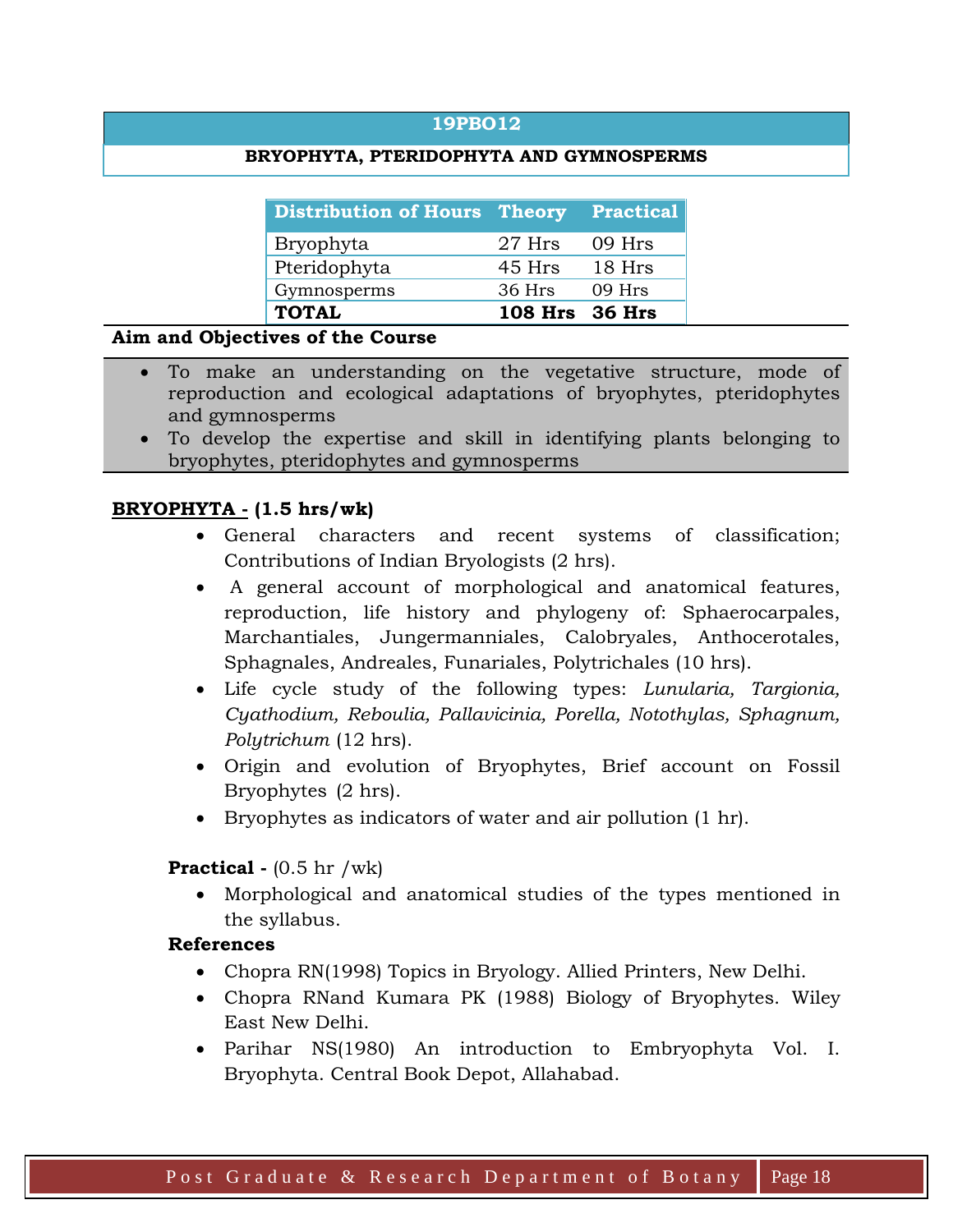## 19PBO12

### BRYOPHYTA, PTERIDOPHYTA AND GYMNOSPERMS

| Distribution of Hours | Theory | Practical |
|---|---|---|
| Bryophyta | 27 Hrs | 09 Hrs |
| Pteridophyta | 45 Hrs | 18 Hrs |
| Gymnosperms | 36 Hrs | 09 Hrs |
| **TOTAL** | **108 Hrs** | **36 Hrs** |

**Aim and Objectives of the Course**

- To make an understanding on the vegetative structure, mode of reproduction and ecological adaptations of bryophytes, pteridophytes and gymnosperms
- To develop the expertise and skill in identifying plants belonging to bryophytes, pteridophytes and gymnosperms

**BRYOPHYTA - (1.5 hrs/wk)**

- General characters and recent systems of classification; Contributions of Indian Bryologists (2 hrs).
- A general account of morphological and anatomical features, reproduction, life history and phylogeny of: Sphaerocarpales, Marchantiales, Jungermanniales, Calobryales, Anthocerotales, Sphagnales, Andreales, Funariales, Polytrichales (10 hrs).
- Life cycle study of the following types: *Lunularia, Targionia, Cyathodium, Reboulia, Pallavicinia, Porella, Notothylas, Sphagnum, Polytrichum* (12 hrs).
- Origin and evolution of Bryophytes, Brief account on Fossil Bryophytes (2 hrs).
- Bryophytes as indicators of water and air pollution (1 hr).

**Practical -** (0.5 hr /wk)

- Morphological and anatomical studies of the types mentioned in the syllabus.

**References**

- Chopra RN(1998) Topics in Bryology. Allied Printers, New Delhi.
- Chopra RNand Kumara PK (1988) Biology of Bryophytes. Wiley East New Delhi.
- Parihar NS(1980) An introduction to Embryophyta Vol. I. Bryophyta. Central Book Depot, Allahabad.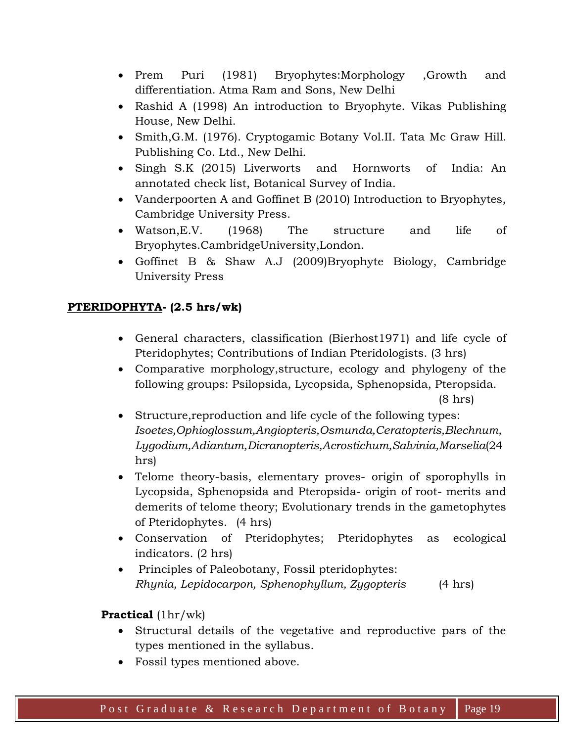- Prem Puri (1981) Bryophytes:Morphology ,Growth and differentiation. Atma Ram and Sons, New Delhi
- Rashid A (1998) An introduction to Bryophyte. Vikas Publishing House, New Delhi.
- Smith,G.M. (1976). Cryptogamic Botany Vol.II. Tata Mc Graw Hill. Publishing Co. Ltd., New Delhi.
- Singh S.K (2015) Liverworts and Hornworts of India: An annotated check list, Botanical Survey of India.
- Vanderpoorten A and Goffinet B (2010) Introduction to Bryophytes, Cambridge University Press.
- Watson,E.V. (1968) The structure and life of Bryophytes.CambridgeUniversity,London.
- Goffinet B & Shaw A.J (2009)Bryophyte Biology, Cambridge University Press

**PTERIDOPHYTA- (2.5 hrs/wk)**

- General characters, classification (Bierhost1971) and life cycle of Pteridophytes; Contributions of Indian Pteridologists. (3 hrs)
- Comparative morphology,structure, ecology and phylogeny of the following groups: Psilopsida, Lycopsida, Sphenopsida, Pteropsida. (8 hrs)
- Structure,reproduction and life cycle of the following types: *Isoetes,Ophioglossum,Angiopteris,Osmunda,Ceratopteris,Blechnum, Lygodium,Adiantum,Dicranopteris,Acrostichum,Salvinia,Marselia*(24 hrs)
- Telome theory-basis, elementary proves- origin of sporophylls in Lycopsida, Sphenopsida and Pteropsida- origin of root- merits and demerits of telome theory; Evolutionary trends in the gametophytes of Pteridophytes. (4 hrs)
- Conservation of Pteridophytes; Pteridophytes as ecological indicators. (2 hrs)
- Principles of Paleobotany, Fossil pteridophytes: *Rhynia, Lepidocarpon, Sphenophyllum, Zygopteris* (4 hrs)

**Practical** (1hr/wk)

- Structural details of the vegetative and reproductive pars of the types mentioned in the syllabus.
- Fossil types mentioned above.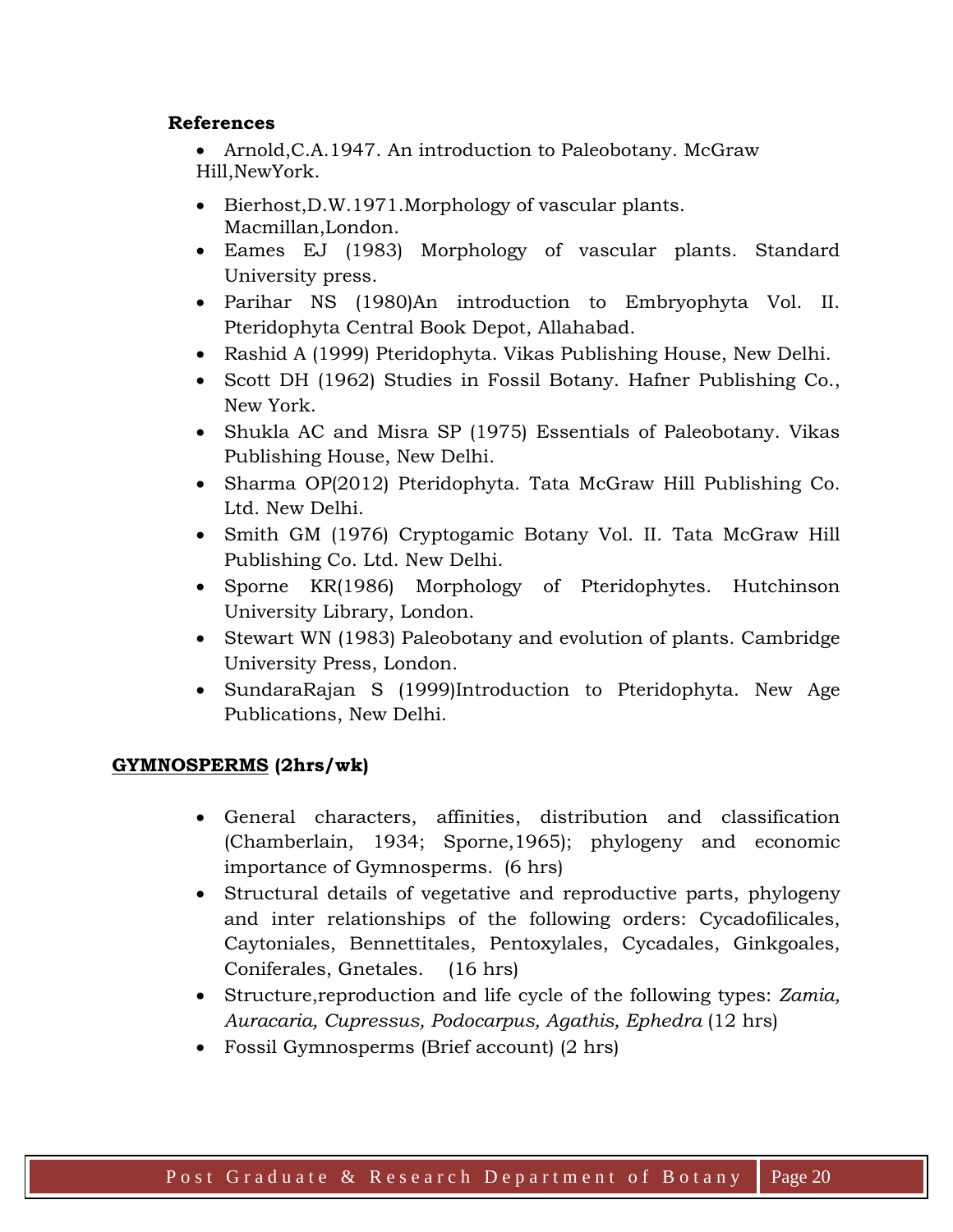**References**

- Arnold,C.A.1947. An introduction to Paleobotany. McGraw Hill,NewYork.
- Bierhost,D.W.1971.Morphology of vascular plants. Macmillan,London.
- Eames EJ (1983) Morphology of vascular plants. Standard University press.
- Parihar NS (1980)An introduction to Embryophyta Vol. II. Pteridophyta Central Book Depot, Allahabad.
- Rashid A (1999) Pteridophyta. Vikas Publishing House, New Delhi.
- Scott DH (1962) Studies in Fossil Botany. Hafner Publishing Co., New York.
- Shukla AC and Misra SP (1975) Essentials of Paleobotany. Vikas Publishing House, New Delhi.
- Sharma OP(2012) Pteridophyta. Tata McGraw Hill Publishing Co. Ltd. New Delhi.
- Smith GM (1976) Cryptogamic Botany Vol. II. Tata McGraw Hill Publishing Co. Ltd. New Delhi.
- Sporne KR(1986) Morphology of Pteridophytes. Hutchinson University Library, London.
- Stewart WN (1983) Paleobotany and evolution of plants. Cambridge University Press, London.
- SundaraRajan S (1999)Introduction to Pteridophyta. New Age Publications, New Delhi.

**GYMNOSPERMS (2hrs/wk)**

- General characters, affinities, distribution and classification (Chamberlain, 1934; Sporne,1965); phylogeny and economic importance of Gymnosperms. (6 hrs)
- Structural details of vegetative and reproductive parts, phylogeny and inter relationships of the following orders: Cycadofilicales, Caytoniales, Bennettitales, Pentoxylales, Cycadales, Ginkgoales, Coniferales, Gnetales. (16 hrs)
- Structure,reproduction and life cycle of the following types: *Zamia, Auracaria, Cupressus, Podocarpus, Agathis, Ephedra* (12 hrs)
- Fossil Gymnosperms (Brief account) (2 hrs)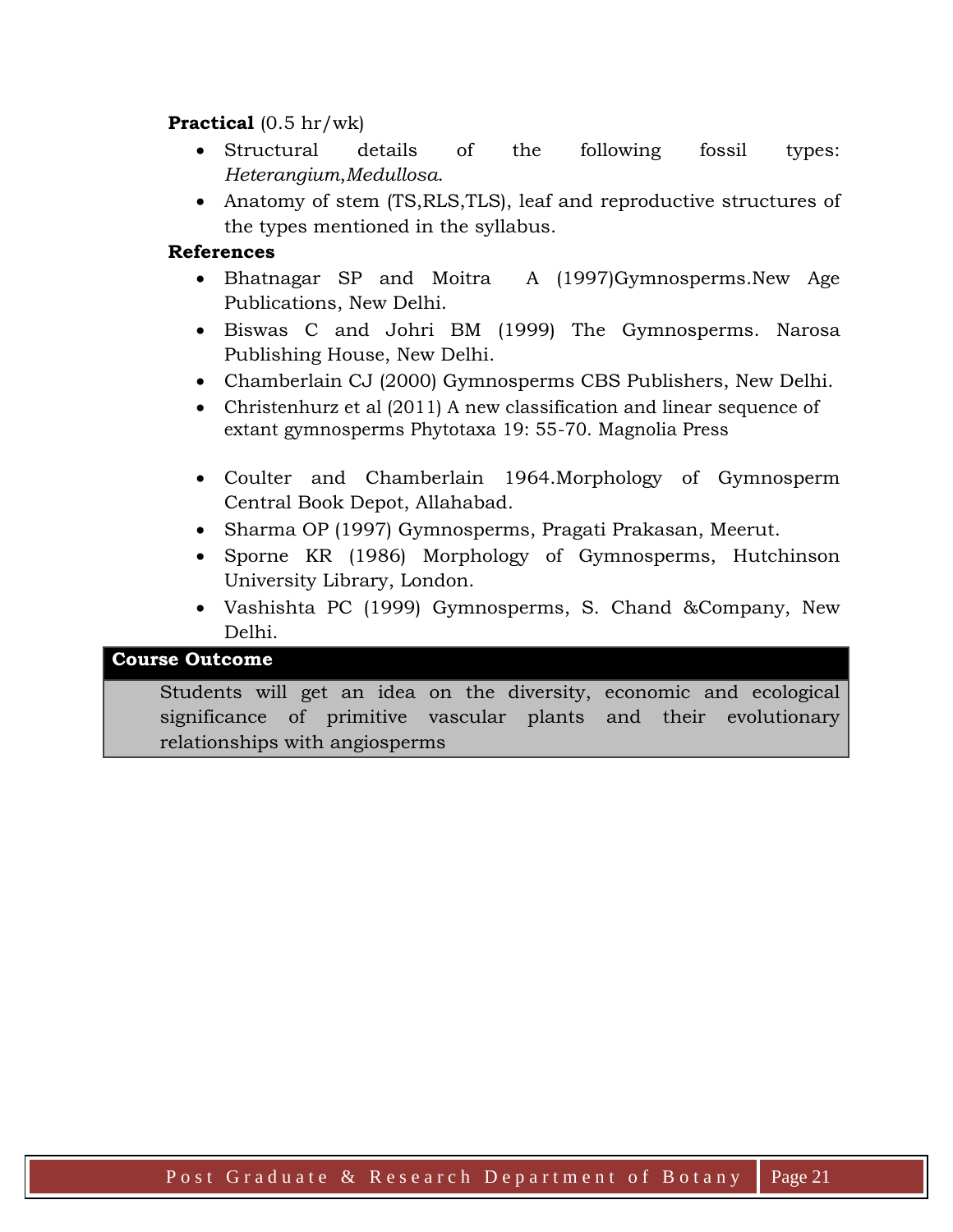**Practical** (0.5 hr/wk)

- Structural details of the following fossil types: *Heterangium*,*Medullosa*.
- Anatomy of stem (TS,RLS,TLS), leaf and reproductive structures of the types mentioned in the syllabus.

**References**

- Bhatnagar SP and Moitra A (1997)Gymnosperms.New Age Publications, New Delhi.
- Biswas C and Johri BM (1999) The Gymnosperms. Narosa Publishing House, New Delhi.
- Chamberlain CJ (2000) Gymnosperms CBS Publishers, New Delhi.
- Christenhurz et al (2011) A new classification and linear sequence of extant gymnosperms Phytotaxa 19: 55-70. Magnolia Press
- Coulter and Chamberlain 1964.Morphology of Gymnosperm Central Book Depot, Allahabad.
- Sharma OP (1997) Gymnosperms, Pragati Prakasan, Meerut.
- Sporne KR (1986) Morphology of Gymnosperms, Hutchinson University Library, London.
- Vashishta PC (1999) Gymnosperms, S. Chand &Company, New Delhi.

| **Course Outcome** |
|---|
| Students will get an idea on the diversity, economic and ecological significance of primitive vascular plants and their evolutionary relationships with angiosperms |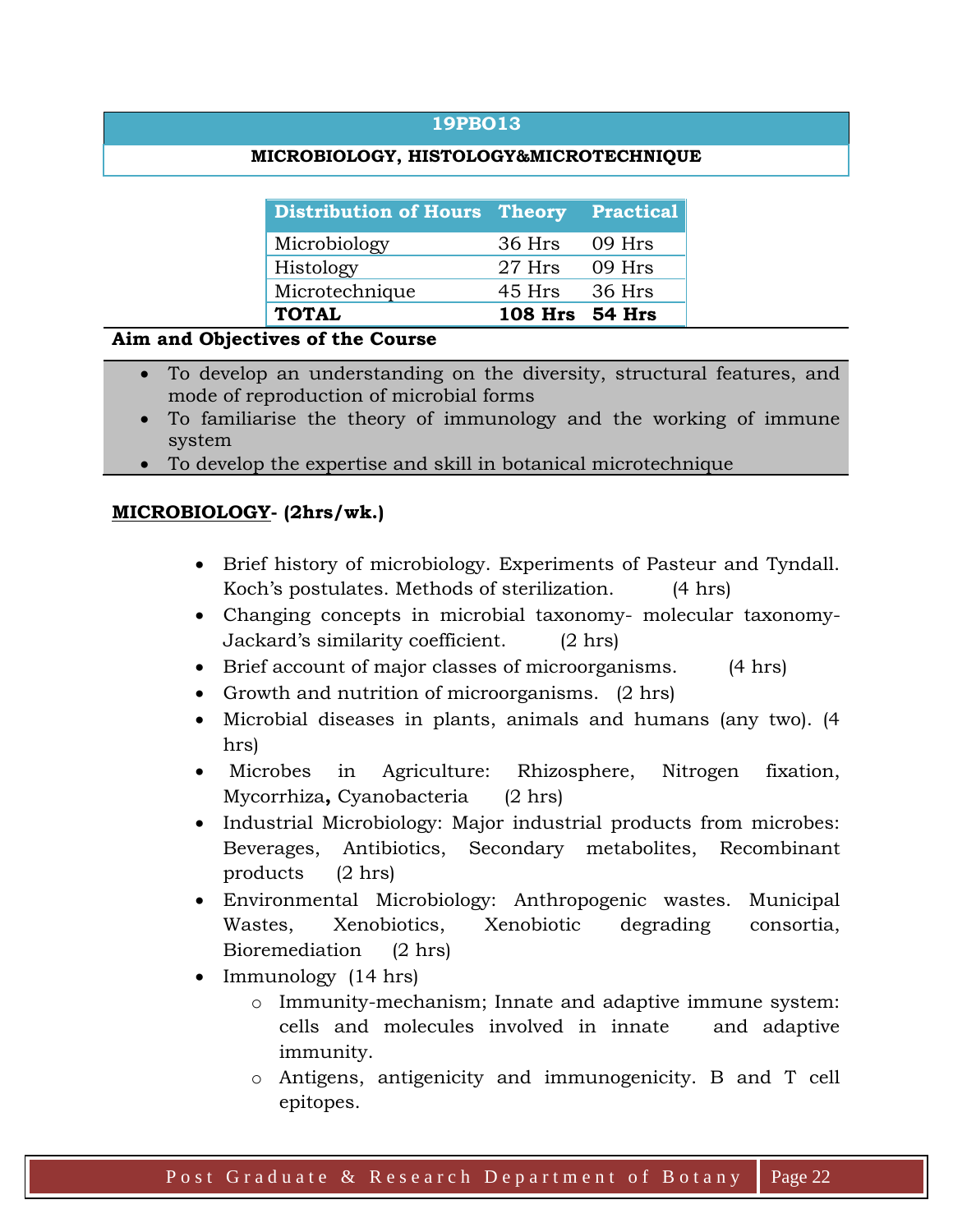## 19PBO13

### MICROBIOLOGY, HISTOLOGY&MICROTECHNIQUE

| Distribution of Hours | Theory | Practical |
|---|---|---|
| Microbiology | 36 Hrs | 09 Hrs |
| Histology | 27 Hrs | 09 Hrs |
| Microtechnique | 45 Hrs | 36 Hrs |
| **TOTAL** | **108 Hrs** | **54 Hrs** |

**Aim and Objectives of the Course**

- To develop an understanding on the diversity, structural features, and mode of reproduction of microbial forms
- To familiarise the theory of immunology and the working of immune system
- To develop the expertise and skill in botanical microtechnique

**MICROBIOLOGY- (2hrs/wk.)**

- Brief history of microbiology. Experiments of Pasteur and Tyndall. Koch's postulates. Methods of sterilization. (4 hrs)
- Changing concepts in microbial taxonomy- molecular taxonomy- Jackard's similarity coefficient. (2 hrs)
- Brief account of major classes of microorganisms. (4 hrs)
- Growth and nutrition of microorganisms. (2 hrs)
- Microbial diseases in plants, animals and humans (any two). (4 hrs)
- Microbes in Agriculture: Rhizosphere, Nitrogen fixation, Mycorrhiza**,** Cyanobacteria (2 hrs)
- Industrial Microbiology: Major industrial products from microbes: Beverages, Antibiotics, Secondary metabolites, Recombinant products (2 hrs)
- Environmental Microbiology: Anthropogenic wastes. Municipal Wastes, Xenobiotics, Xenobiotic degrading consortia, Bioremediation (2 hrs)
- Immunology (14 hrs)
  - Immunity-mechanism; Innate and adaptive immune system: cells and molecules involved in innate and adaptive immunity.
  - Antigens, antigenicity and immunogenicity. B and T cell epitopes.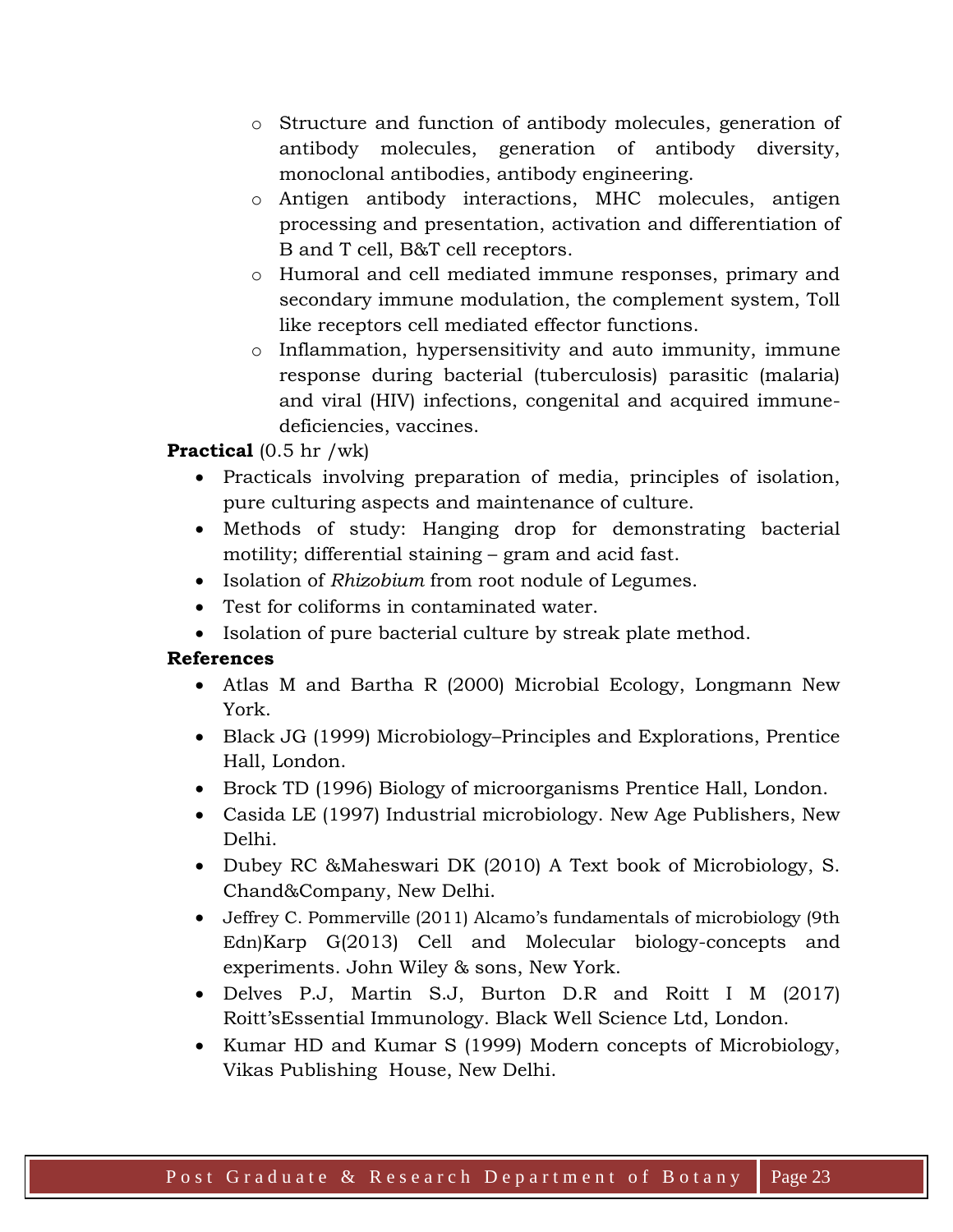- Structure and function of antibody molecules, generation of antibody molecules, generation of antibody diversity, monoclonal antibodies, antibody engineering.
- Antigen antibody interactions, MHC molecules, antigen processing and presentation, activation and differentiation of B and T cell, B&T cell receptors.
- Humoral and cell mediated immune responses, primary and secondary immune modulation, the complement system, Toll like receptors cell mediated effector functions.
- Inflammation, hypersensitivity and auto immunity, immune response during bacterial (tuberculosis) parasitic (malaria) and viral (HIV) infections, congenital and acquired immune-deficiencies, vaccines.

**Practical** (0.5 hr /wk)

- Practicals involving preparation of media, principles of isolation, pure culturing aspects and maintenance of culture.
- Methods of study: Hanging drop for demonstrating bacterial motility; differential staining – gram and acid fast.
- Isolation of *Rhizobium* from root nodule of Legumes.
- Test for coliforms in contaminated water.
- Isolation of pure bacterial culture by streak plate method.

**References**

- Atlas M and Bartha R (2000) Microbial Ecology, Longmann New York.
- Black JG (1999) Microbiology–Principles and Explorations, Prentice Hall, London.
- Brock TD (1996) Biology of microorganisms Prentice Hall, London.
- Casida LE (1997) Industrial microbiology. New Age Publishers, New Delhi.
- Dubey RC &Maheswari DK (2010) A Text book of Microbiology, S. Chand&Company, New Delhi.
- Jeffrey C. Pommerville (2011) Alcamo's fundamentals of microbiology (9th Edn)Karp G(2013) Cell and Molecular biology-concepts and experiments. John Wiley & sons, New York.
- Delves P.J, Martin S.J, Burton D.R and Roitt I M (2017) Roitt'sEssential Immunology. Black Well Science Ltd, London.
- Kumar HD and Kumar S (1999) Modern concepts of Microbiology, Vikas Publishing House, New Delhi.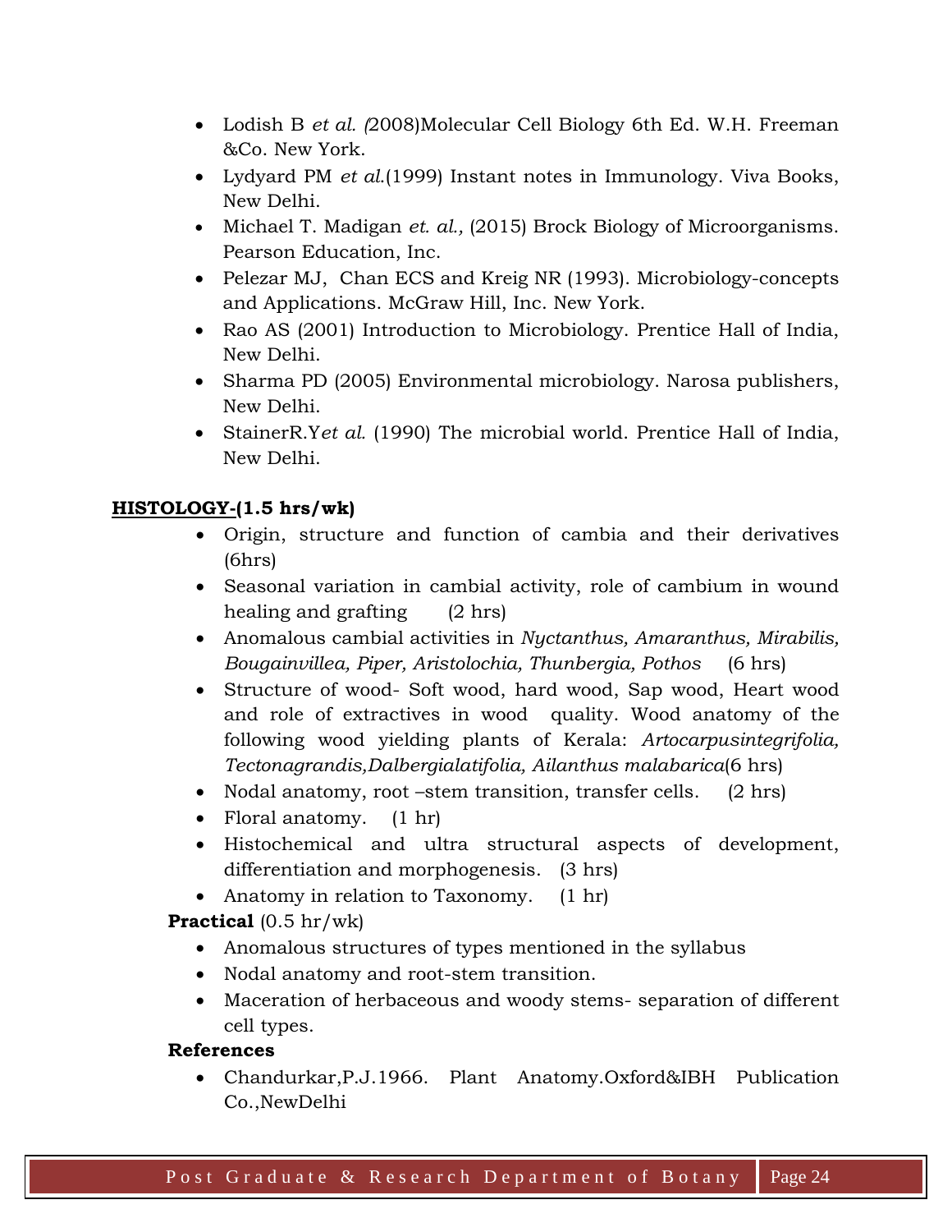- Lodish B *et al.* (2008)Molecular Cell Biology 6th Ed. W.H. Freeman &Co. New York.
- Lydyard PM *et al.*(1999) Instant notes in Immunology. Viva Books, New Delhi.
- Michael T. Madigan *et. al.,* (2015) Brock Biology of Microorganisms. Pearson Education, Inc.
- Pelezar MJ, Chan ECS and Kreig NR (1993). Microbiology-concepts and Applications. McGraw Hill, Inc. New York.
- Rao AS (2001) Introduction to Microbiology. Prentice Hall of India, New Delhi.
- Sharma PD (2005) Environmental microbiology. Narosa publishers, New Delhi.
- StainerR.Y*et al.* (1990) The microbial world. Prentice Hall of India, New Delhi.

**HISTOLOGY-(1.5 hrs/wk)**

- Origin, structure and function of cambia and their derivatives (6hrs)
- Seasonal variation in cambial activity, role of cambium in wound healing and grafting (2 hrs)
- Anomalous cambial activities in *Nyctanthus, Amaranthus, Mirabilis, Bougainvillea, Piper, Aristolochia, Thunbergia, Pothos* (6 hrs)
- Structure of wood- Soft wood, hard wood, Sap wood, Heart wood and role of extractives in wood quality. Wood anatomy of the following wood yielding plants of Kerala: *Artocarpusintegrifolia, Tectonagrandis,Dalbergialatifolia, Ailanthus malabarica*(6 hrs)
- Nodal anatomy, root –stem transition, transfer cells. (2 hrs)
- Floral anatomy. (1 hr)
- Histochemical and ultra structural aspects of development, differentiation and morphogenesis. (3 hrs)
- Anatomy in relation to Taxonomy. (1 hr)

**Practical** (0.5 hr/wk)

- Anomalous structures of types mentioned in the syllabus
- Nodal anatomy and root-stem transition.
- Maceration of herbaceous and woody stems- separation of different cell types.

**References**

- Chandurkar,P.J.1966. Plant Anatomy.Oxford&IBH Publication Co.,NewDelhi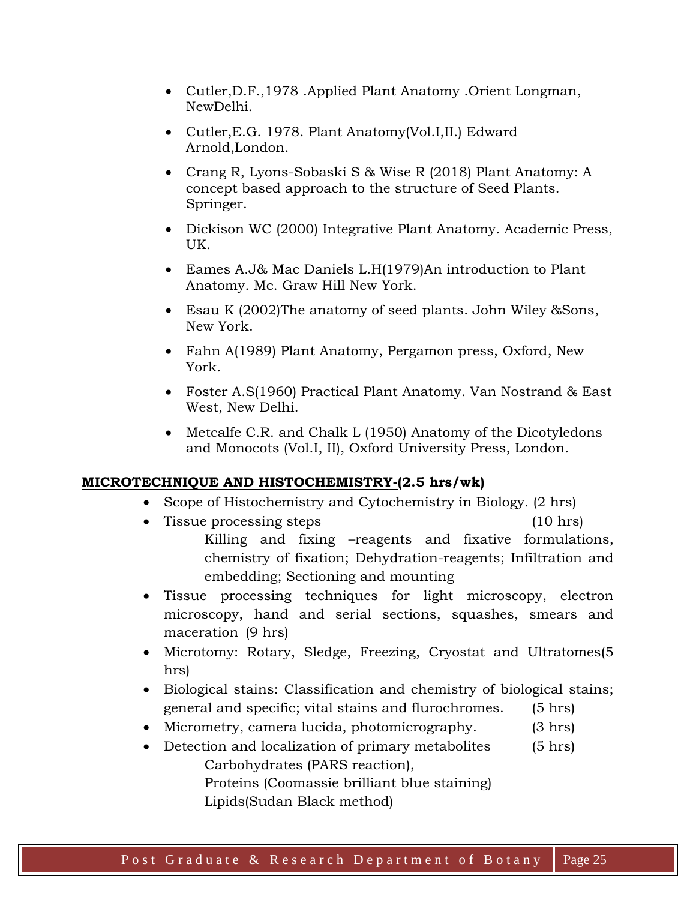- Cutler,D.F.,1978 .Applied Plant Anatomy .Orient Longman, NewDelhi.
- Cutler,E.G. 1978. Plant Anatomy(Vol.I,II.) Edward Arnold,London.
- Crang R, Lyons-Sobaski S & Wise R (2018) Plant Anatomy: A concept based approach to the structure of Seed Plants. Springer.
- Dickison WC (2000) Integrative Plant Anatomy. Academic Press, UK.
- Eames A.J& Mac Daniels L.H(1979)An introduction to Plant Anatomy. Mc. Graw Hill New York.
- Esau K (2002)The anatomy of seed plants. John Wiley &Sons, New York.
- Fahn A(1989) Plant Anatomy, Pergamon press, Oxford, New York.
- Foster A.S(1960) Practical Plant Anatomy. Van Nostrand & East West, New Delhi.
- Metcalfe C.R. and Chalk L (1950) Anatomy of the Dicotyledons and Monocots (Vol.I, II), Oxford University Press, London.

**MICROTECHNIQUE AND HISTOCHEMISTRY-(2.5 hrs/wk)**

- Scope of Histochemistry and Cytochemistry in Biology. (2 hrs)
- Tissue processing steps (10 hrs)
  
  Killing and fixing –reagents and fixative formulations, chemistry of fixation; Dehydration-reagents; Infiltration and embedding; Sectioning and mounting
- Tissue processing techniques for light microscopy, electron microscopy, hand and serial sections, squashes, smears and maceration (9 hrs)
- Microtomy: Rotary, Sledge, Freezing, Cryostat and Ultratomes(5 hrs)
- Biological stains: Classification and chemistry of biological stains; general and specific; vital stains and flurochromes. (5 hrs)
- Micrometry, camera lucida, photomicrography. (3 hrs)
- Detection and localization of primary metabolites (5 hrs)
  
  Carbohydrates (PARS reaction),
  
  Proteins (Coomassie brilliant blue staining)
  
  Lipids(Sudan Black method)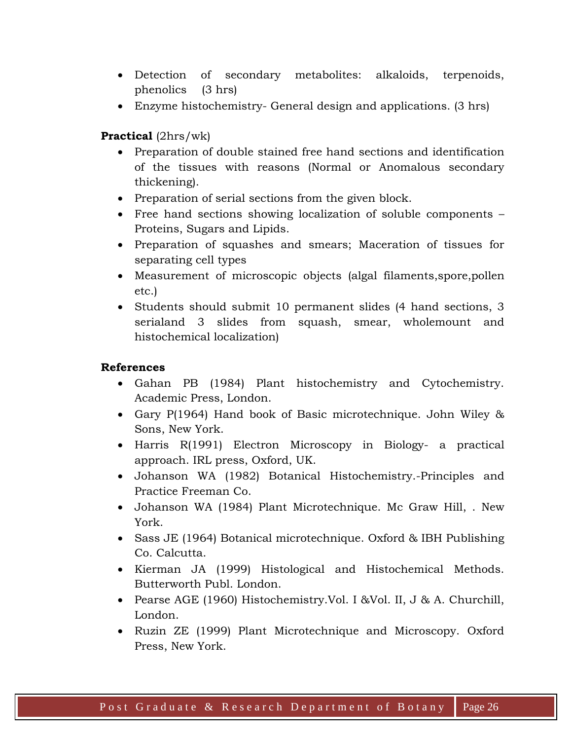- Detection of secondary metabolites: alkaloids, terpenoids, phenolics (3 hrs)
- Enzyme histochemistry- General design and applications. (3 hrs)

**Practical** (2hrs/wk)

- Preparation of double stained free hand sections and identification of the tissues with reasons (Normal or Anomalous secondary thickening).
- Preparation of serial sections from the given block.
- Free hand sections showing localization of soluble components – Proteins, Sugars and Lipids.
- Preparation of squashes and smears; Maceration of tissues for separating cell types
- Measurement of microscopic objects (algal filaments,spore,pollen etc.)
- Students should submit 10 permanent slides (4 hand sections, 3 serialand 3 slides from squash, smear, wholemount and histochemical localization)

**References**

- Gahan PB (1984) Plant histochemistry and Cytochemistry. Academic Press, London.
- Gary P(1964) Hand book of Basic microtechnique. John Wiley & Sons, New York.
- Harris R(1991) Electron Microscopy in Biology- a practical approach. IRL press, Oxford, UK.
- Johanson WA (1982) Botanical Histochemistry.-Principles and Practice Freeman Co.
- Johanson WA (1984) Plant Microtechnique. Mc Graw Hill, . New York.
- Sass JE (1964) Botanical microtechnique. Oxford & IBH Publishing Co. Calcutta.
- Kierman JA (1999) Histological and Histochemical Methods. Butterworth Publ. London.
- Pearse AGE (1960) Histochemistry.Vol. I &Vol. II, J & A. Churchill, London.
- Ruzin ZE (1999) Plant Microtechnique and Microscopy. Oxford Press, New York.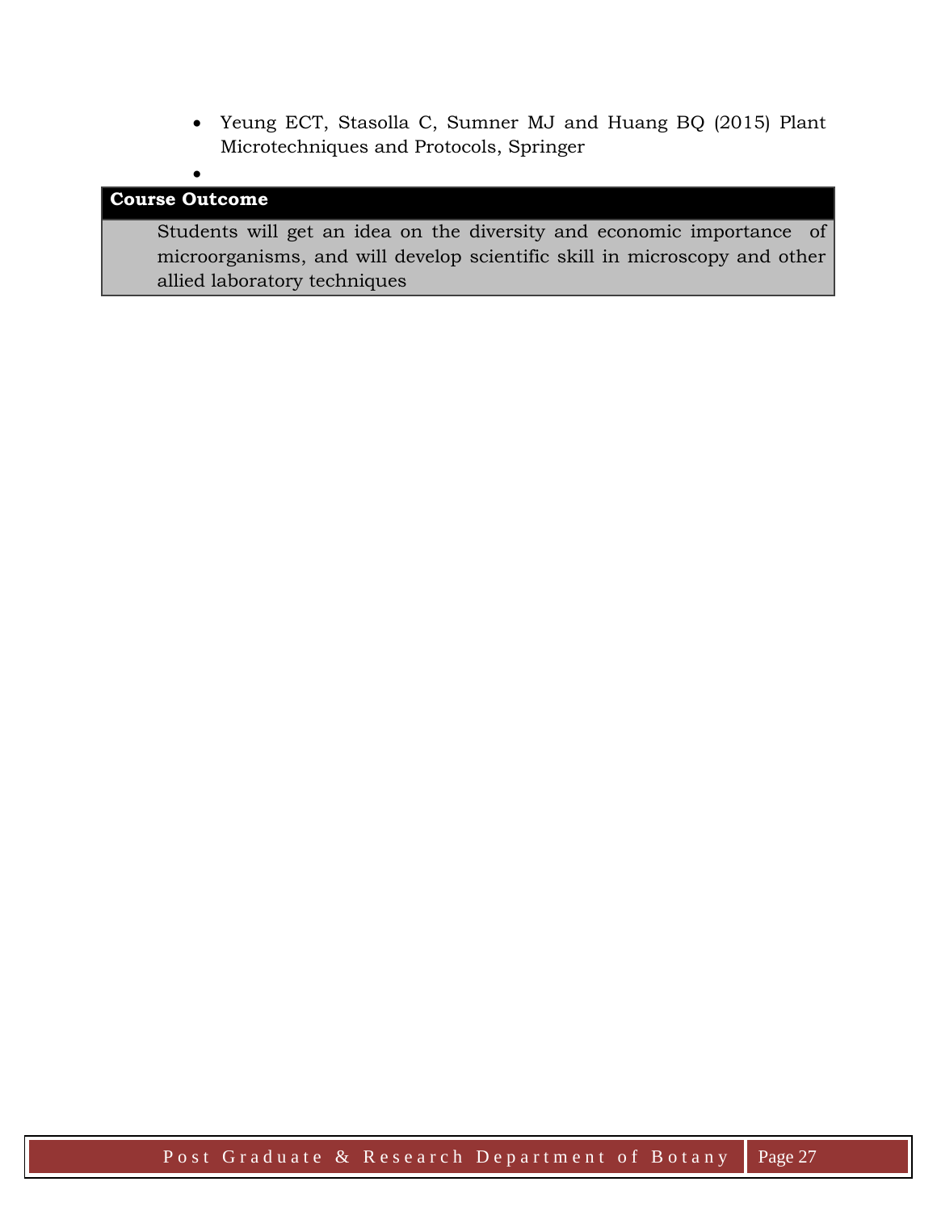- Yeung ECT, Stasolla C, Sumner MJ and Huang BQ (2015) Plant Microtechniques and Protocols, Springer

**Course Outcome**

Students will get an idea on the diversity and economic importance of microorganisms, and will develop scientific skill in microscopy and other allied laboratory techniques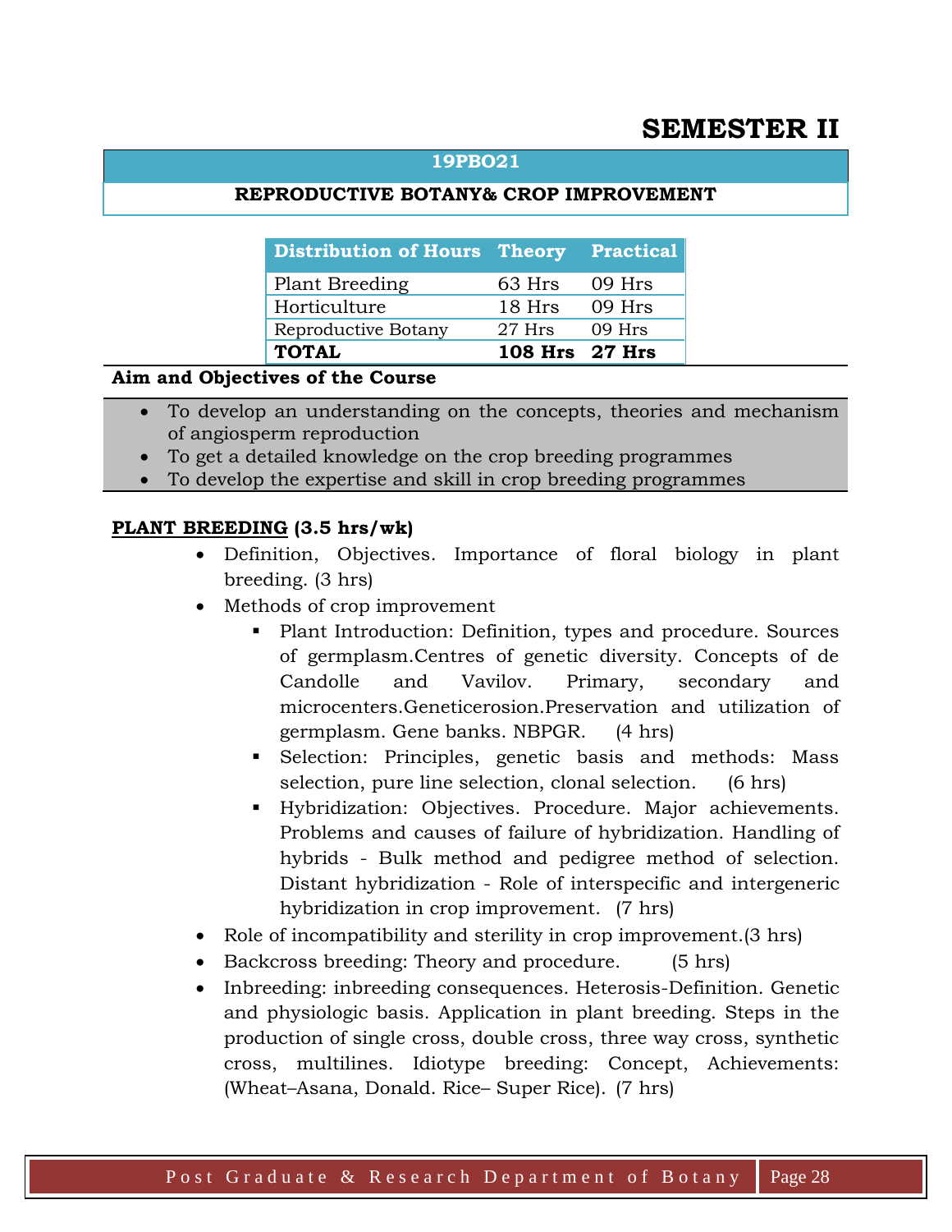# SEMESTER II

## 19PBO21

### REPRODUCTIVE BOTANY& CROP IMPROVEMENT

| Distribution of Hours | Theory | Practical |
|---|---|---|
| Plant Breeding | 63 Hrs | 09 Hrs |
| Horticulture | 18 Hrs | 09 Hrs |
| Reproductive Botany | 27 Hrs | 09 Hrs |
| **TOTAL** | **108 Hrs** | **27 Hrs** |

**Aim and Objectives of the Course**

- To develop an understanding on the concepts, theories and mechanism of angiosperm reproduction
- To get a detailed knowledge on the crop breeding programmes
- To develop the expertise and skill in crop breeding programmes

**PLANT BREEDING (3.5 hrs/wk)**

- Definition, Objectives. Importance of floral biology in plant breeding. (3 hrs)
- Methods of crop improvement
  - Plant Introduction: Definition, types and procedure. Sources of germplasm.Centres of genetic diversity. Concepts of de Candolle and Vavilov. Primary, secondary and microcenters.Geneticerosion.Preservation and utilization of germplasm. Gene banks. NBPGR. (4 hrs)
  - Selection: Principles, genetic basis and methods: Mass selection, pure line selection, clonal selection. (6 hrs)
  - Hybridization: Objectives. Procedure. Major achievements. Problems and causes of failure of hybridization. Handling of hybrids - Bulk method and pedigree method of selection. Distant hybridization - Role of interspecific and intergeneric hybridization in crop improvement. (7 hrs)
- Role of incompatibility and sterility in crop improvement.(3 hrs)
- Backcross breeding: Theory and procedure. (5 hrs)
- Inbreeding: inbreeding consequences. Heterosis-Definition. Genetic and physiologic basis. Application in plant breeding. Steps in the production of single cross, double cross, three way cross, synthetic cross, multilines. Idiotype breeding: Concept, Achievements: (Wheat–Asana, Donald. Rice– Super Rice). (7 hrs)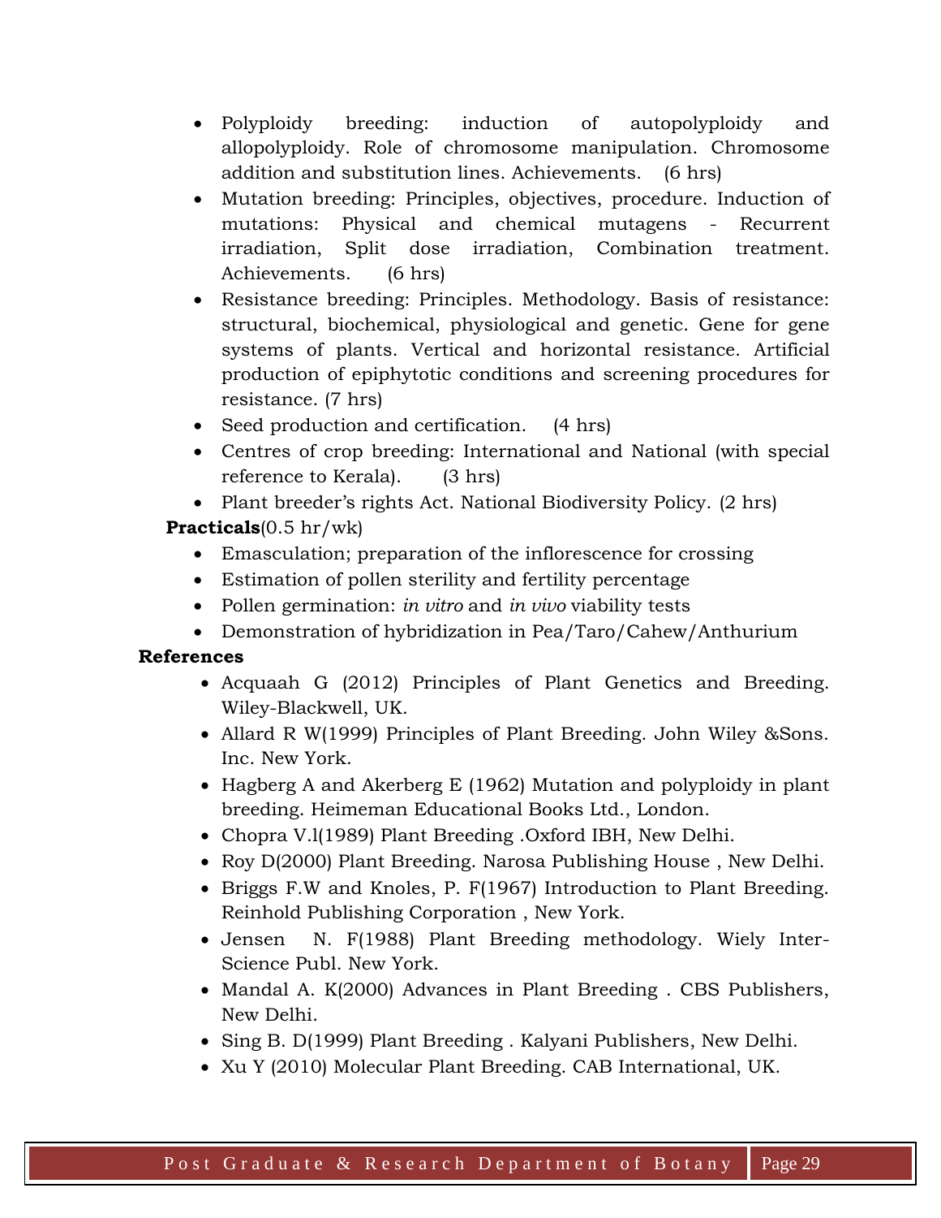- Polyploidy breeding: induction of autopolyploidy and allopolyploidy. Role of chromosome manipulation. Chromosome addition and substitution lines. Achievements. (6 hrs)
- Mutation breeding: Principles, objectives, procedure. Induction of mutations: Physical and chemical mutagens - Recurrent irradiation, Split dose irradiation, Combination treatment. Achievements. (6 hrs)
- Resistance breeding: Principles. Methodology. Basis of resistance: structural, biochemical, physiological and genetic. Gene for gene systems of plants. Vertical and horizontal resistance. Artificial production of epiphytotic conditions and screening procedures for resistance. (7 hrs)
- Seed production and certification. (4 hrs)
- Centres of crop breeding: International and National (with special reference to Kerala). (3 hrs)
- Plant breeder's rights Act. National Biodiversity Policy. (2 hrs)

**Practicals**(0.5 hr/wk)

- Emasculation; preparation of the inflorescence for crossing
- Estimation of pollen sterility and fertility percentage
- Pollen germination: *in vitro* and *in vivo* viability tests
- Demonstration of hybridization in Pea/Taro/Cahew/Anthurium

**References**

- Acquaah G (2012) Principles of Plant Genetics and Breeding. Wiley-Blackwell, UK.
- Allard R W(1999) Principles of Plant Breeding. John Wiley &Sons. Inc. New York.
- Hagberg A and Akerberg E (1962) Mutation and polyploidy in plant breeding. Heimeman Educational Books Ltd., London.
- Chopra V.l(1989) Plant Breeding .Oxford IBH, New Delhi.
- Roy D(2000) Plant Breeding. Narosa Publishing House , New Delhi.
- Briggs F.W and Knoles, P. F(1967) Introduction to Plant Breeding. Reinhold Publishing Corporation , New York.
- Jensen N. F(1988) Plant Breeding methodology. Wiely Inter-Science Publ. New York.
- Mandal A. K(2000) Advances in Plant Breeding . CBS Publishers, New Delhi.
- Sing B. D(1999) Plant Breeding . Kalyani Publishers, New Delhi.
- Xu Y (2010) Molecular Plant Breeding. CAB International, UK.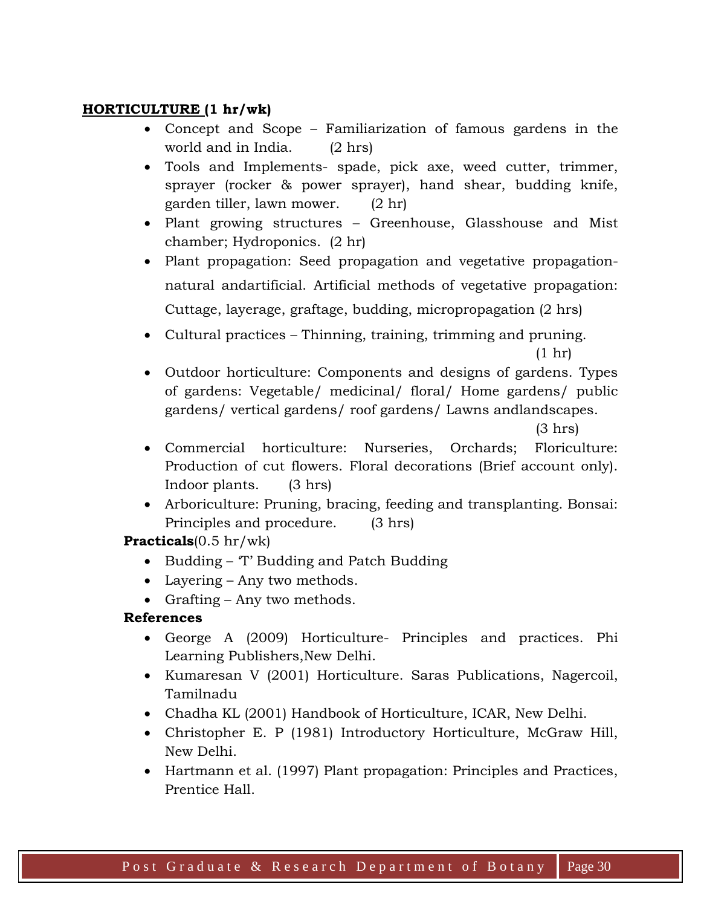**HORTICULTURE (1 hr/wk)**

- Concept and Scope – Familiarization of famous gardens in the world and in India. (2 hrs)
- Tools and Implements- spade, pick axe, weed cutter, trimmer, sprayer (rocker & power sprayer), hand shear, budding knife, garden tiller, lawn mower. (2 hr)
- Plant growing structures – Greenhouse, Glasshouse and Mist chamber; Hydroponics. (2 hr)
- Plant propagation: Seed propagation and vegetative propagation- natural andartificial. Artificial methods of vegetative propagation: Cuttage, layerage, graftage, budding, micropropagation (2 hrs)
- Cultural practices – Thinning, training, trimming and pruning. (1 hr)
- Outdoor horticulture: Components and designs of gardens. Types of gardens: Vegetable/ medicinal/ floral/ Home gardens/ public gardens/ vertical gardens/ roof gardens/ Lawns andlandscapes. (3 hrs)
- Commercial horticulture: Nurseries, Orchards; Floriculture: Production of cut flowers. Floral decorations (Brief account only). Indoor plants. (3 hrs)
- Arboriculture: Pruning, bracing, feeding and transplanting. Bonsai: Principles and procedure. (3 hrs)

**Practicals**(0.5 hr/wk)

- Budding – 'T' Budding and Patch Budding
- Layering – Any two methods.
- Grafting – Any two methods.

**References**

- George A (2009) Horticulture- Principles and practices. Phi Learning Publishers,New Delhi.
- Kumaresan V (2001) Horticulture. Saras Publications, Nagercoil, Tamilnadu
- Chadha KL (2001) Handbook of Horticulture, ICAR, New Delhi.
- Christopher E. P (1981) Introductory Horticulture, McGraw Hill, New Delhi.
- Hartmann et al. (1997) Plant propagation: Principles and Practices, Prentice Hall.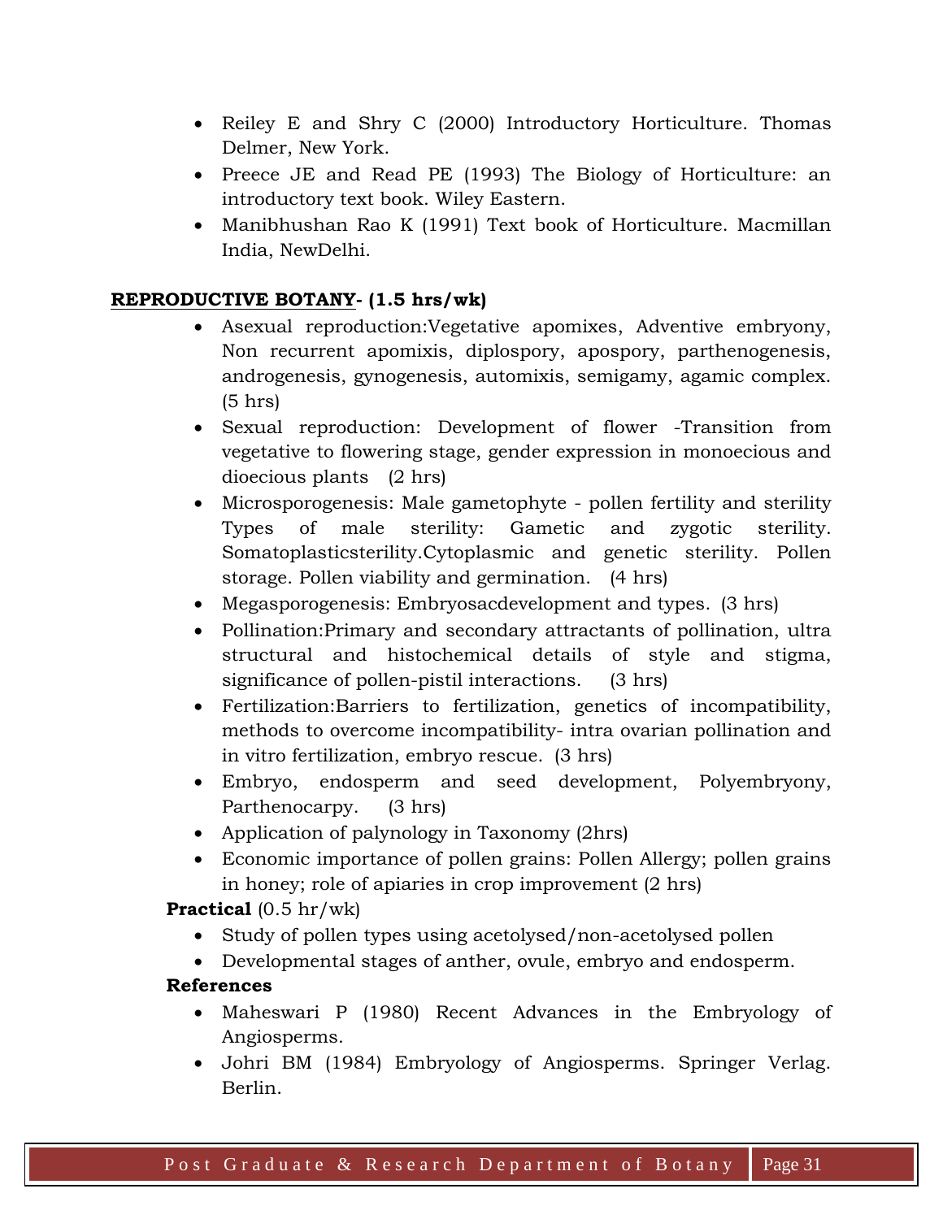- Reiley E and Shry C (2000) Introductory Horticulture. Thomas Delmer, New York.
- Preece JE and Read PE (1993) The Biology of Horticulture: an introductory text book. Wiley Eastern.
- Manibhushan Rao K (1991) Text book of Horticulture. Macmillan India, NewDelhi.

**<u>REPRODUCTIVE BOTANY</u>- (1.5 hrs/wk)**

- Asexual reproduction:Vegetative apomixes, Adventive embryony, Non recurrent apomixis, diplospory, apospory, parthenogenesis, androgenesis, gynogenesis, automixis, semigamy, agamic complex. (5 hrs)
- Sexual reproduction: Development of flower -Transition from vegetative to flowering stage, gender expression in monoecious and dioecious plants (2 hrs)
- Microsporogenesis: Male gametophyte - pollen fertility and sterility Types of male sterility: Gametic and zygotic sterility. Somatoplasticsterility.Cytoplasmic and genetic sterility. Pollen storage. Pollen viability and germination. (4 hrs)
- Megasporogenesis: Embryosacdevelopment and types. (3 hrs)
- Pollination:Primary and secondary attractants of pollination, ultra structural and histochemical details of style and stigma, significance of pollen-pistil interactions. (3 hrs)
- Fertilization:Barriers to fertilization, genetics of incompatibility, methods to overcome incompatibility- intra ovarian pollination and in vitro fertilization, embryo rescue. (3 hrs)
- Embryo, endosperm and seed development, Polyembryony, Parthenocarpy. (3 hrs)
- Application of palynology in Taxonomy (2hrs)
- Economic importance of pollen grains: Pollen Allergy; pollen grains in honey; role of apiaries in crop improvement (2 hrs)

**Practical** (0.5 hr/wk)

- Study of pollen types using acetolysed/non-acetolysed pollen
- Developmental stages of anther, ovule, embryo and endosperm.

**References**

- Maheswari P (1980) Recent Advances in the Embryology of Angiosperms.
- Johri BM (1984) Embryology of Angiosperms. Springer Verlag. Berlin.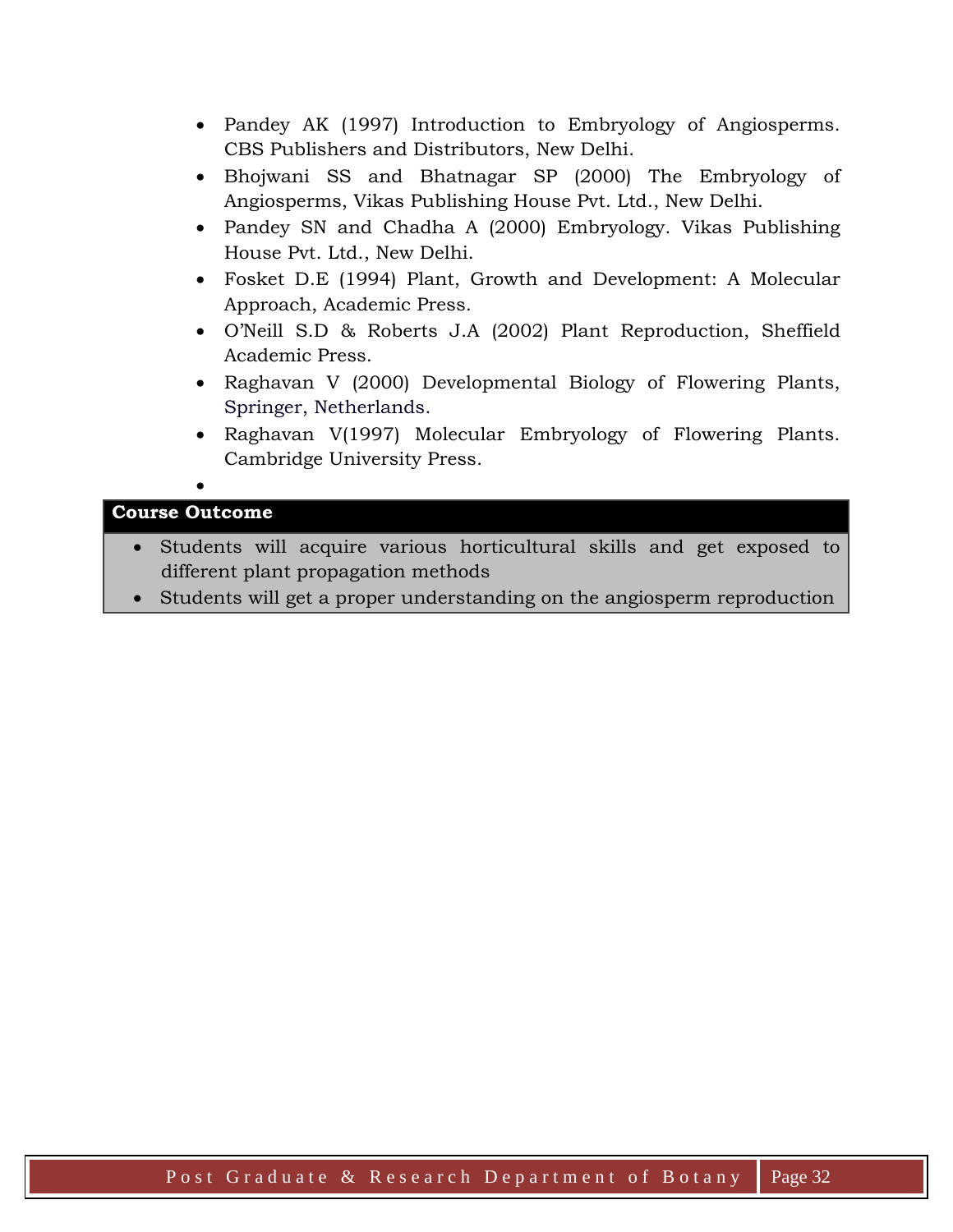- Pandey AK (1997) Introduction to Embryology of Angiosperms. CBS Publishers and Distributors, New Delhi.
- Bhojwani SS and Bhatnagar SP (2000) The Embryology of Angiosperms, Vikas Publishing House Pvt. Ltd., New Delhi.
- Pandey SN and Chadha A (2000) Embryology. Vikas Publishing House Pvt. Ltd., New Delhi.
- Fosket D.E (1994) Plant, Growth and Development: A Molecular Approach, Academic Press.
- O'Neill S.D & Roberts J.A (2002) Plant Reproduction, Sheffield Academic Press.
- Raghavan V (2000) Developmental Biology of Flowering Plants, Springer, Netherlands.
- Raghavan V(1997) Molecular Embryology of Flowering Plants. Cambridge University Press.

**Course Outcome**

- Students will acquire various horticultural skills and get exposed to different plant propagation methods
- Students will get a proper understanding on the angiosperm reproduction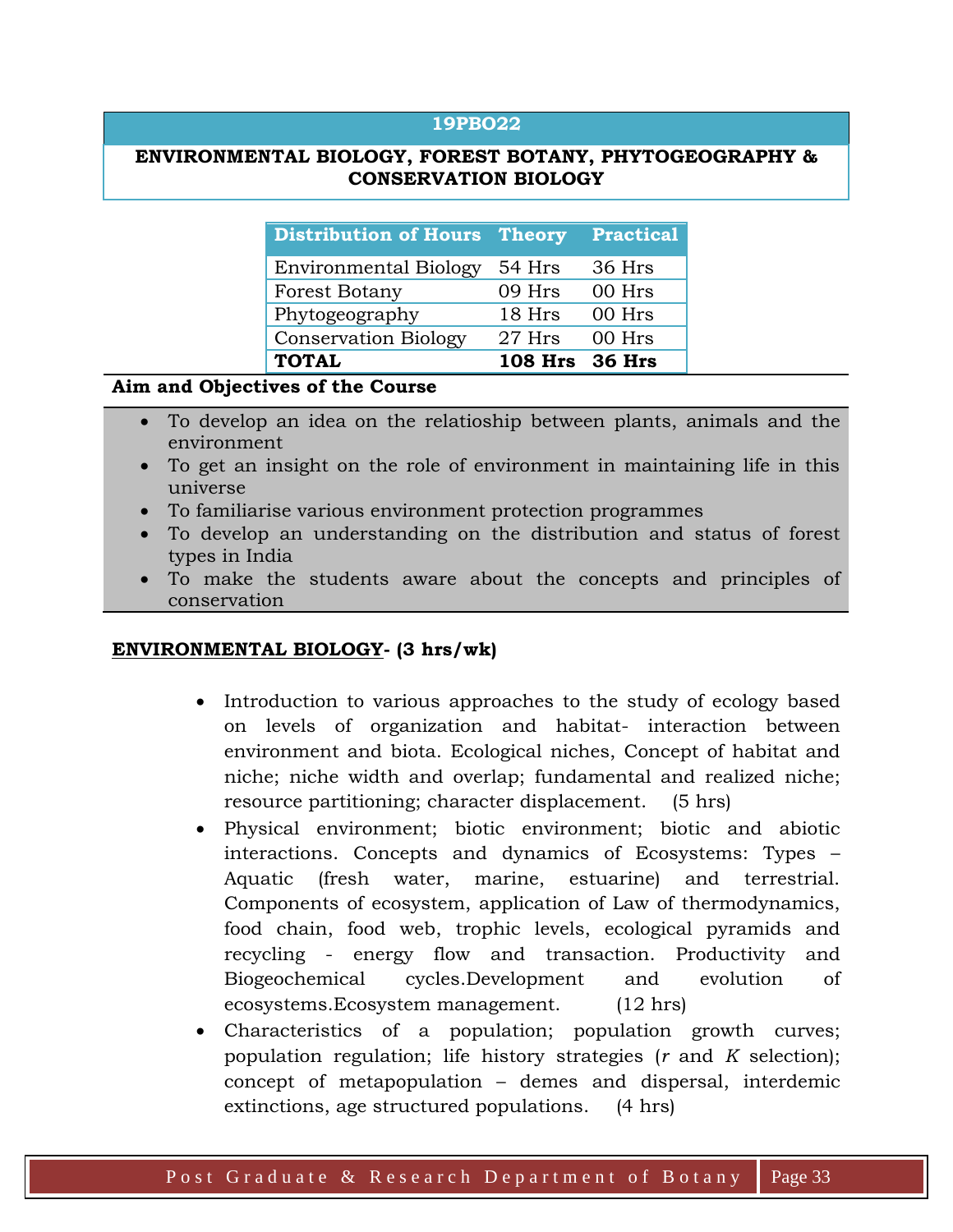## 19PBO22

### ENVIRONMENTAL BIOLOGY, FOREST BOTANY, PHYTOGEOGRAPHY & CONSERVATION BIOLOGY

| Distribution of Hours | Theory | Practical |
|---|---|---|
| Environmental Biology | 54 Hrs | 36 Hrs |
| Forest Botany | 09 Hrs | 00 Hrs |
| Phytogeography | 18 Hrs | 00 Hrs |
| Conservation Biology | 27 Hrs | 00 Hrs |
| **TOTAL** | **108 Hrs** | **36 Hrs** |

**Aim and Objectives of the Course**

- To develop an idea on the relatioship between plants, animals and the environment
- To get an insight on the role of environment in maintaining life in this universe
- To familiarise various environment protection programmes
- To develop an understanding on the distribution and status of forest types in India
- To make the students aware about the concepts and principles of conservation

**ENVIRONMENTAL BIOLOGY- (3 hrs/wk)**

- Introduction to various approaches to the study of ecology based on levels of organization and habitat- interaction between environment and biota. Ecological niches, Concept of habitat and niche; niche width and overlap; fundamental and realized niche; resource partitioning; character displacement. (5 hrs)
- Physical environment; biotic environment; biotic and abiotic interactions. Concepts and dynamics of Ecosystems: Types – Aquatic (fresh water, marine, estuarine) and terrestrial. Components of ecosystem, application of Law of thermodynamics, food chain, food web, trophic levels, ecological pyramids and recycling - energy flow and transaction. Productivity and Biogeochemical cycles.Development and evolution of ecosystems.Ecosystem management. (12 hrs)
- Characteristics of a population; population growth curves; population regulation; life history strategies (*r* and *K* selection); concept of metapopulation – demes and dispersal, interdemic extinctions, age structured populations. (4 hrs)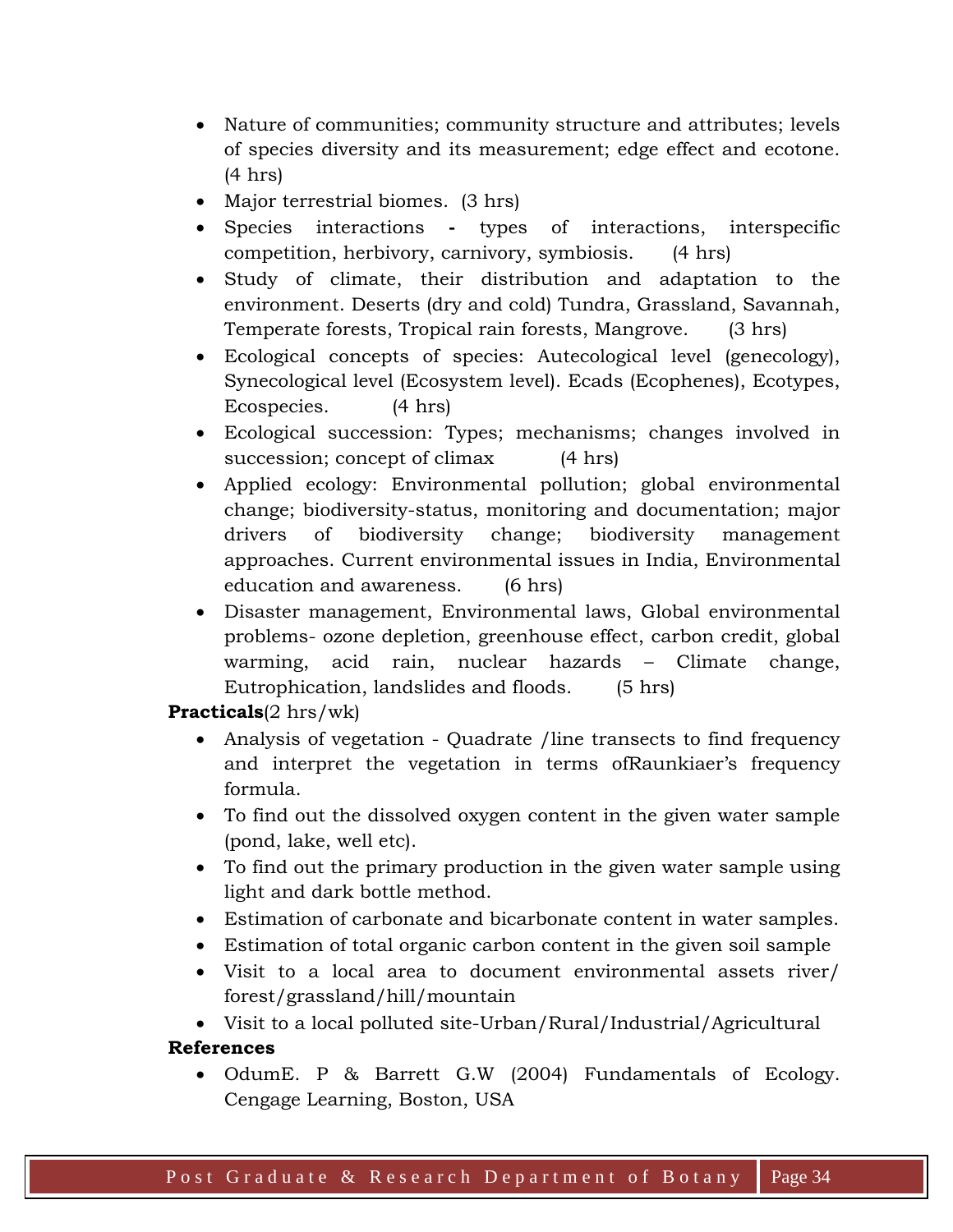- Nature of communities; community structure and attributes; levels of species diversity and its measurement; edge effect and ecotone. (4 hrs)
- Major terrestrial biomes. (3 hrs)
- Species interactions - types of interactions, interspecific competition, herbivory, carnivory, symbiosis. (4 hrs)
- Study of climate, their distribution and adaptation to the environment. Deserts (dry and cold) Tundra, Grassland, Savannah, Temperate forests, Tropical rain forests, Mangrove. (3 hrs)
- Ecological concepts of species: Autecological level (genecology), Synecological level (Ecosystem level). Ecads (Ecophenes), Ecotypes, Ecospecies. (4 hrs)
- Ecological succession: Types; mechanisms; changes involved in succession; concept of climax (4 hrs)
- Applied ecology: Environmental pollution; global environmental change; biodiversity-status, monitoring and documentation; major drivers of biodiversity change; biodiversity management approaches. Current environmental issues in India, Environmental education and awareness. (6 hrs)
- Disaster management, Environmental laws, Global environmental problems- ozone depletion, greenhouse effect, carbon credit, global warming, acid rain, nuclear hazards – Climate change, Eutrophication, landslides and floods. (5 hrs)

**Practicals**(2 hrs/wk)

- Analysis of vegetation - Quadrate /line transects to find frequency and interpret the vegetation in terms ofRaunkiaer's frequency formula.
- To find out the dissolved oxygen content in the given water sample (pond, lake, well etc).
- To find out the primary production in the given water sample using light and dark bottle method.
- Estimation of carbonate and bicarbonate content in water samples.
- Estimation of total organic carbon content in the given soil sample
- Visit to a local area to document environmental assets river/ forest/grassland/hill/mountain
- Visit to a local polluted site-Urban/Rural/Industrial/Agricultural

**References**

- OdumE. P & Barrett G.W (2004) Fundamentals of Ecology. Cengage Learning, Boston, USA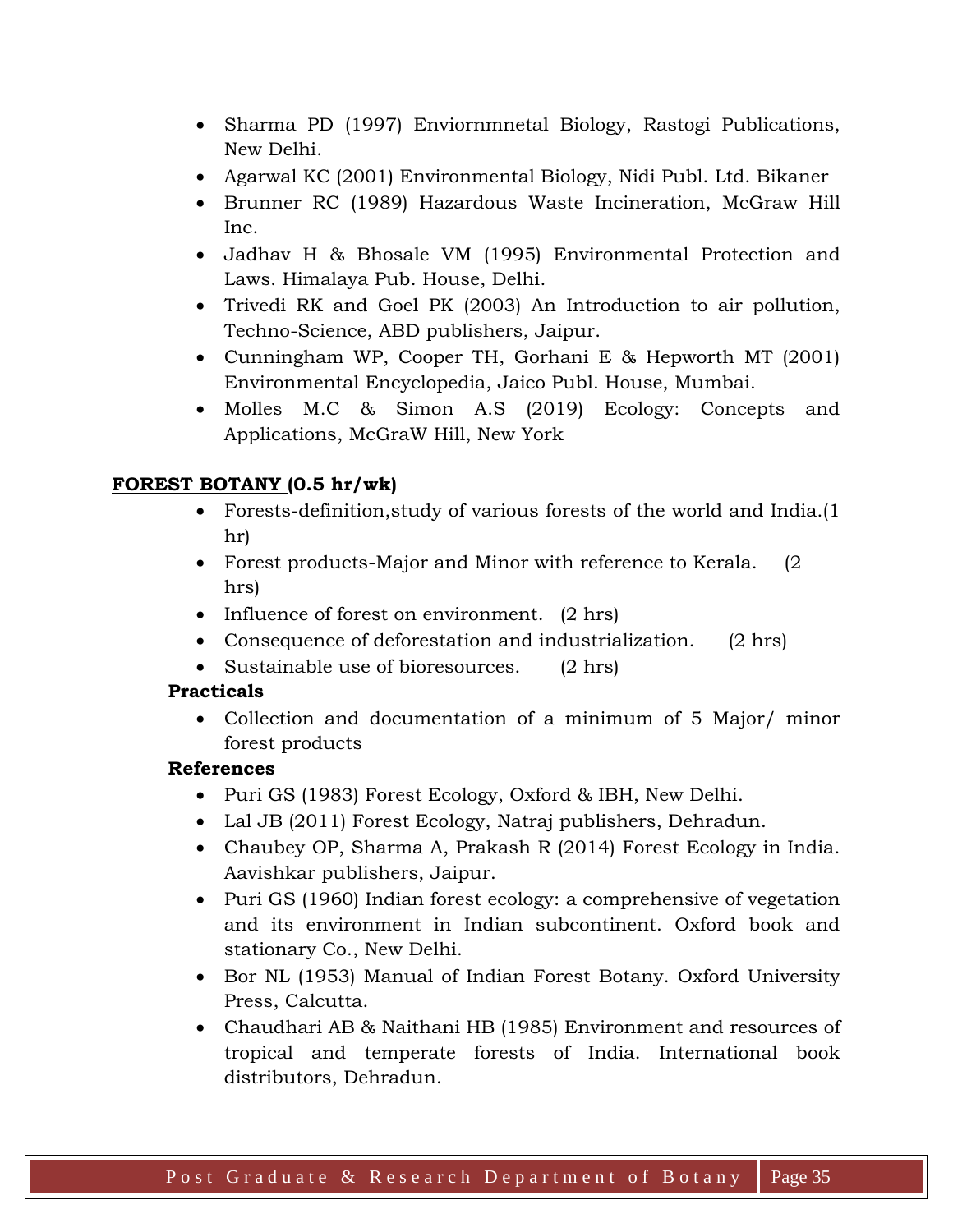- Sharma PD (1997) Enviornmnetal Biology, Rastogi Publications, New Delhi.
- Agarwal KC (2001) Environmental Biology, Nidi Publ. Ltd. Bikaner
- Brunner RC (1989) Hazardous Waste Incineration, McGraw Hill Inc.
- Jadhav H & Bhosale VM (1995) Environmental Protection and Laws. Himalaya Pub. House, Delhi.
- Trivedi RK and Goel PK (2003) An Introduction to air pollution, Techno-Science, ABD publishers, Jaipur.
- Cunningham WP, Cooper TH, Gorhani E & Hepworth MT (2001) Environmental Encyclopedia, Jaico Publ. House, Mumbai.
- Molles M.C & Simon A.S (2019) Ecology: Concepts and Applications, McGraW Hill, New York

**FOREST BOTANY (0.5 hr/wk)**

- Forests-definition,study of various forests of the world and India.(1 hr)
- Forest products-Major and Minor with reference to Kerala. (2 hrs)
- Influence of forest on environment. (2 hrs)
- Consequence of deforestation and industrialization. (2 hrs)
- Sustainable use of bioresources. (2 hrs)

**Practicals**

- Collection and documentation of a minimum of 5 Major/ minor forest products

**References**

- Puri GS (1983) Forest Ecology, Oxford & IBH, New Delhi.
- Lal JB (2011) Forest Ecology, Natraj publishers, Dehradun.
- Chaubey OP, Sharma A, Prakash R (2014) Forest Ecology in India. Aavishkar publishers, Jaipur.
- Puri GS (1960) Indian forest ecology: a comprehensive of vegetation and its environment in Indian subcontinent. Oxford book and stationary Co., New Delhi.
- Bor NL (1953) Manual of Indian Forest Botany. Oxford University Press, Calcutta.
- Chaudhari AB & Naithani HB (1985) Environment and resources of tropical and temperate forests of India. International book distributors, Dehradun.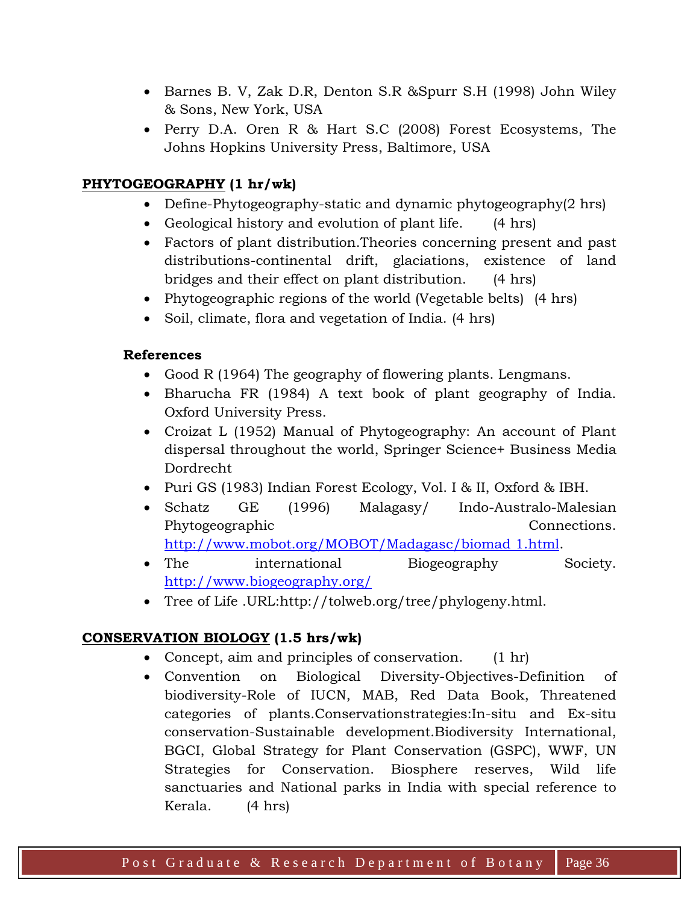- Barnes B. V, Zak D.R, Denton S.R &Spurr S.H (1998) John Wiley & Sons, New York, USA
- Perry D.A. Oren R & Hart S.C (2008) Forest Ecosystems, The Johns Hopkins University Press, Baltimore, USA

## PHYTOGEOGRAPHY (1 hr/wk)

- Define-Phytogeography-static and dynamic phytogeography(2 hrs)
- Geological history and evolution of plant life. (4 hrs)
- Factors of plant distribution.Theories concerning present and past distributions-continental drift, glaciations, existence of land bridges and their effect on plant distribution. (4 hrs)
- Phytogeographic regions of the world (Vegetable belts) (4 hrs)
- Soil, climate, flora and vegetation of India. (4 hrs)

### References

- Good R (1964) The geography of flowering plants. Lengmans.
- Bharucha FR (1984) A text book of plant geography of India. Oxford University Press.
- Croizat L (1952) Manual of Phytogeography: An account of Plant dispersal throughout the world, Springer Science+ Business Media Dordrecht
- Puri GS (1983) Indian Forest Ecology, Vol. I & II, Oxford & IBH.
- Schatz GE (1996) Malagasy/ Indo-Australo-Malesian Phytogeographic Connections. http://www.mobot.org/MOBOT/Madagasc/biomad 1.html.
- The international Biogeography Society. http://www.biogeography.org/
- Tree of Life .URL:http://tolweb.org/tree/phylogeny.html.

## CONSERVATION BIOLOGY (1.5 hrs/wk)

- Concept, aim and principles of conservation. (1 hr)
- Convention on Biological Diversity-Objectives-Definition of biodiversity-Role of IUCN, MAB, Red Data Book, Threatened categories of plants.Conservationstrategies:In-situ and Ex-situ conservation-Sustainable development.Biodiversity International, BGCI, Global Strategy for Plant Conservation (GSPC), WWF, UN Strategies for Conservation. Biosphere reserves, Wild life sanctuaries and National parks in India with special reference to Kerala. (4 hrs)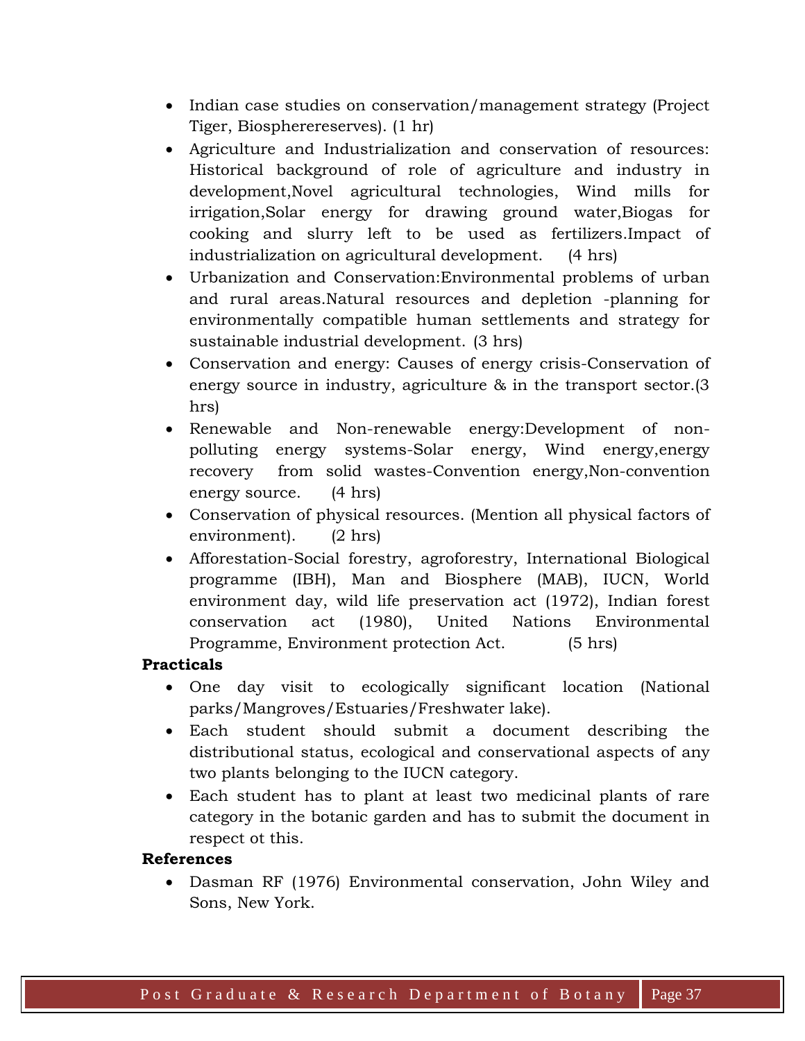- Indian case studies on conservation/management strategy (Project Tiger, Biosphererreserves). (1 hr)
- Agriculture and Industrialization and conservation of resources: Historical background of role of agriculture and industry in development,Novel agricultural technologies, Wind mills for irrigation,Solar energy for drawing ground water,Biogas for cooking and slurry left to be used as fertilizers.Impact of industrialization on agricultural development. (4 hrs)
- Urbanization and Conservation:Environmental problems of urban and rural areas.Natural resources and depletion -planning for environmentally compatible human settlements and strategy for sustainable industrial development. (3 hrs)
- Conservation and energy: Causes of energy crisis-Conservation of energy source in industry, agriculture & in the transport sector.(3 hrs)
- Renewable and Non-renewable energy:Development of non-polluting energy systems-Solar energy, Wind energy,energy recovery from solid wastes-Convention energy,Non-convention energy source. (4 hrs)
- Conservation of physical resources. (Mention all physical factors of environment). (2 hrs)
- Afforestation-Social forestry, agroforestry, International Biological programme (IBH), Man and Biosphere (MAB), IUCN, World environment day, wild life preservation act (1972), Indian forest conservation act (1980), United Nations Environmental Programme, Environment protection Act. (5 hrs)

**Practicals**

- One day visit to ecologically significant location (National parks/Mangroves/Estuaries/Freshwater lake).
- Each student should submit a document describing the distributional status, ecological and conservational aspects of any two plants belonging to the IUCN category.
- Each student has to plant at least two medicinal plants of rare category in the botanic garden and has to submit the document in respect ot this.

**References**

- Dasman RF (1976) Environmental conservation, John Wiley and Sons, New York.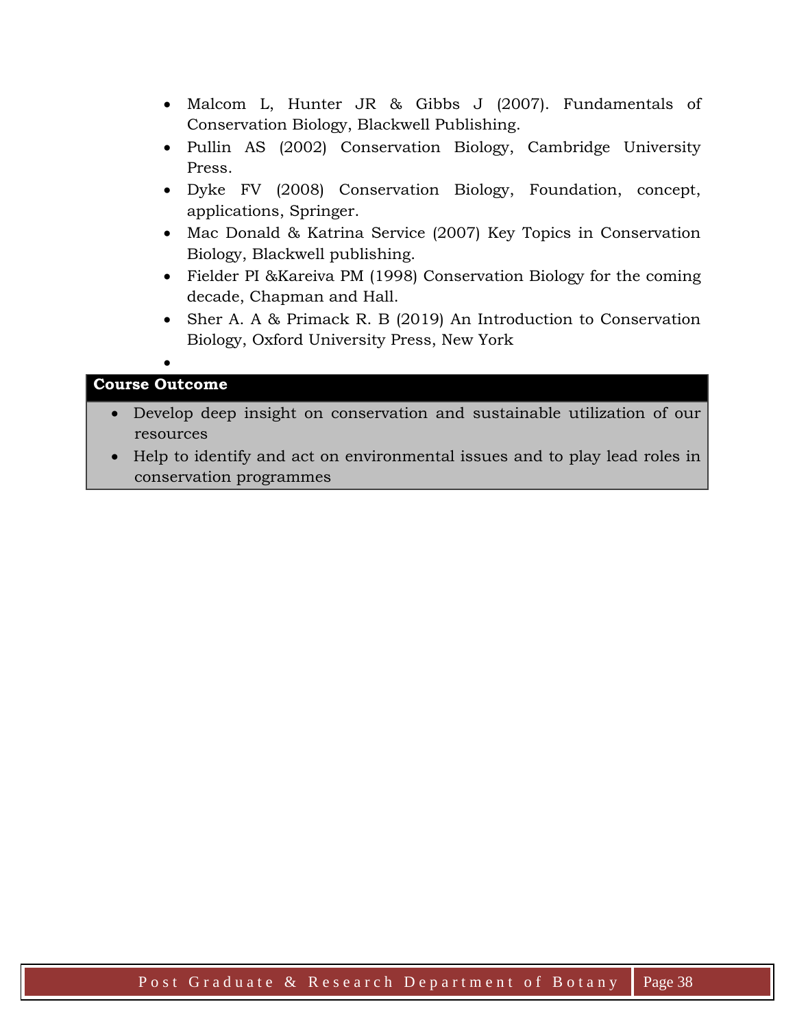- Malcom L, Hunter JR & Gibbs J (2007). Fundamentals of Conservation Biology, Blackwell Publishing.
- Pullin AS (2002) Conservation Biology, Cambridge University Press.
- Dyke FV (2008) Conservation Biology, Foundation, concept, applications, Springer.
- Mac Donald & Katrina Service (2007) Key Topics in Conservation Biology, Blackwell publishing.
- Fielder PI &Kareiva PM (1998) Conservation Biology for the coming decade, Chapman and Hall.
- Sher A. A & Primack R. B (2019) An Introduction to Conservation Biology, Oxford University Press, New York

**Course Outcome**

- Develop deep insight on conservation and sustainable utilization of our resources
- Help to identify and act on environmental issues and to play lead roles in conservation programmes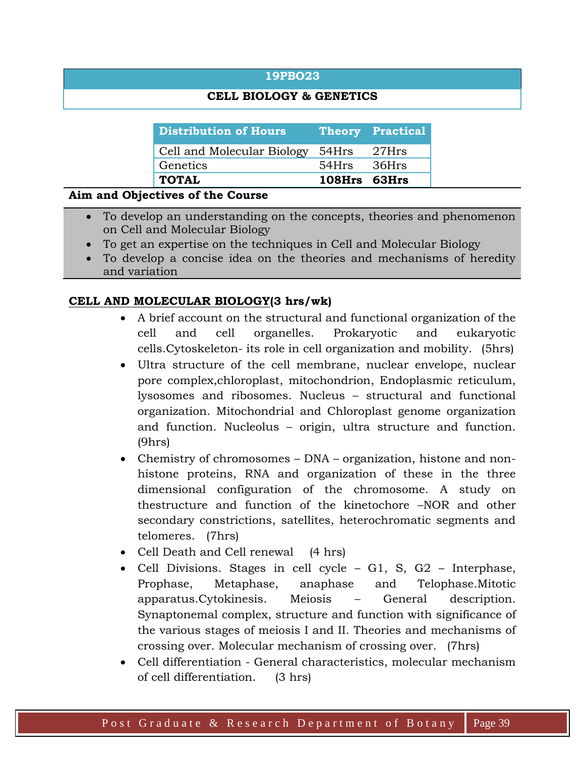# 19PBO23

## CELL BIOLOGY & GENETICS

| Distribution of Hours | Theory | Practical |
|---|---|---|
| Cell and Molecular Biology | 54Hrs | 27Hrs |
| Genetics | 54Hrs | 36Hrs |
| **TOTAL** | **108Hrs** | **63Hrs** |

**Aim and Objectives of the Course**

- To develop an understanding on the concepts, theories and phenomenon on Cell and Molecular Biology
- To get an expertise on the techniques in Cell and Molecular Biology
- To develop a concise idea on the theories and mechanisms of heredity and variation

**<u>CELL AND MOLECULAR BIOLOGY</u>(3 hrs/wk)**

- A brief account on the structural and functional organization of the cell and cell organelles. Prokaryotic and eukaryotic cells.Cytoskeleton- its role in cell organization and mobility. (5hrs)
- Ultra structure of the cell membrane, nuclear envelope, nuclear pore complex,chloroplast, mitochondrion, Endoplasmic reticulum, lysosomes and ribosomes. Nucleus – structural and functional organization. Mitochondrial and Chloroplast genome organization and function. Nucleolus – origin, ultra structure and function. (9hrs)
- Chemistry of chromosomes – DNA – organization, histone and non-histone proteins, RNA and organization of these in the three dimensional configuration of the chromosome. A study on thestructure and function of the kinetochore –NOR and other secondary constrictions, satellites, heterochromatic segments and telomeres. (7hrs)
- Cell Death and Cell renewal (4 hrs)
- Cell Divisions. Stages in cell cycle – G1, S, G2 – Interphase, Prophase, Metaphase, anaphase and Telophase.Mitotic apparatus.Cytokinesis. Meiosis – General description. Synaptonemal complex, structure and function with significance of the various stages of meiosis I and II. Theories and mechanisms of crossing over. Molecular mechanism of crossing over. (7hrs)
- Cell differentiation - General characteristics, molecular mechanism of cell differentiation. (3 hrs)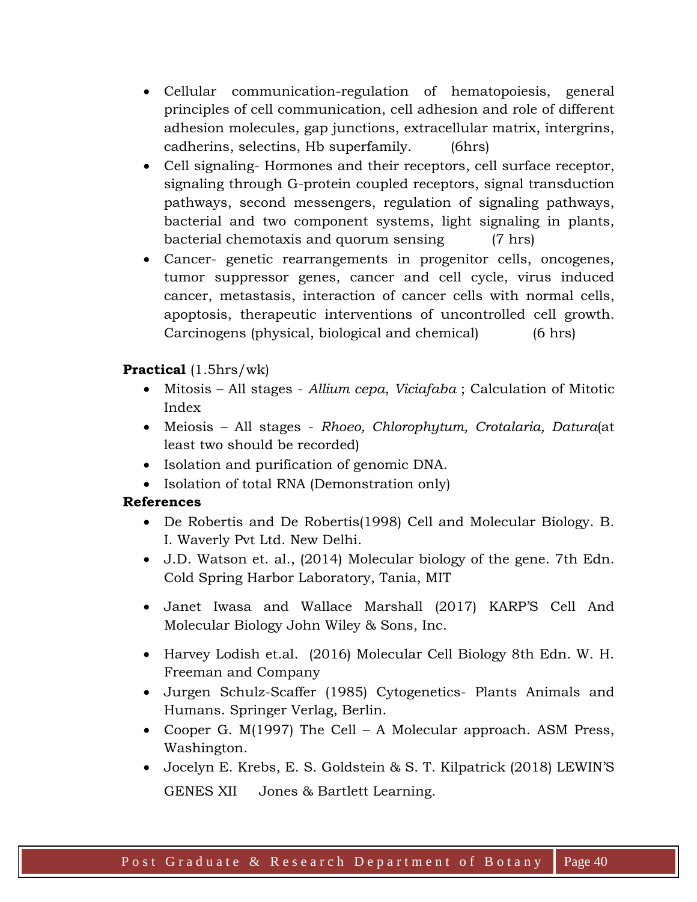- Cellular communication-regulation of hematopoiesis, general principles of cell communication, cell adhesion and role of different adhesion molecules, gap junctions, extracellular matrix, intergrins, cadherins, selectins, Hb superfamily. (6hrs)
- Cell signaling- Hormones and their receptors, cell surface receptor, signaling through G-protein coupled receptors, signal transduction pathways, second messengers, regulation of signaling pathways, bacterial and two component systems, light signaling in plants, bacterial chemotaxis and quorum sensing (7 hrs)
- Cancer- genetic rearrangements in progenitor cells, oncogenes, tumor suppressor genes, cancer and cell cycle, virus induced cancer, metastasis, interaction of cancer cells with normal cells, apoptosis, therapeutic interventions of uncontrolled cell growth. Carcinogens (physical, biological and chemical) (6 hrs)

**Practical** (1.5hrs/wk)

- Mitosis – All stages - *Allium cepa, Viciafaba* ; Calculation of Mitotic Index
- Meiosis – All stages - *Rhoeo, Chlorophytum, Crotalaria, Datura*(at least two should be recorded)
- Isolation and purification of genomic DNA.
- Isolation of total RNA (Demonstration only)

**References**

- De Robertis and De Robertis(1998) Cell and Molecular Biology. B. I. Waverly Pvt Ltd. New Delhi.
- J.D. Watson et. al., (2014) Molecular biology of the gene. 7th Edn. Cold Spring Harbor Laboratory, Tania, MIT
- Janet Iwasa and Wallace Marshall (2017) KARP'S Cell And Molecular Biology John Wiley & Sons, Inc.
- Harvey Lodish et.al. (2016) Molecular Cell Biology 8th Edn. W. H. Freeman and Company
- Jurgen Schulz-Scaffer (1985) Cytogenetics- Plants Animals and Humans. Springer Verlag, Berlin.
- Cooper G. M(1997) The Cell – A Molecular approach. ASM Press, Washington.
- Jocelyn E. Krebs, E. S. Goldstein & S. T. Kilpatrick (2018) LEWIN'S GENES XII Jones & Bartlett Learning.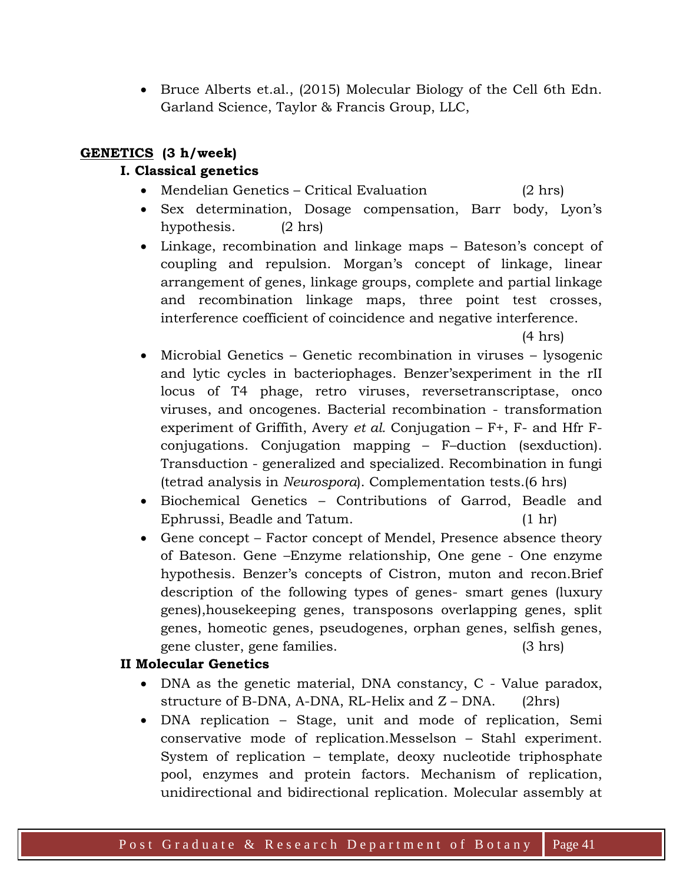- Bruce Alberts et.al., (2015) Molecular Biology of the Cell 6th Edn. Garland Science, Taylor & Francis Group, LLC,

## <u>GENETICS</u> (3 h/week)

### I. Classical genetics

- Mendelian Genetics – Critical Evaluation (2 hrs)
- Sex determination, Dosage compensation, Barr body, Lyon's hypothesis. (2 hrs)
- Linkage, recombination and linkage maps – Bateson's concept of coupling and repulsion. Morgan's concept of linkage, linear arrangement of genes, linkage groups, complete and partial linkage and recombination linkage maps, three point test crosses, interference coefficient of coincidence and negative interference. (4 hrs)
- Microbial Genetics – Genetic recombination in viruses – lysogenic and lytic cycles in bacteriophages. Benzer'sexperiment in the rII locus of T4 phage, retro viruses, reversetranscriptase, onco viruses, and oncogenes. Bacterial recombination - transformation experiment of Griffith, Avery *et al*. Conjugation – F+, F- and Hfr F-conjugations. Conjugation mapping – F–duction (sexduction). Transduction - generalized and specialized. Recombination in fungi (tetrad analysis in *Neurospora*). Complementation tests.(6 hrs)
- Biochemical Genetics – Contributions of Garrod, Beadle and Ephrussi, Beadle and Tatum. (1 hr)
- Gene concept – Factor concept of Mendel, Presence absence theory of Bateson. Gene –Enzyme relationship, One gene - One enzyme hypothesis. Benzer's concepts of Cistron, muton and recon.Brief description of the following types of genes- smart genes (luxury genes),housekeeping genes, transposons overlapping genes, split genes, homeotic genes, pseudogenes, orphan genes, selfish genes, gene cluster, gene families. (3 hrs)

### II Molecular Genetics

- DNA as the genetic material, DNA constancy, C - Value paradox, structure of B-DNA, A-DNA, RL-Helix and Z – DNA. (2hrs)
- DNA replication – Stage, unit and mode of replication, Semi conservative mode of replication.Messelson – Stahl experiment. System of replication – template, deoxy nucleotide triphosphate pool, enzymes and protein factors. Mechanism of replication, unidirectional and bidirectional replication. Molecular assembly at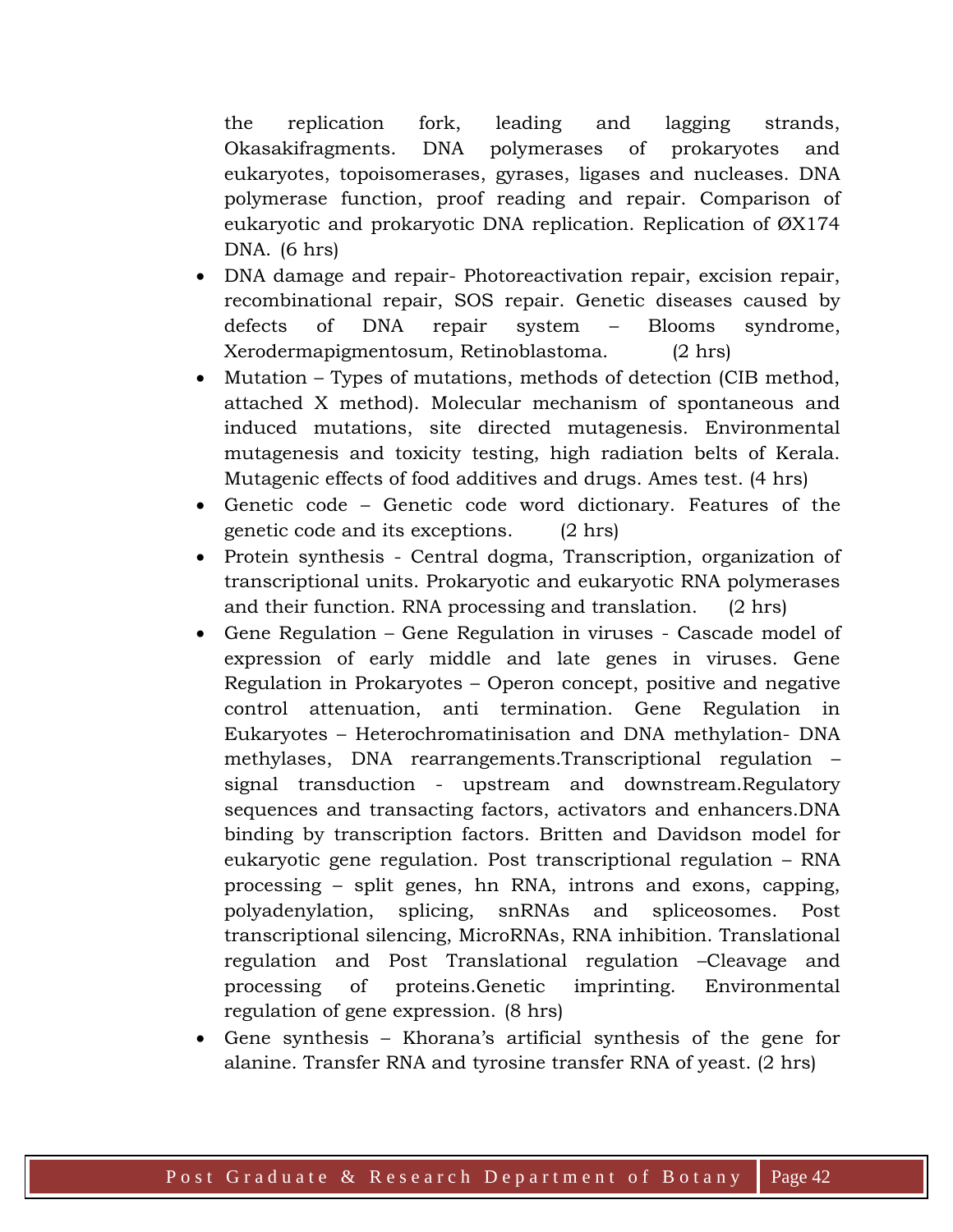the replication fork, leading and lagging strands, Okasakifragments. DNA polymerases of prokaryotes and eukaryotes, topoisomerases, gyrases, ligases and nucleases. DNA polymerase function, proof reading and repair. Comparison of eukaryotic and prokaryotic DNA replication. Replication of ØX174 DNA. (6 hrs)

- DNA damage and repair- Photoreactivation repair, excision repair, recombinational repair, SOS repair. Genetic diseases caused by defects of DNA repair system – Blooms syndrome, Xerodermapigmentosum, Retinoblastoma. (2 hrs)
- Mutation – Types of mutations, methods of detection (ClB method, attached X method). Molecular mechanism of spontaneous and induced mutations, site directed mutagenesis. Environmental mutagenesis and toxicity testing, high radiation belts of Kerala. Mutagenic effects of food additives and drugs. Ames test. (4 hrs)
- Genetic code – Genetic code word dictionary. Features of the genetic code and its exceptions. (2 hrs)
- Protein synthesis - Central dogma, Transcription, organization of transcriptional units. Prokaryotic and eukaryotic RNA polymerases and their function. RNA processing and translation. (2 hrs)
- Gene Regulation – Gene Regulation in viruses - Cascade model of expression of early middle and late genes in viruses. Gene Regulation in Prokaryotes – Operon concept, positive and negative control attenuation, anti termination. Gene Regulation in Eukaryotes – Heterochromatinisation and DNA methylation- DNA methylases, DNA rearrangements.Transcriptional regulation – signal transduction - upstream and downstream.Regulatory sequences and transacting factors, activators and enhancers.DNA binding by transcription factors. Britten and Davidson model for eukaryotic gene regulation. Post transcriptional regulation – RNA processing – split genes, hn RNA, introns and exons, capping, polyadenylation, splicing, snRNAs and spliceosomes. Post transcriptional silencing, MicroRNAs, RNA inhibition. Translational regulation and Post Translational regulation –Cleavage and processing of proteins.Genetic imprinting. Environmental regulation of gene expression. (8 hrs)
- Gene synthesis – Khorana's artificial synthesis of the gene for alanine. Transfer RNA and tyrosine transfer RNA of yeast. (2 hrs)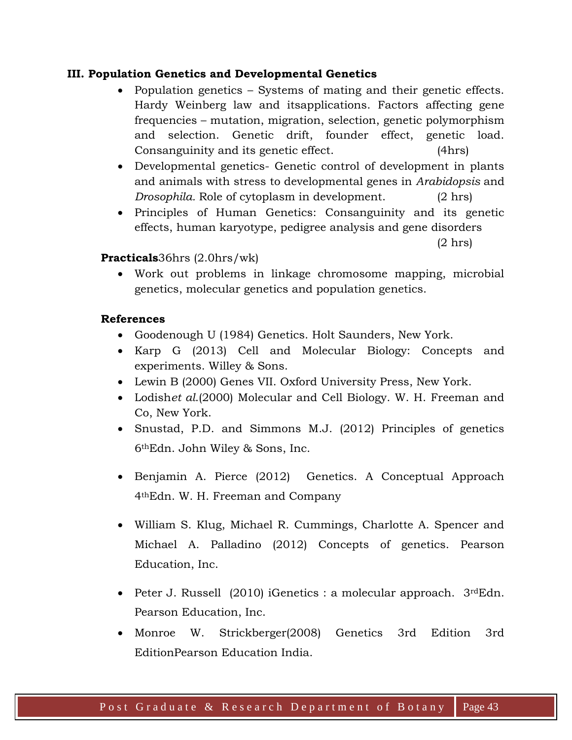**III. Population Genetics and Developmental Genetics**

- Population genetics – Systems of mating and their genetic effects. Hardy Weinberg law and itsapplications. Factors affecting gene frequencies – mutation, migration, selection, genetic polymorphism and selection. Genetic drift, founder effect, genetic load. Consanguinity and its genetic effect. (4hrs)
- Developmental genetics- Genetic control of development in plants and animals with stress to developmental genes in *Arabidopsis* and *Drosophila.* Role of cytoplasm in development. (2 hrs)
- Principles of Human Genetics: Consanguinity and its genetic effects, human karyotype, pedigree analysis and gene disorders (2 hrs)

**Practicals**36hrs (2.0hrs/wk)

- Work out problems in linkage chromosome mapping, microbial genetics, molecular genetics and population genetics.

**References**

- Goodenough U (1984) Genetics. Holt Saunders, New York.
- Karp G (2013) Cell and Molecular Biology: Concepts and experiments. Willey & Sons.
- Lewin B (2000) Genes VII. Oxford University Press, New York.
- Lodish*et al.*(2000) Molecular and Cell Biology. W. H. Freeman and Co, New York.
- Snustad, P.D. and Simmons M.J. (2012) Principles of genetics 6thEdn. John Wiley & Sons, Inc.
- Benjamin A. Pierce (2012) Genetics. A Conceptual Approach 4thEdn. W. H. Freeman and Company
- William S. Klug, Michael R. Cummings, Charlotte A. Spencer and Michael A. Palladino (2012) Concepts of genetics. Pearson Education, Inc.
- Peter J. Russell (2010) iGenetics : a molecular approach. 3rdEdn. Pearson Education, Inc.
- Monroe W. Strickberger(2008) Genetics 3rd Edition 3rd EditionPearson Education India.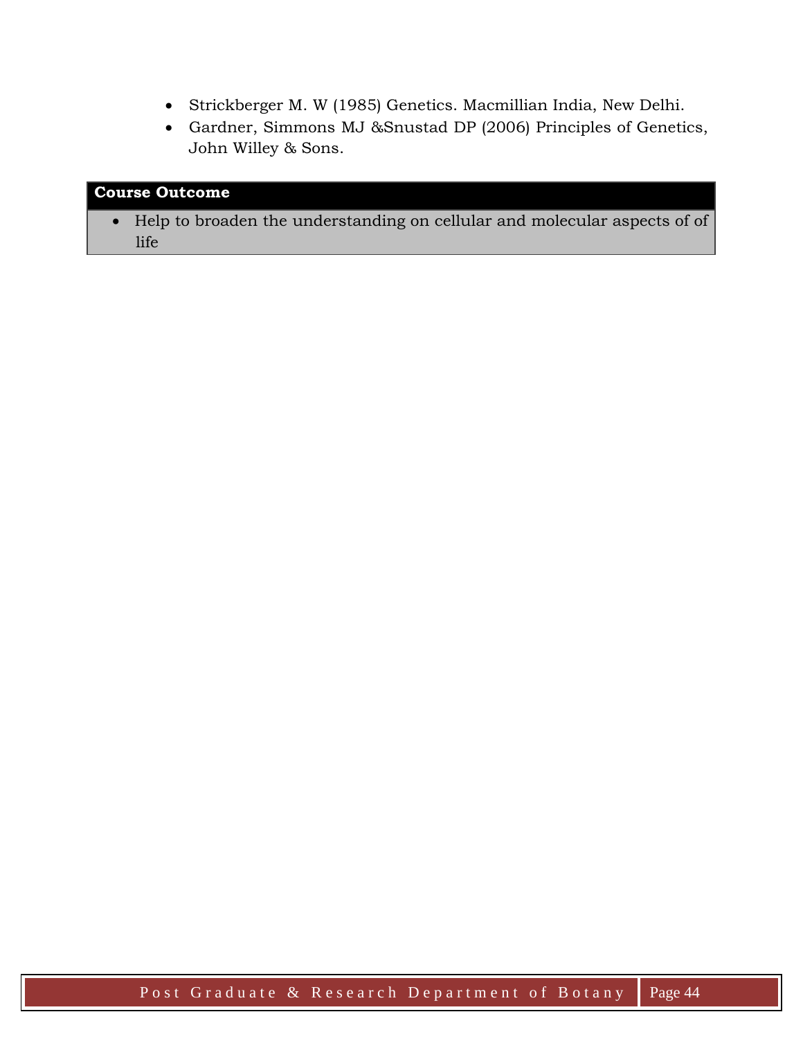- Strickberger M. W (1985) Genetics. Macmillian India, New Delhi.
- Gardner, Simmons MJ &Snustad DP (2006) Principles of Genetics, John Willey & Sons.

| **Course Outcome** |
| --- |
| • Help to broaden the understanding on cellular and molecular aspects of of life |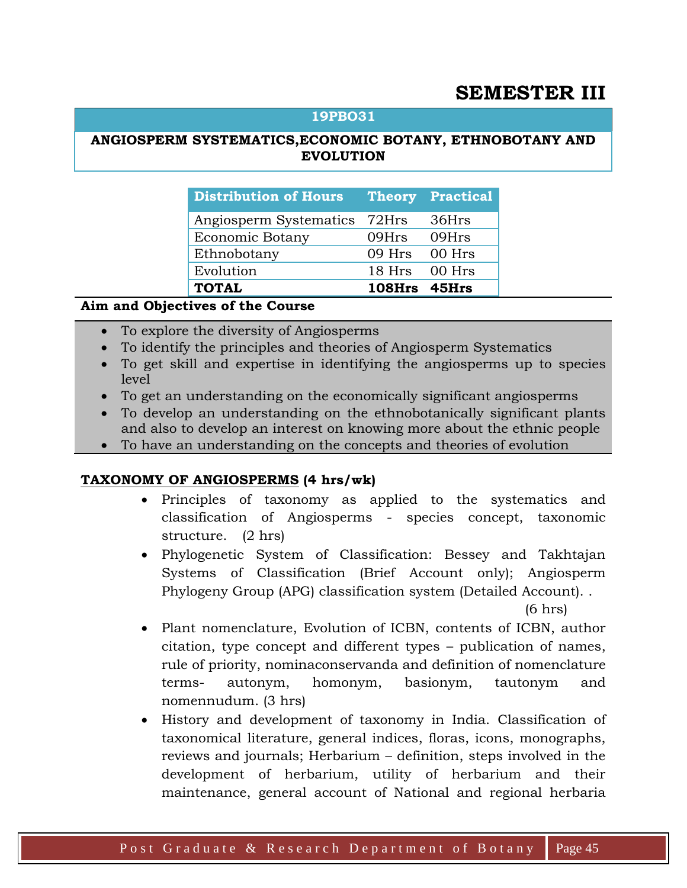# SEMESTER III

## 19PBO31

### ANGIOSPERM SYSTEMATICS,ECONOMIC BOTANY, ETHNOBOTANY AND EVOLUTION

| Distribution of Hours | Theory | Practical |
|---|---|---|
| Angiosperm Systematics | 72Hrs | 36Hrs |
| Economic Botany | 09Hrs | 09Hrs |
| Ethnobotany | 09 Hrs | 00 Hrs |
| Evolution | 18 Hrs | 00 Hrs |
| **TOTAL** | **108Hrs** | **45Hrs** |

**Aim and Objectives of the Course**

- To explore the diversity of Angiosperms
- To identify the principles and theories of Angiosperm Systematics
- To get skill and expertise in identifying the angiosperms up to species level
- To get an understanding on the economically significant angiosperms
- To develop an understanding on the ethnobotanically significant plants and also to develop an interest on knowing more about the ethnic people
- To have an understanding on the concepts and theories of evolution

**TAXONOMY OF ANGIOSPERMS (4 hrs/wk)**

- Principles of taxonomy as applied to the systematics and classification of Angiosperms - species concept, taxonomic structure. (2 hrs)
- Phylogenetic System of Classification: Bessey and Takhtajan Systems of Classification (Brief Account only); Angiosperm Phylogeny Group (APG) classification system (Detailed Account). . (6 hrs)
- Plant nomenclature, Evolution of ICBN, contents of ICBN, author citation, type concept and different types – publication of names, rule of priority, nominaconservanda and definition of nomenclature terms- autonym, homonym, basionym, tautonym and nomennudum. (3 hrs)
- History and development of taxonomy in India. Classification of taxonomical literature, general indices, floras, icons, monographs, reviews and journals; Herbarium – definition, steps involved in the development of herbarium, utility of herbarium and their maintenance, general account of National and regional herbaria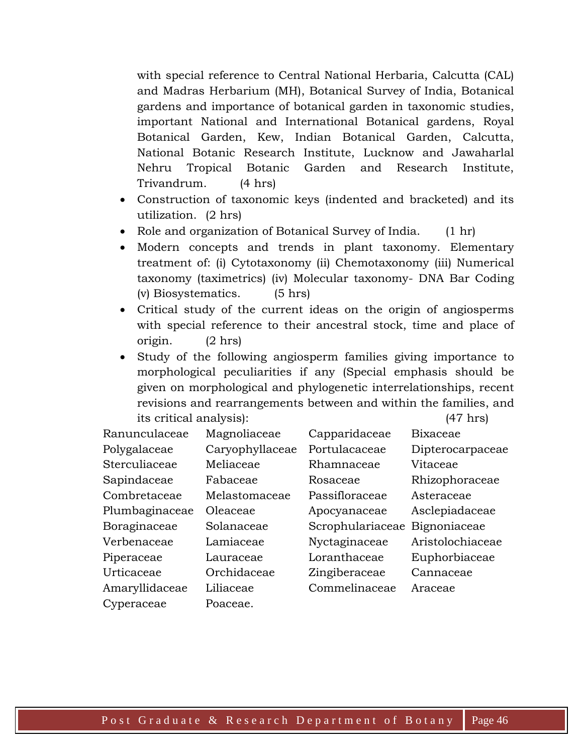with special reference to Central National Herbaria, Calcutta (CAL) and Madras Herbarium (MH), Botanical Survey of India, Botanical gardens and importance of botanical garden in taxonomic studies, important National and International Botanical gardens, Royal Botanical Garden, Kew, Indian Botanical Garden, Calcutta, National Botanic Research Institute, Lucknow and Jawaharlal Nehru Tropical Botanic Garden and Research Institute, Trivandrum. (4 hrs)

- Construction of taxonomic keys (indented and bracketed) and its utilization. (2 hrs)
- Role and organization of Botanical Survey of India. (1 hr)
- Modern concepts and trends in plant taxonomy. Elementary treatment of: (i) Cytotaxonomy (ii) Chemotaxonomy (iii) Numerical taxonomy (taximetrics) (iv) Molecular taxonomy- DNA Bar Coding (v) Biosystematics. (5 hrs)
- Critical study of the current ideas on the origin of angiosperms with special reference to their ancestral stock, time and place of origin. (2 hrs)
- Study of the following angiosperm families giving importance to morphological peculiarities if any (Special emphasis should be given on morphological and phylogenetic interrelationships, recent revisions and rearrangements between and within the families, and its critical analysis): (47 hrs)

| | | | |
|---|---|---|---|
| Ranunculaceae | Magnoliaceae | Capparidaceae | Bixaceae |
| Polygalaceae | Caryophyllaceae | Portulacaceae | Dipterocarpaceae |
| Sterculiaceae | Meliaceae | Rhamnaceae | Vitaceae |
| Sapindaceae | Fabaceae | Rosaceae | Rhizophoraceae |
| Combretaceae | Melastomaceae | Passifloraceae | Asteraceae |
| Plumbaginaceae | Oleaceae | Apocyanaceae | Asclepiadaceae |
| Boraginaceae | Solanaceae | Scrophulariaceae | Bignoniaceae |
| Verbenaceae | Lamiaceae | Nyctaginaceae | Aristolochiaceae |
| Piperaceae | Lauraceae | Loranthaceae | Euphorbiaceae |
| Urticaceae | Orchidaceae | Zingiberaceae | Cannaceae |
| Amaryllidaceae | Liliaceae | Commelinaceae | Araceae |
| Cyperaceae | Poaceae. | | |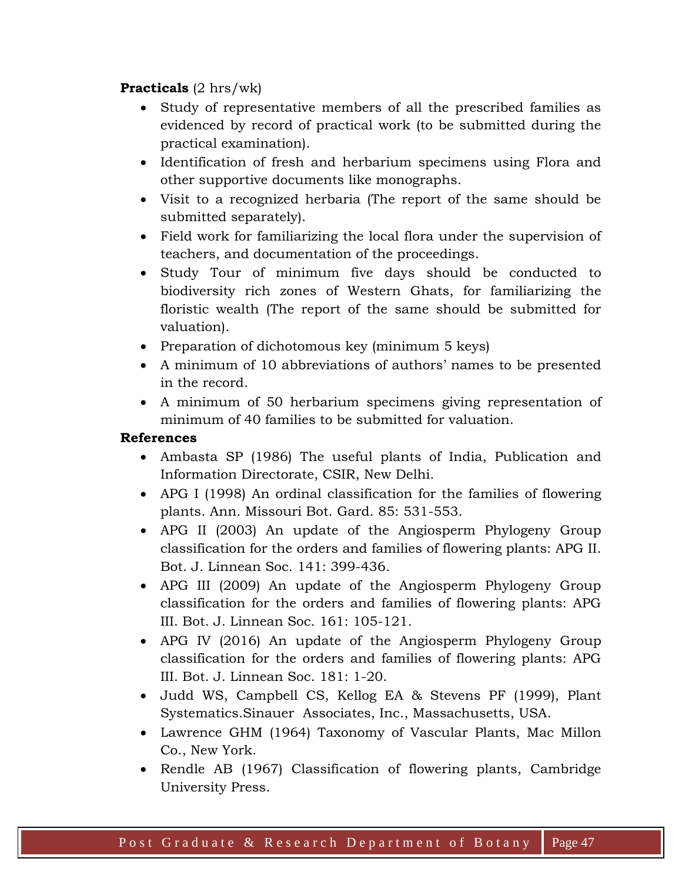**Practicals** (2 hrs/wk)

- Study of representative members of all the prescribed families as evidenced by record of practical work (to be submitted during the practical examination).
- Identification of fresh and herbarium specimens using Flora and other supportive documents like monographs.
- Visit to a recognized herbaria (The report of the same should be submitted separately).
- Field work for familiarizing the local flora under the supervision of teachers, and documentation of the proceedings.
- Study Tour of minimum five days should be conducted to biodiversity rich zones of Western Ghats, for familiarizing the floristic wealth (The report of the same should be submitted for valuation).
- Preparation of dichotomous key (minimum 5 keys)
- A minimum of 10 abbreviations of authors' names to be presented in the record.
- A minimum of 50 herbarium specimens giving representation of minimum of 40 families to be submitted for valuation.

**References**

- Ambasta SP (1986) The useful plants of India, Publication and Information Directorate, CSIR, New Delhi.
- APG I (1998) An ordinal classification for the families of flowering plants. Ann. Missouri Bot. Gard. 85: 531-553.
- APG II (2003) An update of the Angiosperm Phylogeny Group classification for the orders and families of flowering plants: APG II. Bot. J. Linnean Soc. 141: 399-436.
- APG III (2009) An update of the Angiosperm Phylogeny Group classification for the orders and families of flowering plants: APG III. Bot. J. Linnean Soc. 161: 105-121.
- APG IV (2016) An update of the Angiosperm Phylogeny Group classification for the orders and families of flowering plants: APG III. Bot. J. Linnean Soc. 181: 1-20.
- Judd WS, Campbell CS, Kellog EA & Stevens PF (1999), Plant Systematics.Sinauer Associates, Inc., Massachusetts, USA.
- Lawrence GHM (1964) Taxonomy of Vascular Plants, Mac Millon Co., New York.
- Rendle AB (1967) Classification of flowering plants, Cambridge University Press.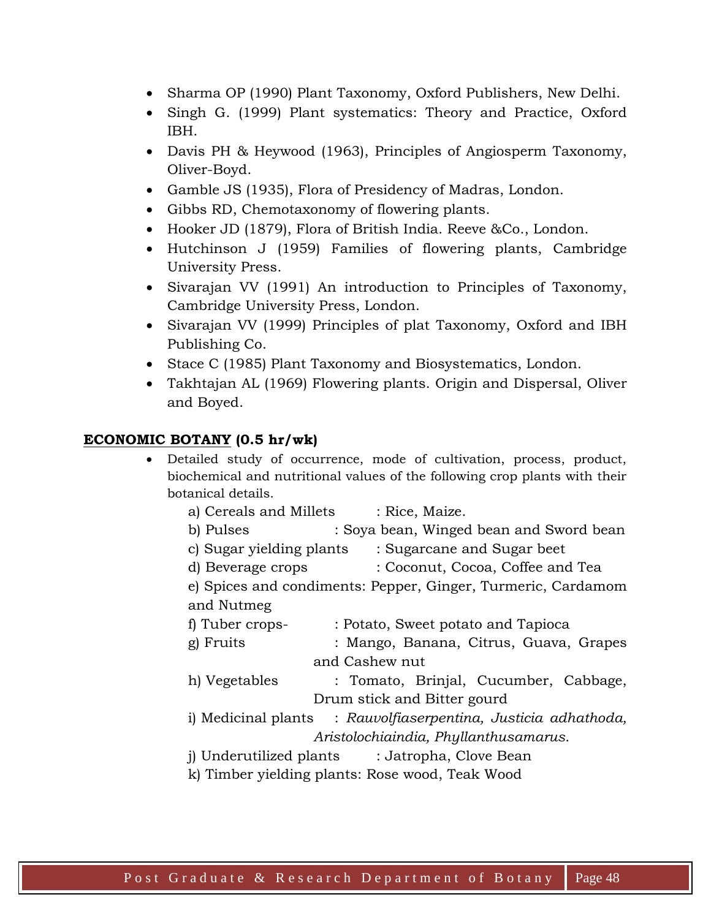- Sharma OP (1990) Plant Taxonomy, Oxford Publishers, New Delhi.
- Singh G. (1999) Plant systematics: Theory and Practice, Oxford IBH.
- Davis PH & Heywood (1963), Principles of Angiosperm Taxonomy, Oliver-Boyd.
- Gamble JS (1935), Flora of Presidency of Madras, London.
- Gibbs RD, Chemotaxonomy of flowering plants.
- Hooker JD (1879), Flora of British India. Reeve &Co., London.
- Hutchinson J (1959) Families of flowering plants, Cambridge University Press.
- Sivarajan VV (1991) An introduction to Principles of Taxonomy, Cambridge University Press, London.
- Sivarajan VV (1999) Principles of plat Taxonomy, Oxford and IBH Publishing Co.
- Stace C (1985) Plant Taxonomy and Biosystematics, London.
- Takhtajan AL (1969) Flowering plants. Origin and Dispersal, Oliver and Boyed.

**ECONOMIC BOTANY (0.5 hr/wk)**

- Detailed study of occurrence, mode of cultivation, process, product, biochemical and nutritional values of the following crop plants with their botanical details.

  a) Cereals and Millets : Rice, Maize.

  b) Pulses : Soya bean, Winged bean and Sword bean

  c) Sugar yielding plants : Sugarcane and Sugar beet

  d) Beverage crops : Coconut, Cocoa, Coffee and Tea

  e) Spices and condiments: Pepper, Ginger, Turmeric, Cardamom and Nutmeg

  f) Tuber crops- : Potato, Sweet potato and Tapioca

  g) Fruits : Mango, Banana, Citrus, Guava, Grapes and Cashew nut

  h) Vegetables : Tomato, Brinjal, Cucumber, Cabbage, Drum stick and Bitter gourd

  i) Medicinal plants : *Rauvolfiaserpentina, Justicia adhathoda, Aristolochiaindia, Phyllanthusamarus*.

  j) Underutilized plants : Jatropha, Clove Bean

  k) Timber yielding plants: Rose wood, Teak Wood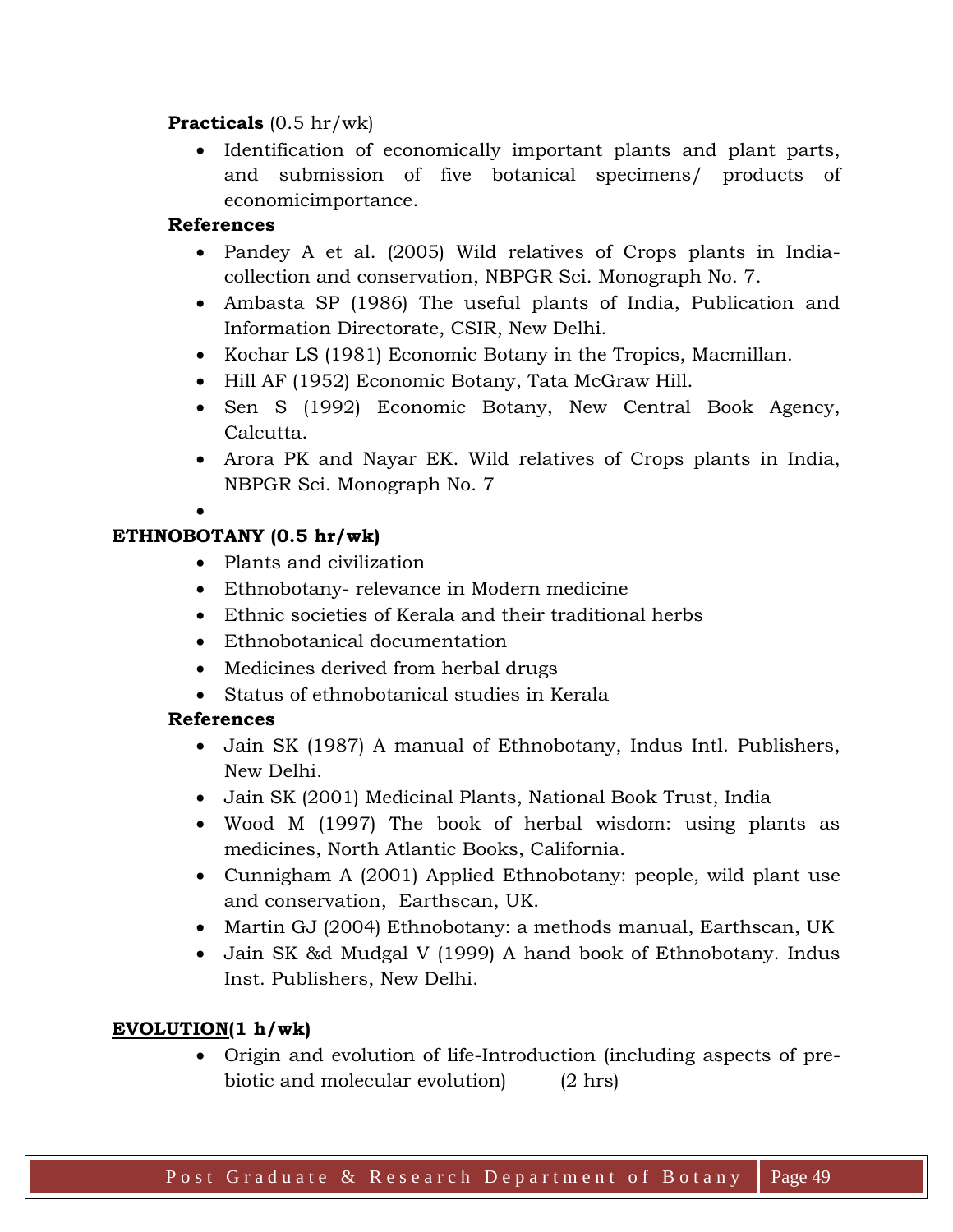**Practicals** (0.5 hr/wk)

- Identification of economically important plants and plant parts, and submission of five botanical specimens/ products of economicimportance.

**References**

- Pandey A et al. (2005) Wild relatives of Crops plants in India-collection and conservation, NBPGR Sci. Monograph No. 7.
- Ambasta SP (1986) The useful plants of India, Publication and Information Directorate, CSIR, New Delhi.
- Kochar LS (1981) Economic Botany in the Tropics, Macmillan.
- Hill AF (1952) Economic Botany, Tata McGraw Hill.
- Sen S (1992) Economic Botany, New Central Book Agency, Calcutta.
- Arora PK and Nayar EK. Wild relatives of Crops plants in India, NBPGR Sci. Monograph No. 7

## <u>ETHNOBOTANY</u> (0.5 hr/wk)

- Plants and civilization
- Ethnobotany- relevance in Modern medicine
- Ethnic societies of Kerala and their traditional herbs
- Ethnobotanical documentation
- Medicines derived from herbal drugs
- Status of ethnobotanical studies in Kerala

**References**

- Jain SK (1987) A manual of Ethnobotany, Indus Intl. Publishers, New Delhi.
- Jain SK (2001) Medicinal Plants, National Book Trust, India
- Wood M (1997) The book of herbal wisdom: using plants as medicines, North Atlantic Books, California.
- Cunnigham A (2001) Applied Ethnobotany: people, wild plant use and conservation, Earthscan, UK.
- Martin GJ (2004) Ethnobotany: a methods manual, Earthscan, UK
- Jain SK &d Mudgal V (1999) A hand book of Ethnobotany. Indus Inst. Publishers, New Delhi.

## <u>EVOLUTION</u>(1 h/wk)

- Origin and evolution of life-Introduction (including aspects of pre-biotic and molecular evolution) (2 hrs)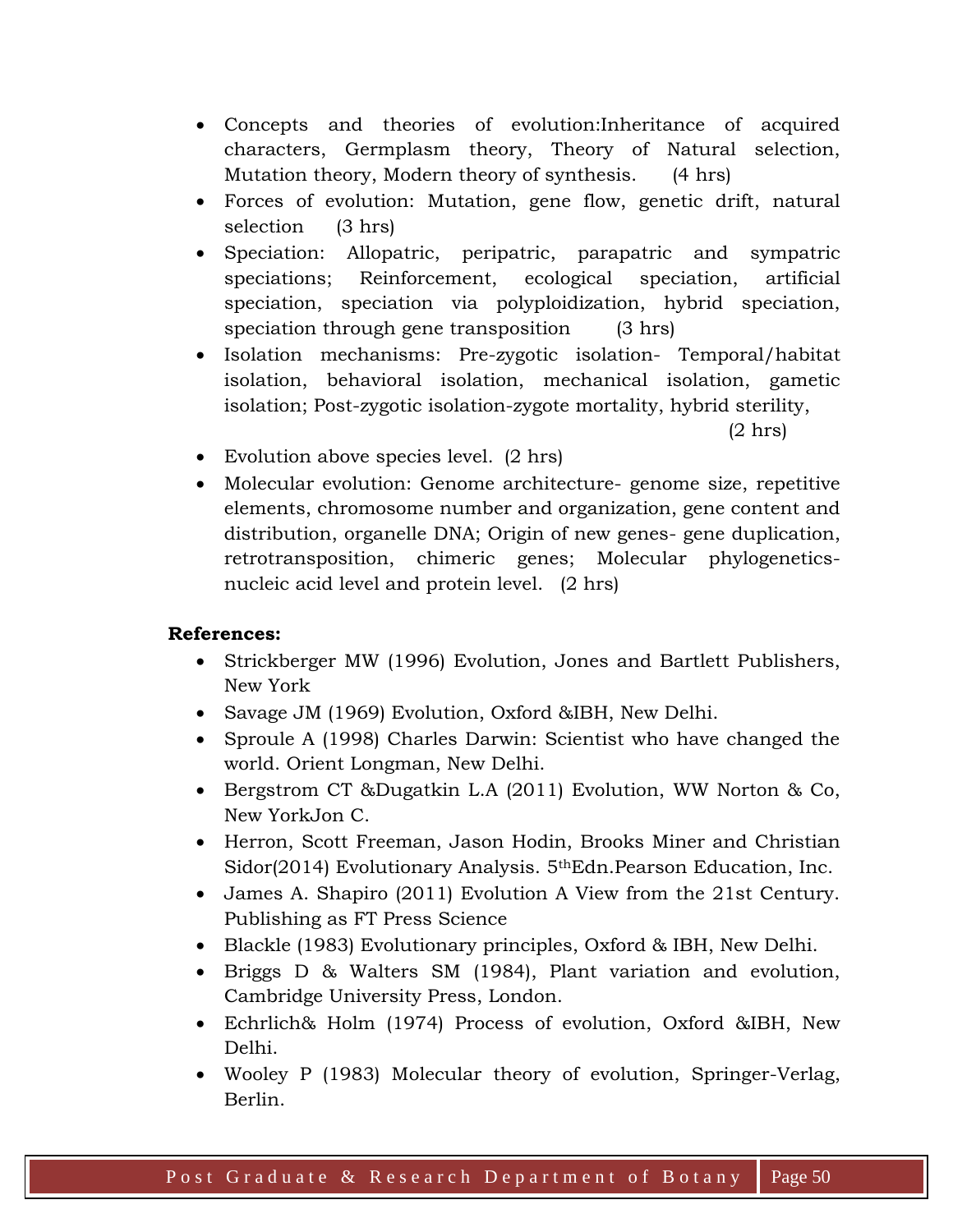- Concepts and theories of evolution:Inheritance of acquired characters, Germplasm theory, Theory of Natural selection, Mutation theory, Modern theory of synthesis. (4 hrs)
- Forces of evolution: Mutation, gene flow, genetic drift, natural selection (3 hrs)
- Speciation: Allopatric, peripatric, parapatric and sympatric speciations; Reinforcement, ecological speciation, artificial speciation, speciation via polyploidization, hybrid speciation, speciation through gene transposition (3 hrs)
- Isolation mechanisms: Pre-zygotic isolation- Temporal/habitat isolation, behavioral isolation, mechanical isolation, gametic isolation; Post-zygotic isolation-zygote mortality, hybrid sterility, (2 hrs)
- Evolution above species level. (2 hrs)
- Molecular evolution: Genome architecture- genome size, repetitive elements, chromosome number and organization, gene content and distribution, organelle DNA; Origin of new genes- gene duplication, retrotransposition, chimeric genes; Molecular phylogenetics-nucleic acid level and protein level. (2 hrs)

**References:**

- Strickberger MW (1996) Evolution, Jones and Bartlett Publishers, New York
- Savage JM (1969) Evolution, Oxford &IBH, New Delhi.
- Sproule A (1998) Charles Darwin: Scientist who have changed the world. Orient Longman, New Delhi.
- Bergstrom CT &Dugatkin L.A (2011) Evolution, WW Norton & Co, New YorkJon C.
- Herron, Scott Freeman, Jason Hodin, Brooks Miner and Christian Sidor(2014) Evolutionary Analysis. 5thEdn.Pearson Education, Inc.
- James A. Shapiro (2011) Evolution A View from the 21st Century. Publishing as FT Press Science
- Blackle (1983) Evolutionary principles, Oxford & IBH, New Delhi.
- Briggs D & Walters SM (1984), Plant variation and evolution, Cambridge University Press, London.
- Echrlich& Holm (1974) Process of evolution, Oxford &IBH, New Delhi.
- Wooley P (1983) Molecular theory of evolution, Springer-Verlag, Berlin.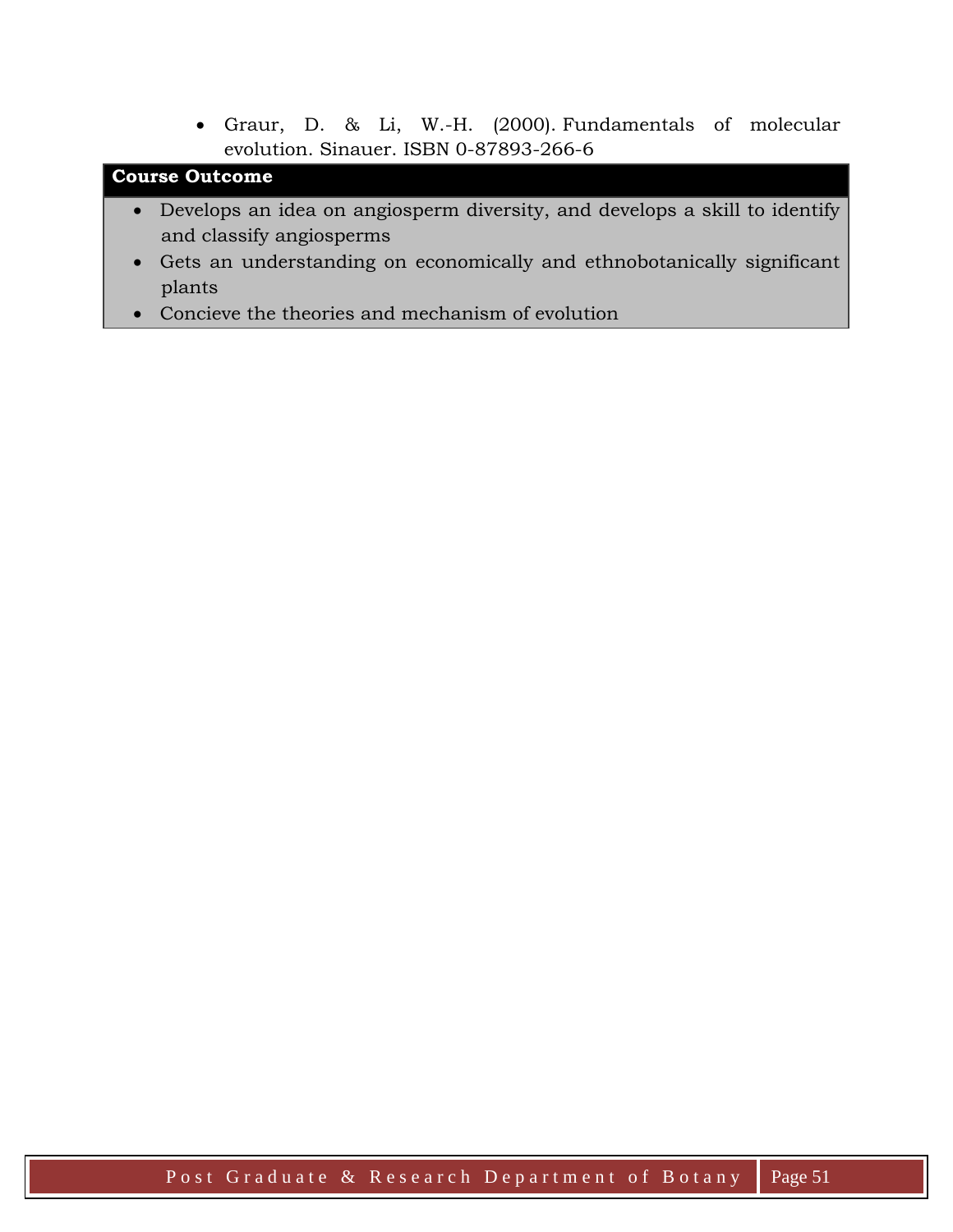- Graur, D. & Li, W.-H. (2000). Fundamentals of molecular evolution. Sinauer. ISBN 0-87893-266-6

**Course Outcome**

- Develops an idea on angiosperm diversity, and develops a skill to identify and classify angiosperms
- Gets an understanding on economically and ethnobotanically significant plants
- Concieve the theories and mechanism of evolution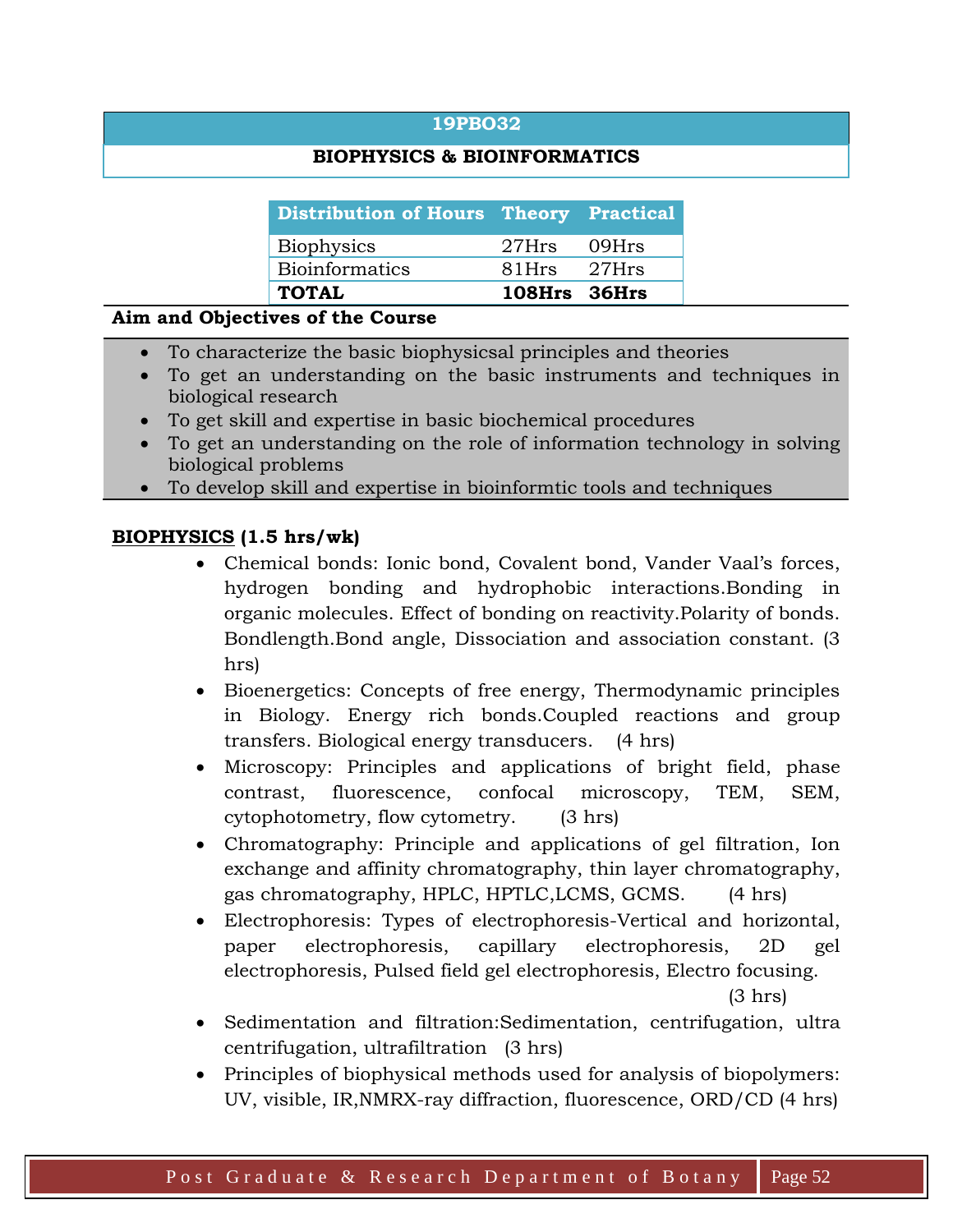## 19PBO32

## BIOPHYSICS & BIOINFORMATICS

| Distribution of Hours | Theory | Practical |
|---|---|---|
| Biophysics | 27Hrs | 09Hrs |
| Bioinformatics | 81Hrs | 27Hrs |
| **TOTAL** | **108Hrs** | **36Hrs** |

**Aim and Objectives of the Course**

- To characterize the basic biophysicsal principles and theories
- To get an understanding on the basic instruments and techniques in biological research
- To get skill and expertise in basic biochemical procedures
- To get an understanding on the role of information technology in solving biological problems
- To develop skill and expertise in bioinformtic tools and techniques

**BIOPHYSICS (1.5 hrs/wk)**

- Chemical bonds: Ionic bond, Covalent bond, Vander Vaal's forces, hydrogen bonding and hydrophobic interactions.Bonding in organic molecules. Effect of bonding on reactivity.Polarity of bonds. Bondlength.Bond angle, Dissociation and association constant. (3 hrs)
- Bioenergetics: Concepts of free energy, Thermodynamic principles in Biology. Energy rich bonds.Coupled reactions and group transfers. Biological energy transducers. (4 hrs)
- Microscopy: Principles and applications of bright field, phase contrast, fluorescence, confocal microscopy, TEM, SEM, cytophotometry, flow cytometry. (3 hrs)
- Chromatography: Principle and applications of gel filtration, Ion exchange and affinity chromatography, thin layer chromatography, gas chromatography, HPLC, HPTLC,LCMS, GCMS. (4 hrs)
- Electrophoresis: Types of electrophoresis-Vertical and horizontal, paper electrophoresis, capillary electrophoresis, 2D gel electrophoresis, Pulsed field gel electrophoresis, Electro focusing. (3 hrs)
- Sedimentation and filtration:Sedimentation, centrifugation, ultra centrifugation, ultrafiltration (3 hrs)
- Principles of biophysical methods used for analysis of biopolymers: UV, visible, IR,NMRX-ray diffraction, fluorescence, ORD/CD (4 hrs)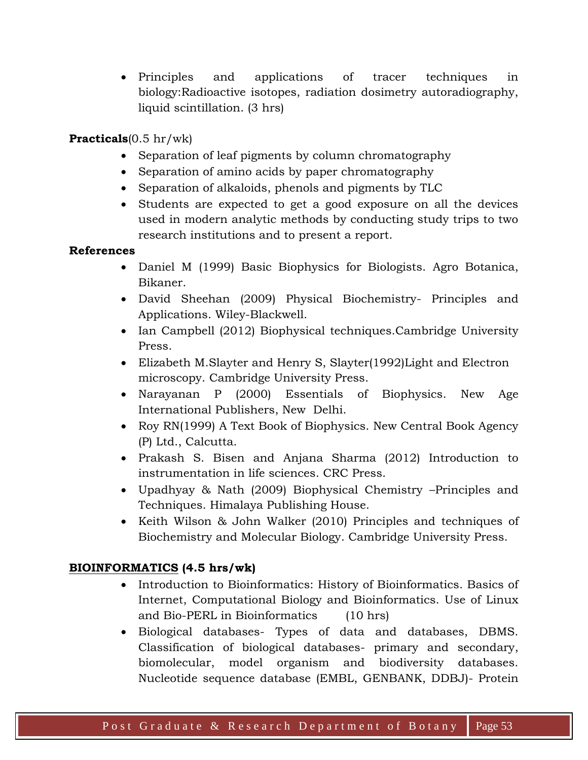- Principles and applications of tracer techniques in biology:Radioactive isotopes, radiation dosimetry autoradiography, liquid scintillation. (3 hrs)

**Practicals**(0.5 hr/wk)

- Separation of leaf pigments by column chromatography
- Separation of amino acids by paper chromatography
- Separation of alkaloids, phenols and pigments by TLC
- Students are expected to get a good exposure on all the devices used in modern analytic methods by conducting study trips to two research institutions and to present a report.

**References**

- Daniel M (1999) Basic Biophysics for Biologists. Agro Botanica, Bikaner.
- David Sheehan (2009) Physical Biochemistry- Principles and Applications. Wiley-Blackwell.
- Ian Campbell (2012) Biophysical techniques.Cambridge University Press.
- Elizabeth M.Slayter and Henry S, Slayter(1992)Light and Electron microscopy. Cambridge University Press.
- Narayanan P (2000) Essentials of Biophysics. New Age International Publishers, New Delhi.
- Roy RN(1999) A Text Book of Biophysics. New Central Book Agency (P) Ltd., Calcutta.
- Prakash S. Bisen and Anjana Sharma (2012) Introduction to instrumentation in life sciences. CRC Press.
- Upadhyay & Nath (2009) Biophysical Chemistry –Principles and Techniques. Himalaya Publishing House.
- Keith Wilson & John Walker (2010) Principles and techniques of Biochemistry and Molecular Biology. Cambridge University Press.

## **BIOINFORMATICS (4.5 hrs/wk)**

- Introduction to Bioinformatics: History of Bioinformatics. Basics of Internet, Computational Biology and Bioinformatics. Use of Linux and Bio-PERL in Bioinformatics (10 hrs)
- Biological databases- Types of data and databases, DBMS. Classification of biological databases- primary and secondary, biomolecular, model organism and biodiversity databases. Nucleotide sequence database (EMBL, GENBANK, DDBJ)- Protein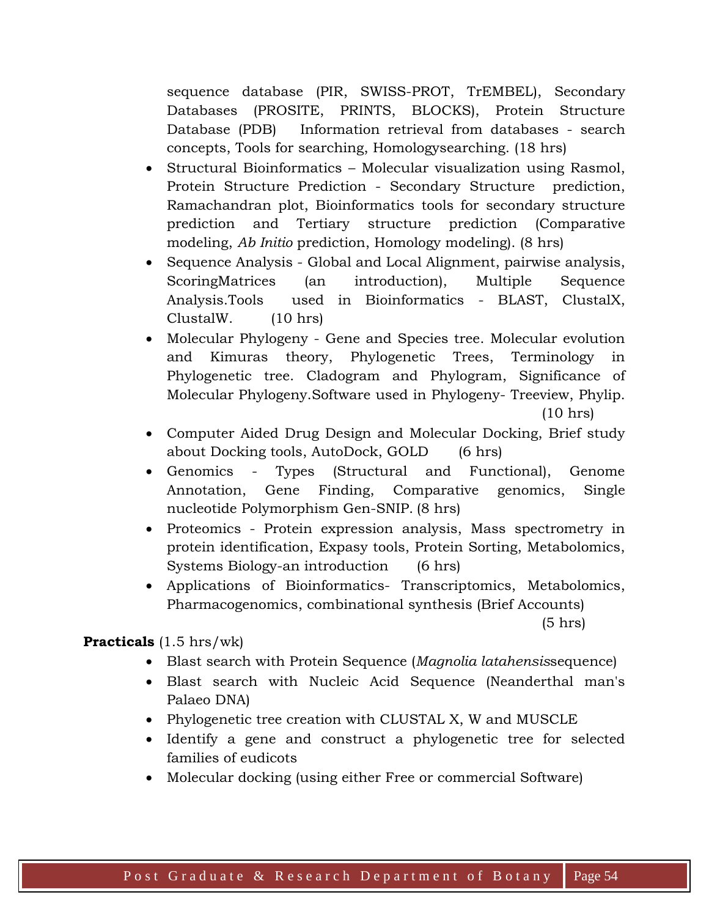sequence database (PIR, SWISS-PROT, TrEMBEL), Secondary Databases (PROSITE, PRINTS, BLOCKS), Protein Structure Database (PDB) Information retrieval from databases - search concepts, Tools for searching, Homologysearching. (18 hrs)

- Structural Bioinformatics – Molecular visualization using Rasmol, Protein Structure Prediction - Secondary Structure prediction, Ramachandran plot, Bioinformatics tools for secondary structure prediction and Tertiary structure prediction (Comparative modeling, *Ab Initio* prediction, Homology modeling). (8 hrs)
- Sequence Analysis - Global and Local Alignment, pairwise analysis, ScoringMatrices (an introduction), Multiple Sequence Analysis.Tools used in Bioinformatics - BLAST, ClustalX, ClustalW. (10 hrs)
- Molecular Phylogeny - Gene and Species tree. Molecular evolution and Kimuras theory, Phylogenetic Trees, Terminology in Phylogenetic tree. Cladogram and Phylogram, Significance of Molecular Phylogeny.Software used in Phylogeny- Treeview, Phylip. (10 hrs)
- Computer Aided Drug Design and Molecular Docking, Brief study about Docking tools, AutoDock, GOLD (6 hrs)
- Genomics - Types (Structural and Functional), Genome Annotation, Gene Finding, Comparative genomics, Single nucleotide Polymorphism Gen-SNIP. (8 hrs)
- Proteomics - Protein expression analysis, Mass spectrometry in protein identification, Expasy tools, Protein Sorting, Metabolomics, Systems Biology-an introduction (6 hrs)
- Applications of Bioinformatics- Transcriptomics, Metabolomics, Pharmacogenomics, combinational synthesis (Brief Accounts) (5 hrs)

**Practicals** (1.5 hrs/wk)

- Blast search with Protein Sequence (*Magnolia latahensis*sequence)
- Blast search with Nucleic Acid Sequence (Neanderthal man's Palaeo DNA)
- Phylogenetic tree creation with CLUSTAL X, W and MUSCLE
- Identify a gene and construct a phylogenetic tree for selected families of eudicots
- Molecular docking (using either Free or commercial Software)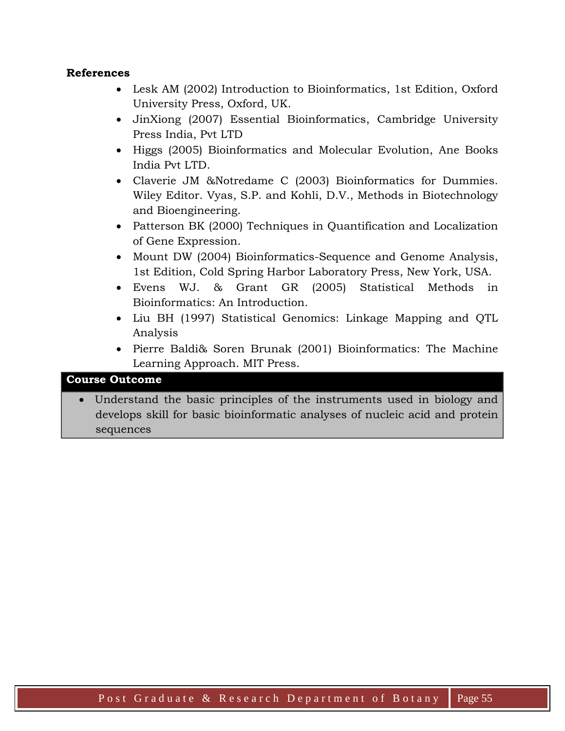**References**

- Lesk AM (2002) Introduction to Bioinformatics, 1st Edition, Oxford University Press, Oxford, UK.
- JinXiong (2007) Essential Bioinformatics, Cambridge University Press India, Pvt LTD
- Higgs (2005) Bioinformatics and Molecular Evolution, Ane Books India Pvt LTD.
- Claverie JM &Notredame C (2003) Bioinformatics for Dummies. Wiley Editor. Vyas, S.P. and Kohli, D.V., Methods in Biotechnology and Bioengineering.
- Patterson BK (2000) Techniques in Quantification and Localization of Gene Expression.
- Mount DW (2004) Bioinformatics-Sequence and Genome Analysis, 1st Edition, Cold Spring Harbor Laboratory Press, New York, USA.
- Evens WJ. & Grant GR (2005) Statistical Methods in Bioinformatics: An Introduction.
- Liu BH (1997) Statistical Genomics: Linkage Mapping and QTL Analysis
- Pierre Baldi& Soren Brunak (2001) Bioinformatics: The Machine Learning Approach. MIT Press.

**Course Outcome**

- Understand the basic principles of the instruments used in biology and develops skill for basic bioinformatic analyses of nucleic acid and protein sequences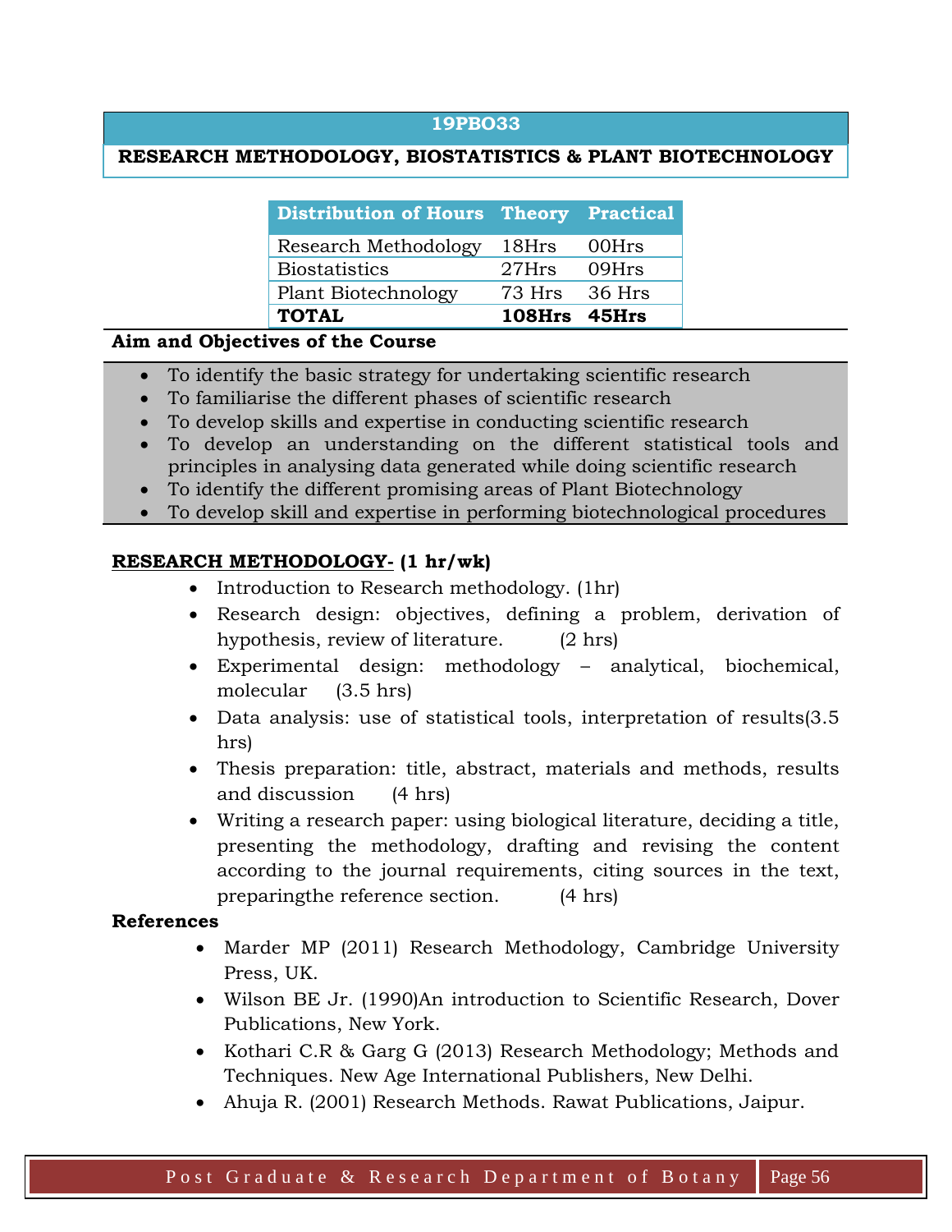## 19PBO33

## RESEARCH METHODOLOGY, BIOSTATISTICS & PLANT BIOTECHNOLOGY

| Distribution of Hours | Theory | Practical |
|---|---|---|
| Research Methodology | 18Hrs | 00Hrs |
| Biostatistics | 27Hrs | 09Hrs |
| Plant Biotechnology | 73 Hrs | 36 Hrs |
| **TOTAL** | **108Hrs** | **45Hrs** |

**Aim and Objectives of the Course**

- To identify the basic strategy for undertaking scientific research
- To familiarise the different phases of scientific research
- To develop skills and expertise in conducting scientific research
- To develop an understanding on the different statistical tools and principles in analysing data generated while doing scientific research
- To identify the different promising areas of Plant Biotechnology
- To develop skill and expertise in performing biotechnological procedures

**<u>RESEARCH METHODOLOGY-</u> (1 hr/wk)**

- Introduction to Research methodology. (1hr)
- Research design: objectives, defining a problem, derivation of hypothesis, review of literature. (2 hrs)
- Experimental design: methodology – analytical, biochemical, molecular (3.5 hrs)
- Data analysis: use of statistical tools, interpretation of results(3.5 hrs)
- Thesis preparation: title, abstract, materials and methods, results and discussion (4 hrs)
- Writing a research paper: using biological literature, deciding a title, presenting the methodology, drafting and revising the content according to the journal requirements, citing sources in the text, preparingthe reference section. (4 hrs)

**References**

- Marder MP (2011) Research Methodology, Cambridge University Press, UK.
- Wilson BE Jr. (1990)An introduction to Scientific Research, Dover Publications, New York.
- Kothari C.R & Garg G (2013) Research Methodology; Methods and Techniques. New Age International Publishers, New Delhi.
- Ahuja R. (2001) Research Methods. Rawat Publications, Jaipur.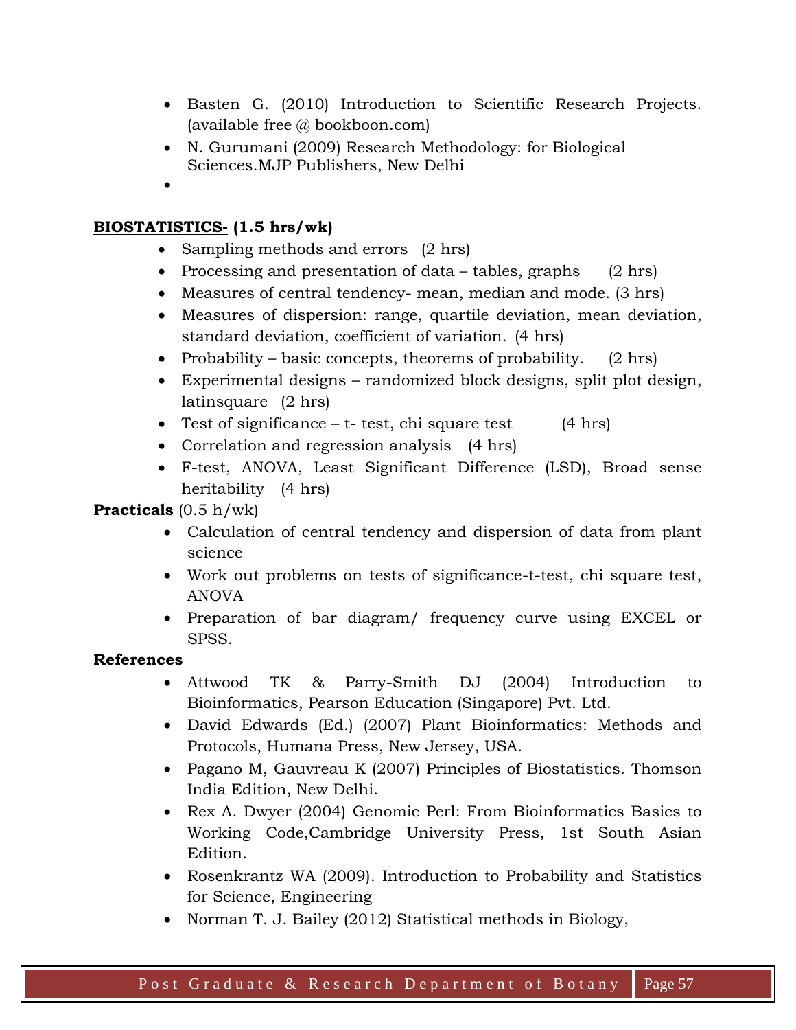- Basten G. (2010) Introduction to Scientific Research Projects. (available free @ bookboon.com)
- N. Gurumani (2009) Research Methodology: for Biological Sciences.MJP Publishers, New Delhi

**<u>BIOSTATISTICS-</u> (1.5 hrs/wk)**

- Sampling methods and errors (2 hrs)
- Processing and presentation of data – tables, graphs (2 hrs)
- Measures of central tendency- mean, median and mode. (3 hrs)
- Measures of dispersion: range, quartile deviation, mean deviation, standard deviation, coefficient of variation. (4 hrs)
- Probability – basic concepts, theorems of probability. (2 hrs)
- Experimental designs – randomized block designs, split plot design, latinsquare (2 hrs)
- Test of significance – t- test, chi square test (4 hrs)
- Correlation and regression analysis (4 hrs)
- F-test, ANOVA, Least Significant Difference (LSD), Broad sense heritability (4 hrs)

**Practicals** (0.5 h/wk)

- Calculation of central tendency and dispersion of data from plant science
- Work out problems on tests of significance-t-test, chi square test, ANOVA
- Preparation of bar diagram/ frequency curve using EXCEL or SPSS.

**References**

- Attwood TK & Parry-Smith DJ (2004) Introduction to Bioinformatics, Pearson Education (Singapore) Pvt. Ltd.
- David Edwards (Ed.) (2007) Plant Bioinformatics: Methods and Protocols, Humana Press, New Jersey, USA.
- Pagano M, Gauvreau K (2007) Principles of Biostatistics. Thomson India Edition, New Delhi.
- Rex A. Dwyer (2004) Genomic Perl: From Bioinformatics Basics to Working Code,Cambridge University Press, 1st South Asian Edition.
- Rosenkrantz WA (2009). Introduction to Probability and Statistics for Science, Engineering
- Norman T. J. Bailey (2012) Statistical methods in Biology,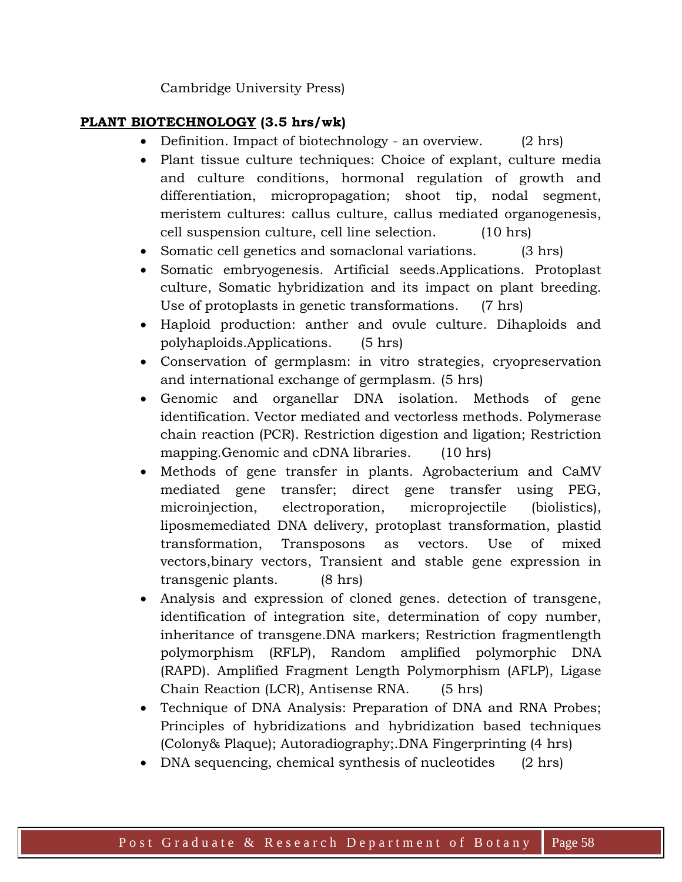Cambridge University Press)

**PLANT BIOTECHNOLOGY (3.5 hrs/wk)**

- Definition. Impact of biotechnology - an overview. (2 hrs)
- Plant tissue culture techniques: Choice of explant, culture media and culture conditions, hormonal regulation of growth and differentiation, micropropagation; shoot tip, nodal segment, meristem cultures: callus culture, callus mediated organogenesis, cell suspension culture, cell line selection. (10 hrs)
- Somatic cell genetics and somaclonal variations. (3 hrs)
- Somatic embryogenesis. Artificial seeds.Applications. Protoplast culture, Somatic hybridization and its impact on plant breeding. Use of protoplasts in genetic transformations. (7 hrs)
- Haploid production: anther and ovule culture. Dihaploids and polyhaploids.Applications. (5 hrs)
- Conservation of germplasm: in vitro strategies, cryopreservation and international exchange of germplasm. (5 hrs)
- Genomic and organellar DNA isolation. Methods of gene identification. Vector mediated and vectorless methods. Polymerase chain reaction (PCR). Restriction digestion and ligation; Restriction mapping.Genomic and cDNA libraries. (10 hrs)
- Methods of gene transfer in plants. Agrobacterium and CaMV mediated gene transfer; direct gene transfer using PEG, microinjection, electroporation, microprojectile (biolistics), liposmemediated DNA delivery, protoplast transformation, plastid transformation, Transposons as vectors. Use of mixed vectors,binary vectors, Transient and stable gene expression in transgenic plants. (8 hrs)
- Analysis and expression of cloned genes. detection of transgene, identification of integration site, determination of copy number, inheritance of transgene.DNA markers; Restriction fragmentlength polymorphism (RFLP), Random amplified polymorphic DNA (RAPD). Amplified Fragment Length Polymorphism (AFLP), Ligase Chain Reaction (LCR), Antisense RNA. (5 hrs)
- Technique of DNA Analysis: Preparation of DNA and RNA Probes; Principles of hybridizations and hybridization based techniques (Colony& Plaque); Autoradiography;.DNA Fingerprinting (4 hrs)
- DNA sequencing, chemical synthesis of nucleotides (2 hrs)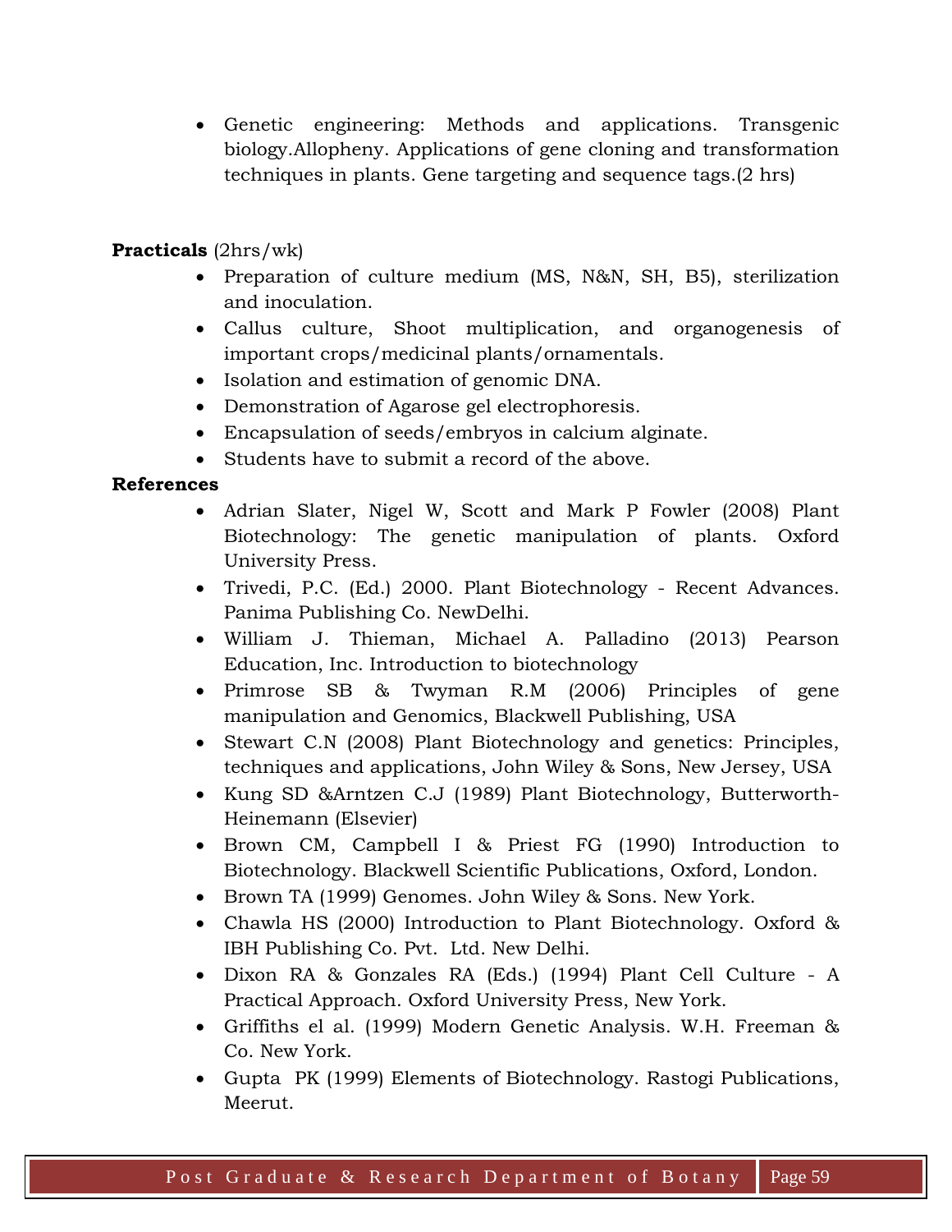- Genetic engineering: Methods and applications. Transgenic biology.Allopheny. Applications of gene cloning and transformation techniques in plants. Gene targeting and sequence tags.(2 hrs)

**Practicals** (2hrs/wk)

- Preparation of culture medium (MS, N&N, SH, B5), sterilization and inoculation.
- Callus culture, Shoot multiplication, and organogenesis of important crops/medicinal plants/ornamentals.
- Isolation and estimation of genomic DNA.
- Demonstration of Agarose gel electrophoresis.
- Encapsulation of seeds/embryos in calcium alginate.
- Students have to submit a record of the above.

**References**

- Adrian Slater, Nigel W, Scott and Mark P Fowler (2008) Plant Biotechnology: The genetic manipulation of plants. Oxford University Press.
- Trivedi, P.C. (Ed.) 2000. Plant Biotechnology - Recent Advances. Panima Publishing Co. NewDelhi.
- William J. Thieman, Michael A. Palladino (2013) Pearson Education, Inc. Introduction to biotechnology
- Primrose SB & Twyman R.M (2006) Principles of gene manipulation and Genomics, Blackwell Publishing, USA
- Stewart C.N (2008) Plant Biotechnology and genetics: Principles, techniques and applications, John Wiley & Sons, New Jersey, USA
- Kung SD &Arntzen C.J (1989) Plant Biotechnology, Butterworth-Heinemann (Elsevier)
- Brown CM, Campbell I & Priest FG (1990) Introduction to Biotechnology. Blackwell Scientific Publications, Oxford, London.
- Brown TA (1999) Genomes. John Wiley & Sons. New York.
- Chawla HS (2000) Introduction to Plant Biotechnology. Oxford & IBH Publishing Co. Pvt. Ltd. New Delhi.
- Dixon RA & Gonzales RA (Eds.) (1994) Plant Cell Culture - A Practical Approach. Oxford University Press, New York.
- Griffiths el al. (1999) Modern Genetic Analysis. W.H. Freeman & Co. New York.
- Gupta PK (1999) Elements of Biotechnology. Rastogi Publications, Meerut.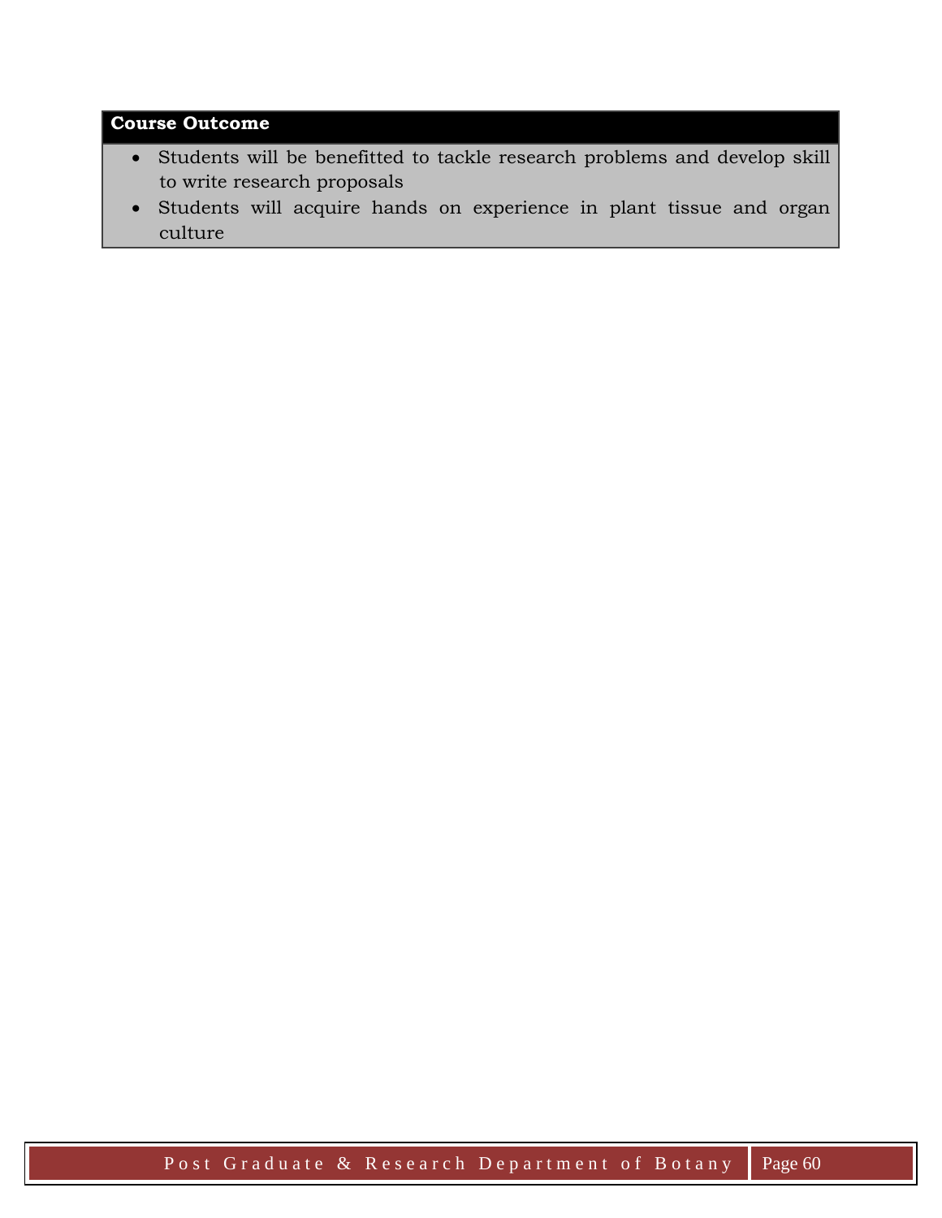**Course Outcome**

- Students will be benefitted to tackle research problems and develop skill to write research proposals
- Students will acquire hands on experience in plant tissue and organ culture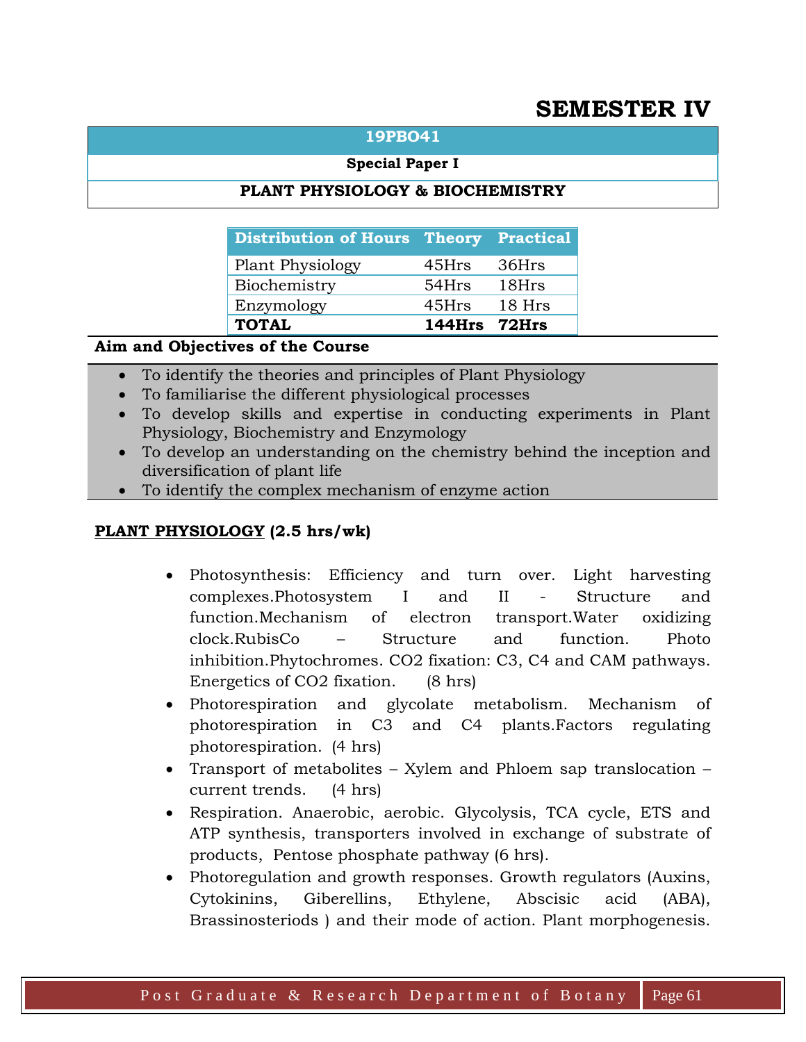# SEMESTER IV

## 19PBO41

**Special Paper I**

**PLANT PHYSIOLOGY & BIOCHEMISTRY**

| Distribution of Hours | Theory | Practical |
|---|---|---|
| Plant Physiology | 45Hrs | 36Hrs |
| Biochemistry | 54Hrs | 18Hrs |
| Enzymology | 45Hrs | 18 Hrs |
| **TOTAL** | **144Hrs** | **72Hrs** |

**Aim and Objectives of the Course**

- To identify the theories and principles of Plant Physiology
- To familiarise the different physiological processes
- To develop skills and expertise in conducting experiments in Plant Physiology, Biochemistry and Enzymology
- To develop an understanding on the chemistry behind the inception and diversification of plant life
- To identify the complex mechanism of enzyme action

**<u>PLANT PHYSIOLOGY</u> (2.5 hrs/wk)**

- Photosynthesis: Efficiency and turn over. Light harvesting complexes.Photosystem I and II - Structure and function.Mechanism of electron transport.Water oxidizing clock.RubisCo – Structure and function. Photo inhibition.Phytochromes. $CO_2$ fixation: C3, C4 and CAM pathways. Energetics of $CO_2$ fixation. (8 hrs)
- Photorespiration and glycolate metabolism. Mechanism of photorespiration in C3 and C4 plants.Factors regulating photorespiration. (4 hrs)
- Transport of metabolites – Xylem and Phloem sap translocation – current trends. (4 hrs)
- Respiration. Anaerobic, aerobic. Glycolysis, TCA cycle, ETS and ATP synthesis, transporters involved in exchange of substrate of products, Pentose phosphate pathway (6 hrs).
- Photoregulation and growth responses. Growth regulators (Auxins, Cytokinins, Giberellins, Ethylene, Abscisic acid (ABA), Brassinosteriods ) and their mode of action. Plant morphogenesis.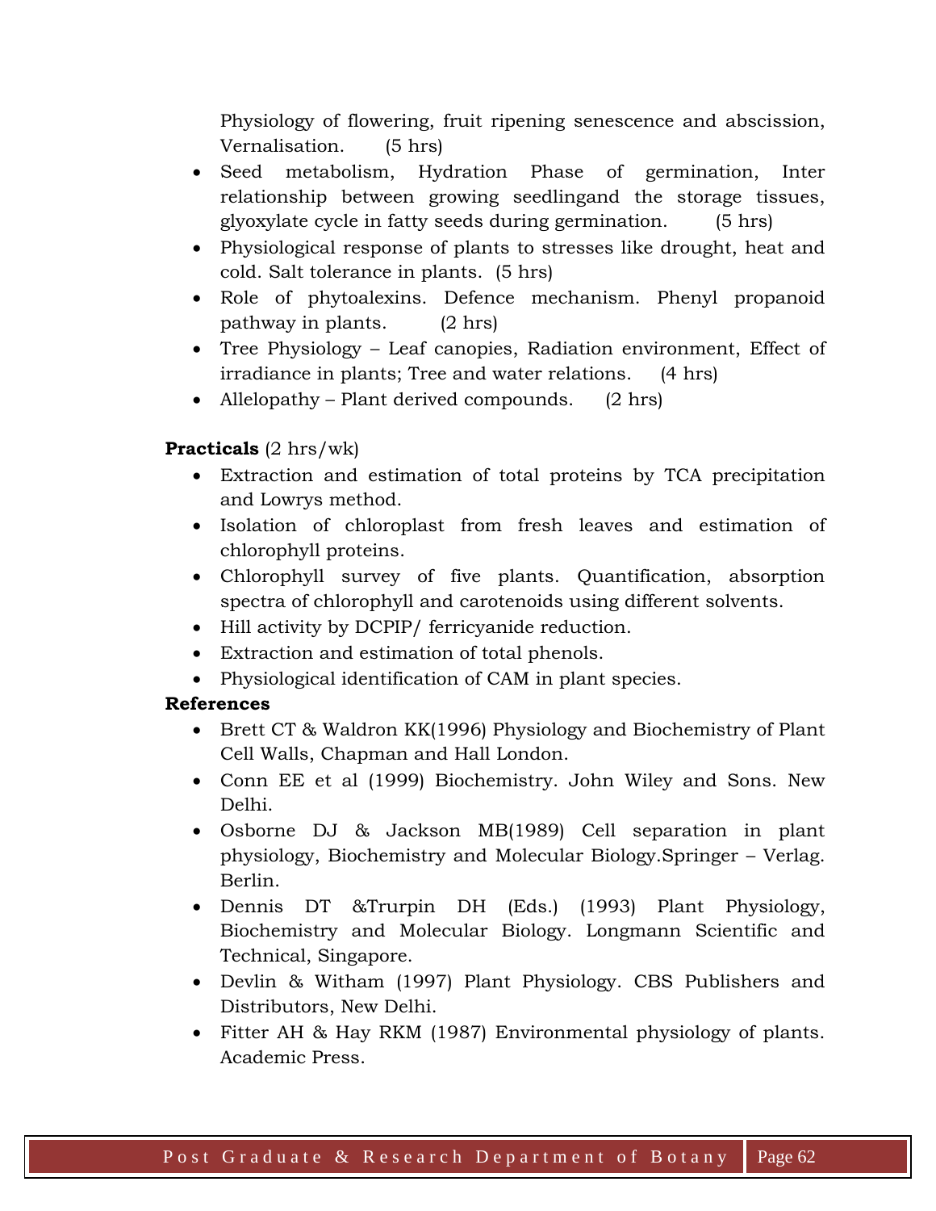Physiology of flowering, fruit ripening senescence and abscission, Vernalisation. (5 hrs)

- Seed metabolism, Hydration Phase of germination, Inter relationship between growing seedlingand the storage tissues, glyoxylate cycle in fatty seeds during germination. (5 hrs)
- Physiological response of plants to stresses like drought, heat and cold. Salt tolerance in plants. (5 hrs)
- Role of phytoalexins. Defence mechanism. Phenyl propanoid pathway in plants. (2 hrs)
- Tree Physiology – Leaf canopies, Radiation environment, Effect of irradiance in plants; Tree and water relations. (4 hrs)
- Allelopathy – Plant derived compounds. (2 hrs)

**Practicals** (2 hrs/wk)

- Extraction and estimation of total proteins by TCA precipitation and Lowrys method.
- Isolation of chloroplast from fresh leaves and estimation of chlorophyll proteins.
- Chlorophyll survey of five plants. Quantification, absorption spectra of chlorophyll and carotenoids using different solvents.
- Hill activity by DCPIP/ ferricyanide reduction.
- Extraction and estimation of total phenols.
- Physiological identification of CAM in plant species.

**References**

- Brett CT & Waldron KK(1996) Physiology and Biochemistry of Plant Cell Walls, Chapman and Hall London.
- Conn EE et al (1999) Biochemistry. John Wiley and Sons. New Delhi.
- Osborne DJ & Jackson MB(1989) Cell separation in plant physiology, Biochemistry and Molecular Biology.Springer – Verlag. Berlin.
- Dennis DT &Trurpin DH (Eds.) (1993) Plant Physiology, Biochemistry and Molecular Biology. Longmann Scientific and Technical, Singapore.
- Devlin & Witham (1997) Plant Physiology. CBS Publishers and Distributors, New Delhi.
- Fitter AH & Hay RKM (1987) Environmental physiology of plants. Academic Press.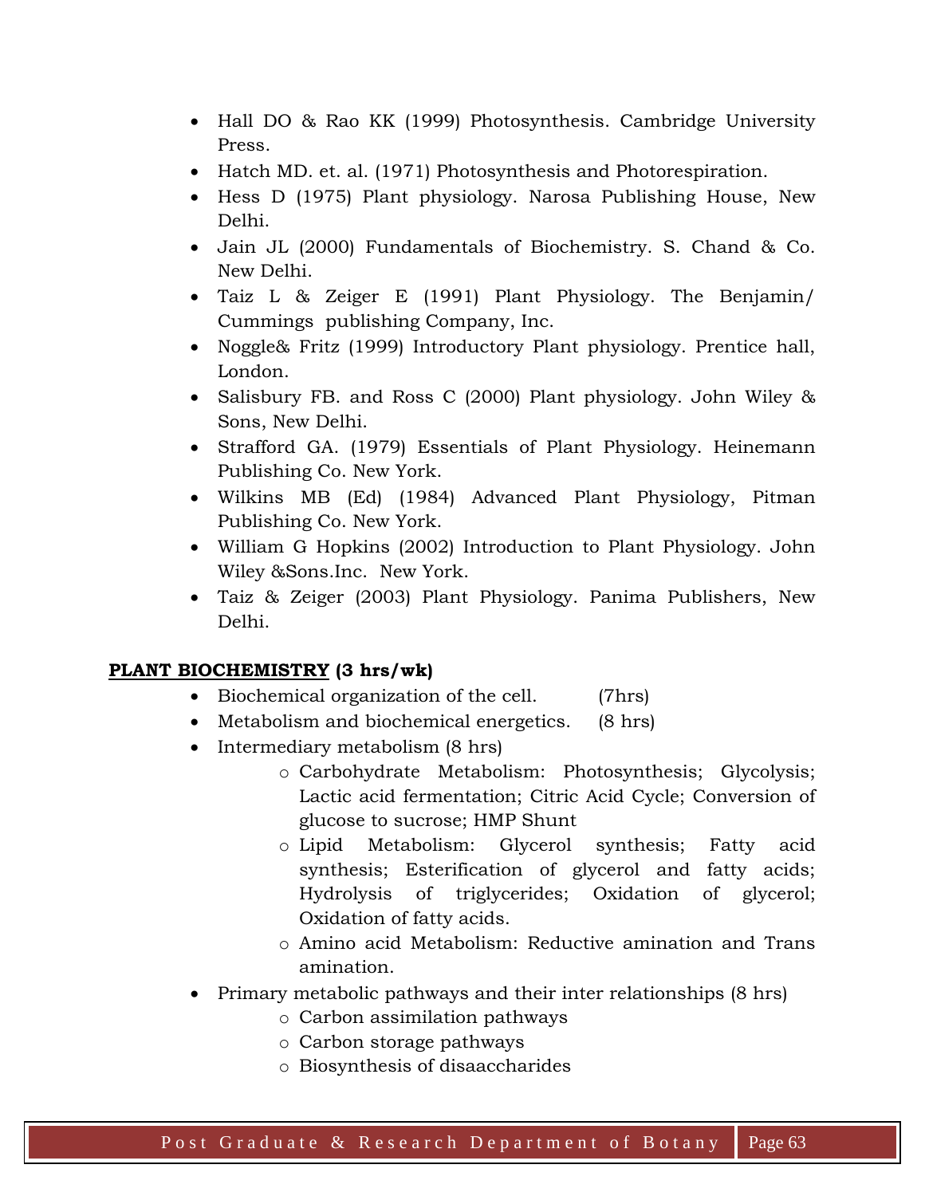- Hall DO & Rao KK (1999) Photosynthesis. Cambridge University Press.
- Hatch MD. et. al. (1971) Photosynthesis and Photorespiration.
- Hess D (1975) Plant physiology. Narosa Publishing House, New Delhi.
- Jain JL (2000) Fundamentals of Biochemistry. S. Chand & Co. New Delhi.
- Taiz L & Zeiger E (1991) Plant Physiology. The Benjamin/ Cummings publishing Company, Inc.
- Noggle& Fritz (1999) Introductory Plant physiology. Prentice hall, London.
- Salisbury FB. and Ross C (2000) Plant physiology. John Wiley & Sons, New Delhi.
- Strafford GA. (1979) Essentials of Plant Physiology. Heinemann Publishing Co. New York.
- Wilkins MB (Ed) (1984) Advanced Plant Physiology, Pitman Publishing Co. New York.
- William G Hopkins (2002) Introduction to Plant Physiology. John Wiley &Sons.Inc. New York.
- Taiz & Zeiger (2003) Plant Physiology. Panima Publishers, New Delhi.

**<u>PLANT BIOCHEMISTRY</u> (3 hrs/wk)**

- Biochemical organization of the cell. (7hrs)
- Metabolism and biochemical energetics. (8 hrs)
- Intermediary metabolism (8 hrs)
    - Carbohydrate Metabolism: Photosynthesis; Glycolysis; Lactic acid fermentation; Citric Acid Cycle; Conversion of glucose to sucrose; HMP Shunt
    - Lipid Metabolism: Glycerol synthesis; Fatty acid synthesis; Esterification of glycerol and fatty acids; Hydrolysis of triglycerides; Oxidation of glycerol; Oxidation of fatty acids.
    - Amino acid Metabolism: Reductive amination and Trans amination.
- Primary metabolic pathways and their inter relationships (8 hrs)
    - Carbon assimilation pathways
    - Carbon storage pathways
    - Biosynthesis of disaaccharides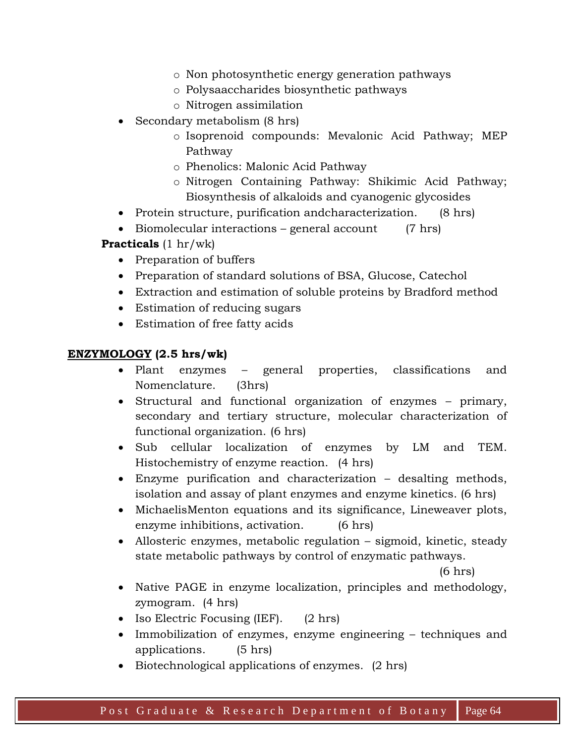- Non photosynthetic energy generation pathways
    - Polysaaccharides biosynthetic pathways
    - Nitrogen assimilation
- Secondary metabolism (8 hrs)
    - Isoprenoid compounds: Mevalonic Acid Pathway; MEP Pathway
    - Phenolics: Malonic Acid Pathway
    - Nitrogen Containing Pathway: Shikimic Acid Pathway; Biosynthesis of alkaloids and cyanogenic glycosides
- Protein structure, purification andcharacterization. (8 hrs)
- Biomolecular interactions – general account (7 hrs)

**Practicals** (1 hr/wk)

- Preparation of buffers
- Preparation of standard solutions of BSA, Glucose, Catechol
- Extraction and estimation of soluble proteins by Bradford method
- Estimation of reducing sugars
- Estimation of free fatty acids

**ENZYMOLOGY (2.5 hrs/wk)**

- Plant enzymes – general properties, classifications and Nomenclature. (3hrs)
- Structural and functional organization of enzymes – primary, secondary and tertiary structure, molecular characterization of functional organization. (6 hrs)
- Sub cellular localization of enzymes by LM and TEM. Histochemistry of enzyme reaction. (4 hrs)
- Enzyme purification and characterization – desalting methods, isolation and assay of plant enzymes and enzyme kinetics. (6 hrs)
- MichaelisMenton equations and its significance, Lineweaver plots, enzyme inhibitions, activation. (6 hrs)
- Allosteric enzymes, metabolic regulation – sigmoid, kinetic, steady state metabolic pathways by control of enzymatic pathways. (6 hrs)
- Native PAGE in enzyme localization, principles and methodology, zymogram. (4 hrs)
- Iso Electric Focusing (IEF). (2 hrs)
- Immobilization of enzymes, enzyme engineering – techniques and applications. (5 hrs)
- Biotechnological applications of enzymes. (2 hrs)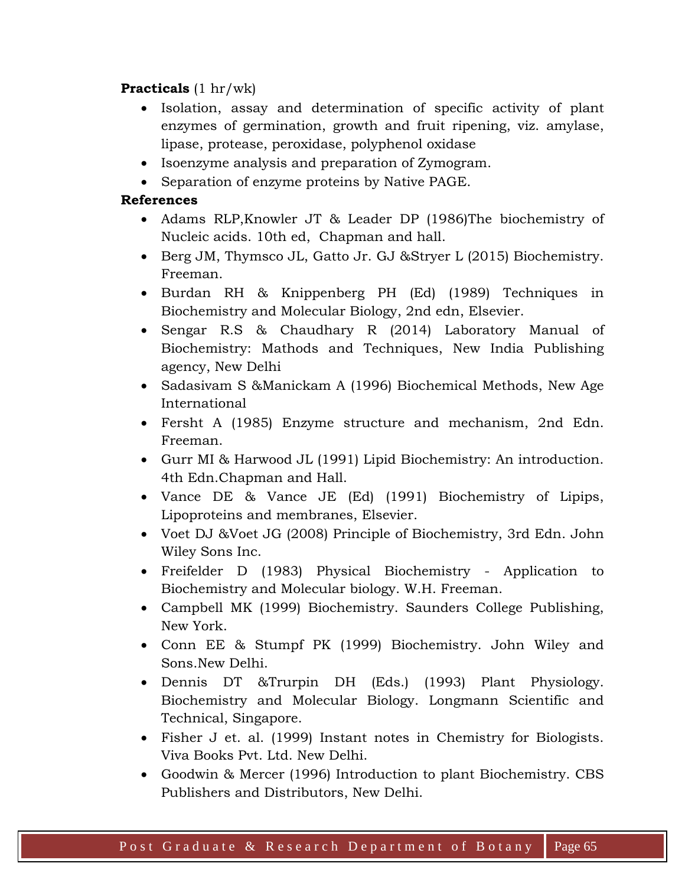**Practicals** (1 hr/wk)

- Isolation, assay and determination of specific activity of plant enzymes of germination, growth and fruit ripening, viz. amylase, lipase, protease, peroxidase, polyphenol oxidase
- Isoenzyme analysis and preparation of Zymogram.
- Separation of enzyme proteins by Native PAGE.

**References**

- Adams RLP,Knowler JT & Leader DP (1986)The biochemistry of Nucleic acids. 10th ed, Chapman and hall.
- Berg JM, Thymsco JL, Gatto Jr. GJ &Stryer L (2015) Biochemistry. Freeman.
- Burdan RH & Knippenberg PH (Ed) (1989) Techniques in Biochemistry and Molecular Biology, 2nd edn, Elsevier.
- Sengar R.S & Chaudhary R (2014) Laboratory Manual of Biochemistry: Mathods and Techniques, New India Publishing agency, New Delhi
- Sadasivam S &Manickam A (1996) Biochemical Methods, New Age International
- Fersht A (1985) Enzyme structure and mechanism, 2nd Edn. Freeman.
- Gurr MI & Harwood JL (1991) Lipid Biochemistry: An introduction. 4th Edn.Chapman and Hall.
- Vance DE & Vance JE (Ed) (1991) Biochemistry of Lipips, Lipoproteins and membranes, Elsevier.
- Voet DJ &Voet JG (2008) Principle of Biochemistry, 3rd Edn. John Wiley Sons Inc.
- Freifelder D (1983) Physical Biochemistry - Application to Biochemistry and Molecular biology. W.H. Freeman.
- Campbell MK (1999) Biochemistry. Saunders College Publishing, New York.
- Conn EE & Stumpf PK (1999) Biochemistry. John Wiley and Sons.New Delhi.
- Dennis DT &Trurpin DH (Eds.) (1993) Plant Physiology. Biochemistry and Molecular Biology. Longmann Scientific and Technical, Singapore.
- Fisher J et. al. (1999) Instant notes in Chemistry for Biologists. Viva Books Pvt. Ltd. New Delhi.
- Goodwin & Mercer (1996) Introduction to plant Biochemistry. CBS Publishers and Distributors, New Delhi.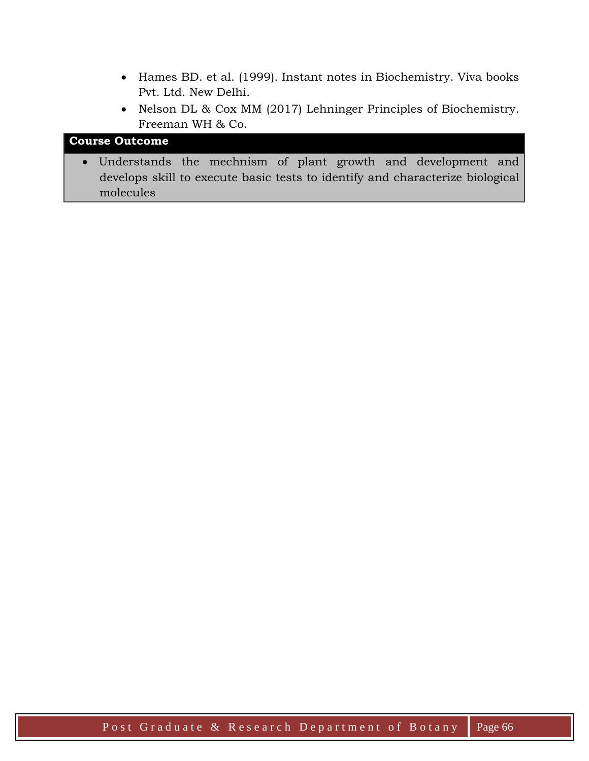- Hames BD. et al. (1999). Instant notes in Biochemistry. Viva books Pvt. Ltd. New Delhi.
- Nelson DL & Cox MM (2017) Lehninger Principles of Biochemistry. Freeman WH & Co.

| **Course Outcome** |
| --- |
| • Understands the mechnism of plant growth and development and develops skill to execute basic tests to identify and characterize biological molecules |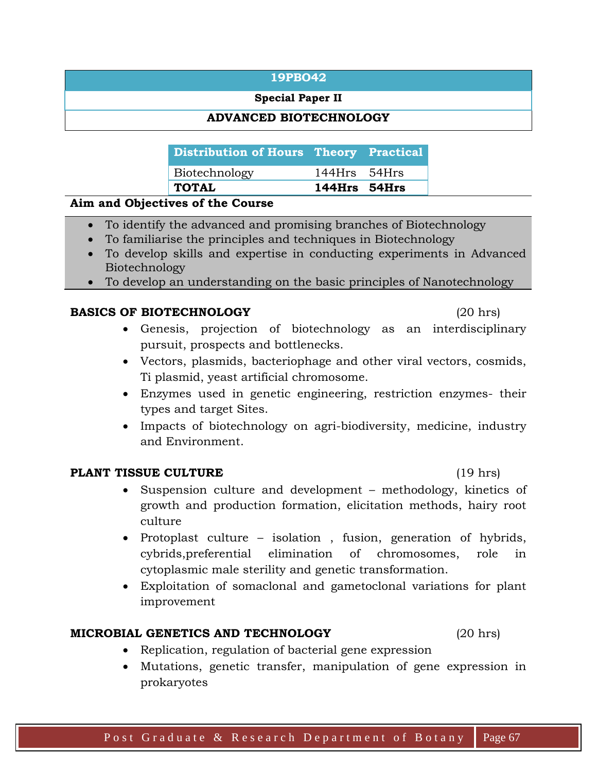# 19PBO42

## Special Paper II

## ADVANCED BIOTECHNOLOGY

| Distribution of Hours | Theory | Practical |
|---|---|---|
| Biotechnology | 144Hrs | 54Hrs |
| **TOTAL** | **144Hrs** | **54Hrs** |

**Aim and Objectives of the Course**

- To identify the advanced and promising branches of Biotechnology
- To familiarise the principles and techniques in Biotechnology
- To develop skills and expertise in conducting experiments in Advanced Biotechnology
- To develop an understanding on the basic principles of Nanotechnology

**BASICS OF BIOTECHNOLOGY** (20 hrs)

- Genesis, projection of biotechnology as an interdisciplinary pursuit, prospects and bottlenecks.
- Vectors, plasmids, bacteriophage and other viral vectors, cosmids, Ti plasmid, yeast artificial chromosome.
- Enzymes used in genetic engineering, restriction enzymes- their types and target Sites.
- Impacts of biotechnology on agri-biodiversity, medicine, industry and Environment.

**PLANT TISSUE CULTURE** (19 hrs)

- Suspension culture and development – methodology, kinetics of growth and production formation, elicitation methods, hairy root culture
- Protoplast culture – isolation , fusion, generation of hybrids, cybrids,preferential elimination of chromosomes, role in cytoplasmic male sterility and genetic transformation.
- Exploitation of somaclonal and gametoclonal variations for plant improvement

**MICROBIAL GENETICS AND TECHNOLOGY** (20 hrs)

- Replication, regulation of bacterial gene expression
- Mutations, genetic transfer, manipulation of gene expression in prokaryotes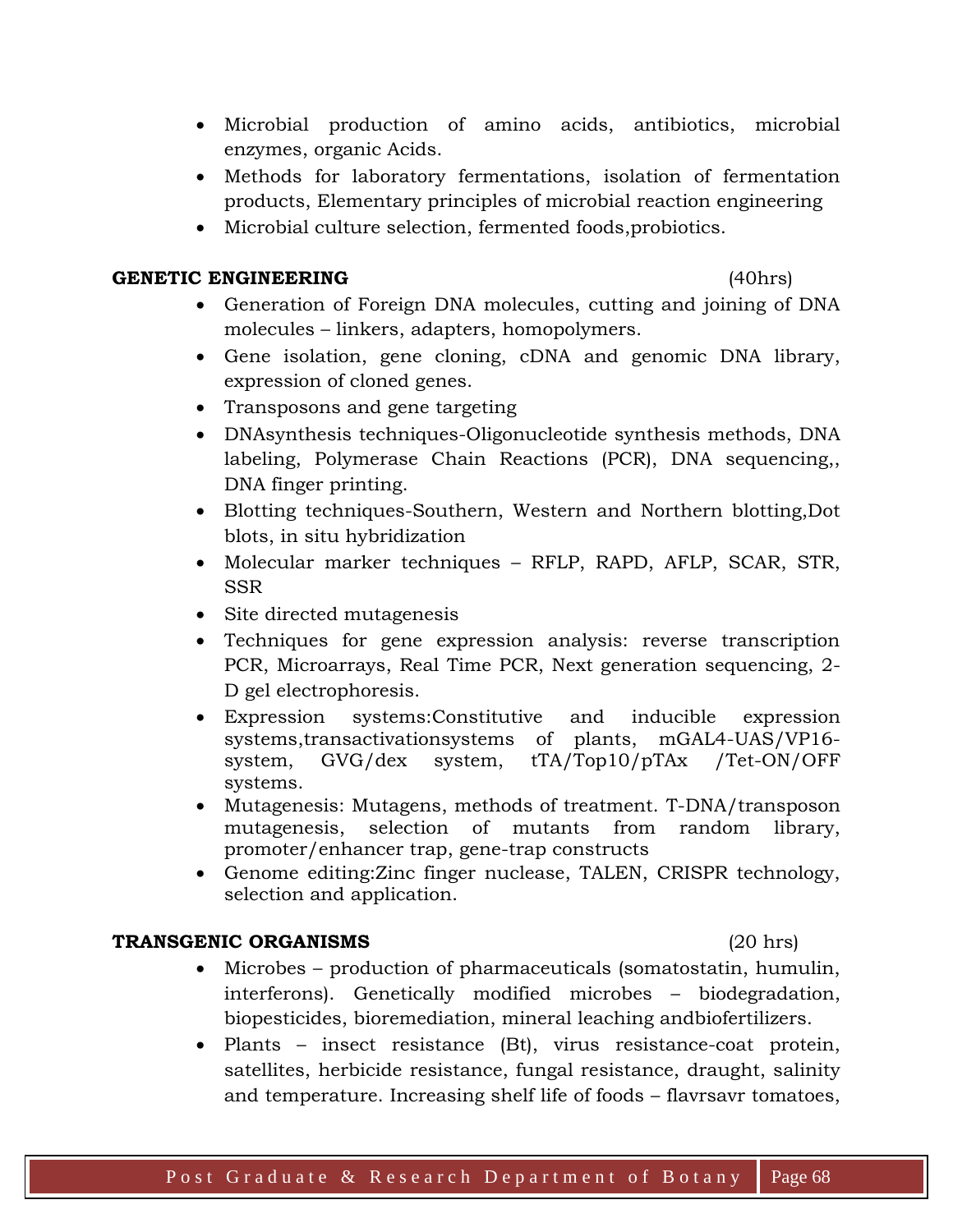- Microbial production of amino acids, antibiotics, microbial enzymes, organic Acids.
- Methods for laboratory fermentations, isolation of fermentation products, Elementary principles of microbial reaction engineering
- Microbial culture selection, fermented foods,probiotics.

**GENETIC ENGINEERING** (40hrs)

- Generation of Foreign DNA molecules, cutting and joining of DNA molecules – linkers, adapters, homopolymers.
- Gene isolation, gene cloning, cDNA and genomic DNA library, expression of cloned genes.
- Transposons and gene targeting
- DNAsynthesis techniques-Oligonucleotide synthesis methods, DNA labeling, Polymerase Chain Reactions (PCR), DNA sequencing,, DNA finger printing.
- Blotting techniques-Southern, Western and Northern blotting,Dot blots, in situ hybridization
- Molecular marker techniques – RFLP, RAPD, AFLP, SCAR, STR, SSR
- Site directed mutagenesis
- Techniques for gene expression analysis: reverse transcription PCR, Microarrays, Real Time PCR, Next generation sequencing, 2-D gel electrophoresis.
- Expression systems:Constitutive and inducible expression systems,transactivationsystems of plants, mGAL4-UAS/VP16-system, GVG/dex system, tTA/Top10/pTAx /Tet-ON/OFF systems.
- Mutagenesis: Mutagens, methods of treatment. T-DNA/transposon mutagenesis, selection of mutants from random library, promoter/enhancer trap, gene-trap constructs
- Genome editing:Zinc finger nuclease, TALEN, CRISPR technology, selection and application.

**TRANSGENIC ORGANISMS** (20 hrs)

- Microbes – production of pharmaceuticals (somatostatin, humulin, interferons). Genetically modified microbes – biodegradation, biopesticides, bioremediation, mineral leaching andbiofertilizers.
- Plants – insect resistance (Bt), virus resistance-coat protein, satellites, herbicide resistance, fungal resistance, draught, salinity and temperature. Increasing shelf life of foods – flavrsavr tomatoes,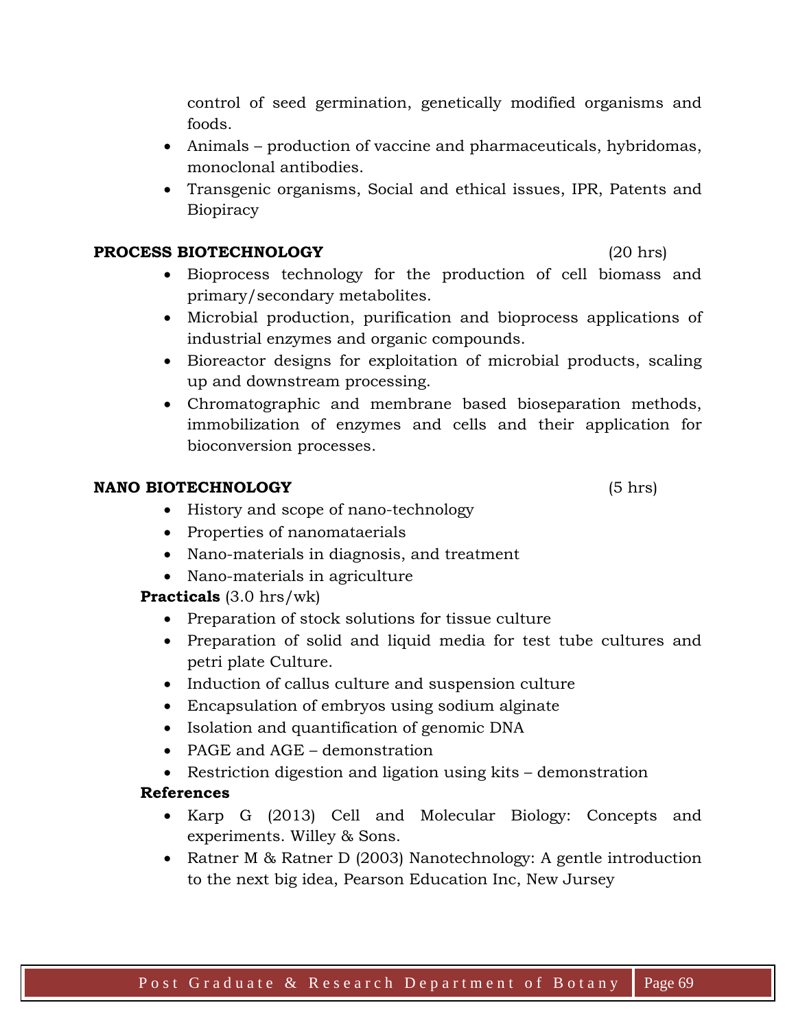control of seed germination, genetically modified organisms and foods.

- Animals – production of vaccine and pharmaceuticals, hybridomas, monoclonal antibodies.
- Transgenic organisms, Social and ethical issues, IPR, Patents and Biopiracy

**PROCESS BIOTECHNOLOGY** (20 hrs)

- Bioprocess technology for the production of cell biomass and primary/secondary metabolites.
- Microbial production, purification and bioprocess applications of industrial enzymes and organic compounds.
- Bioreactor designs for exploitation of microbial products, scaling up and downstream processing.
- Chromatographic and membrane based bioseparation methods, immobilization of enzymes and cells and their application for bioconversion processes.

**NANO BIOTECHNOLOGY** (5 hrs)

- History and scope of nano-technology
- Properties of nanomataerials
- Nano-materials in diagnosis, and treatment
- Nano-materials in agriculture

**Practicals** (3.0 hrs/wk)

- Preparation of stock solutions for tissue culture
- Preparation of solid and liquid media for test tube cultures and petri plate Culture.
- Induction of callus culture and suspension culture
- Encapsulation of embryos using sodium alginate
- Isolation and quantification of genomic DNA
- PAGE and AGE – demonstration
- Restriction digestion and ligation using kits – demonstration

**References**

- Karp G (2013) Cell and Molecular Biology: Concepts and experiments. Willey & Sons.
- Ratner M & Ratner D (2003) Nanotechnology: A gentle introduction to the next big idea, Pearson Education Inc, New Jursey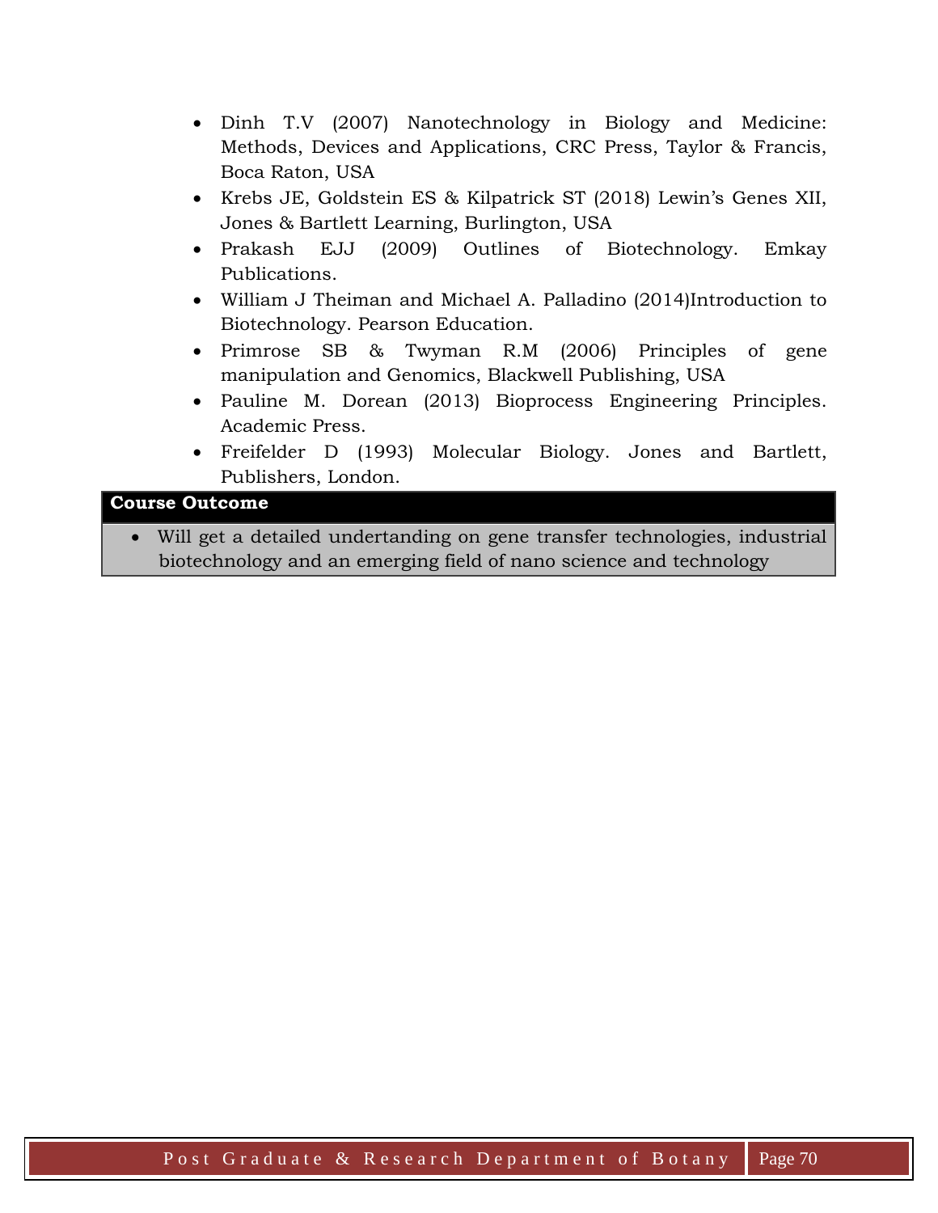- Dinh T.V (2007) Nanotechnology in Biology and Medicine: Methods, Devices and Applications, CRC Press, Taylor & Francis, Boca Raton, USA
- Krebs JE, Goldstein ES & Kilpatrick ST (2018) Lewin's Genes XII, Jones & Bartlett Learning, Burlington, USA
- Prakash EJJ (2009) Outlines of Biotechnology. Emkay Publications.
- William J Theiman and Michael A. Palladino (2014)Introduction to Biotechnology. Pearson Education.
- Primrose SB & Twyman R.M (2006) Principles of gene manipulation and Genomics, Blackwell Publishing, USA
- Pauline M. Dorean (2013) Bioprocess Engineering Principles. Academic Press.
- Freifelder D (1993) Molecular Biology. Jones and Bartlett, Publishers, London.

**Course Outcome**

- Will get a detailed undertanding on gene transfer technologies, industrial biotechnology and an emerging field of nano science and technology